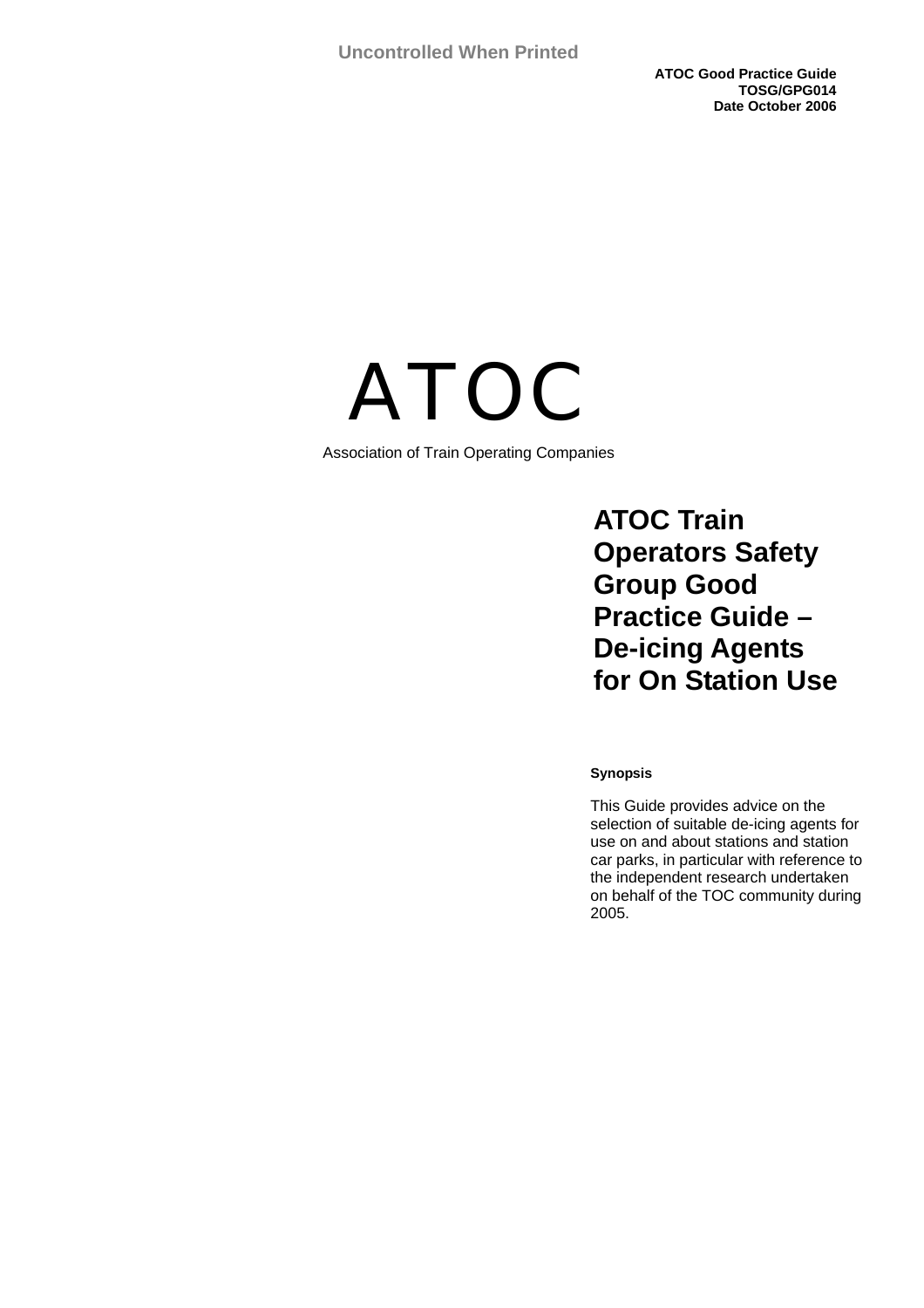Uncontrolled When Printed

**ATOC Good Practice Guide**
**TOSG/GPG014**
**Date October 2006**

# ATOC

Association of Train Operating Companies

## ATOC Train Operators Safety Group Good Practice Guide – De-icing Agents for On Station Use

**Synopsis**

This Guide provides advice on the selection of suitable de-icing agents for use on and about stations and station car parks, in particular with reference to the independent research undertaken on behalf of the TOC community during 2005.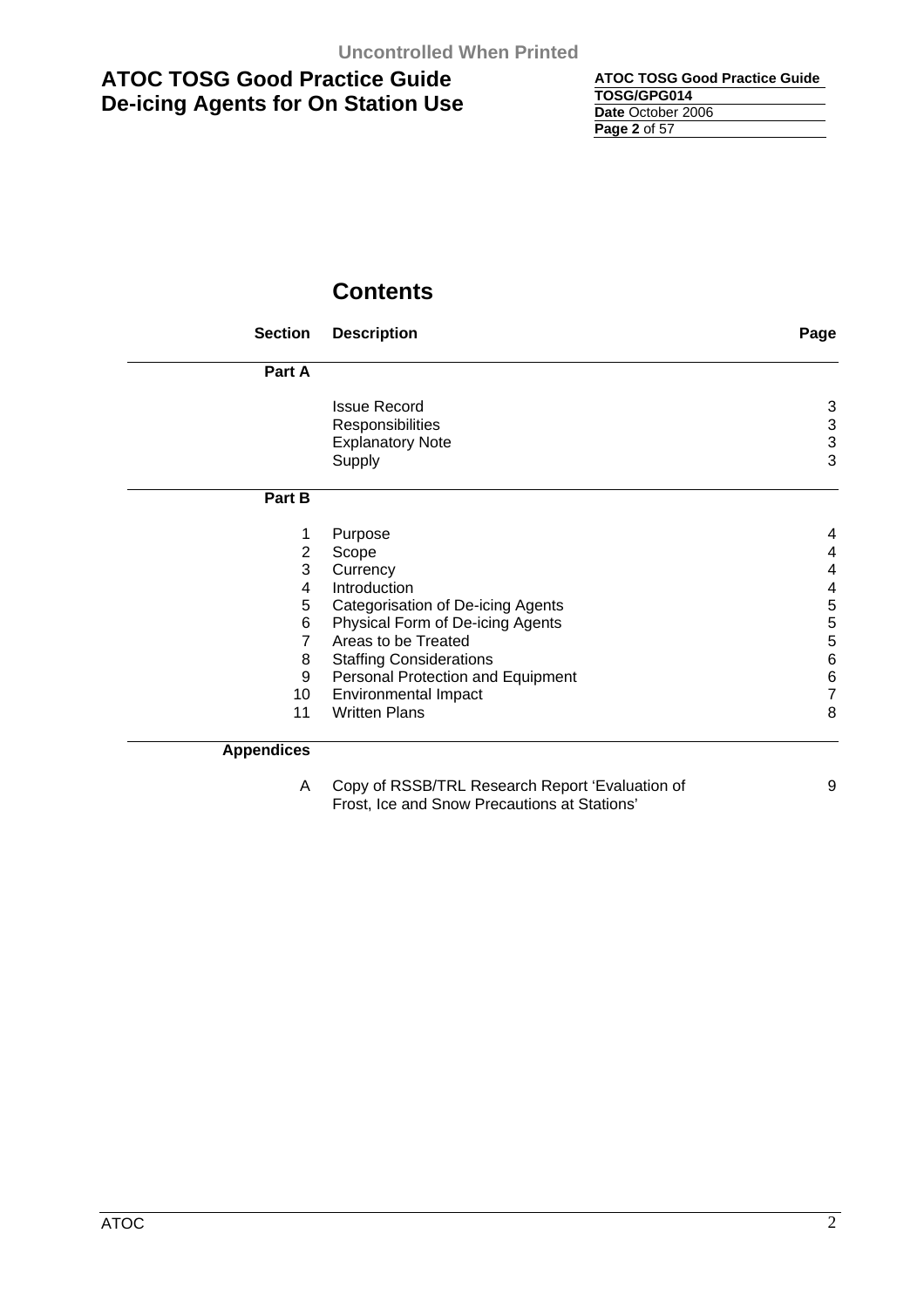# Contents

| Section | Description | Page |
|---|---|---|
| **Part A** | | |
| | Issue Record | 3 |
| | Responsibilities | 3 |
| | Explanatory Note | 3 |
| | Supply | 3 |
| **Part B** | | |
| 1 | Purpose | 4 |
| 2 | Scope | 4 |
| 3 | Currency | 4 |
| 4 | Introduction | 4 |
| 5 | Categorisation of De-icing Agents | 5 |
| 6 | Physical Form of De-icing Agents | 5 |
| 7 | Areas to be Treated | 5 |
| 8 | Staffing Considerations | 6 |
| 9 | Personal Protection and Equipment | 6 |
| 10 | Environmental Impact | 7 |
| 11 | Written Plans | 8 |
| **Appendices** | | |
| A | Copy of RSSB/TRL Research Report 'Evaluation of Frost, Ice and Snow Precautions at Stations' | 9 |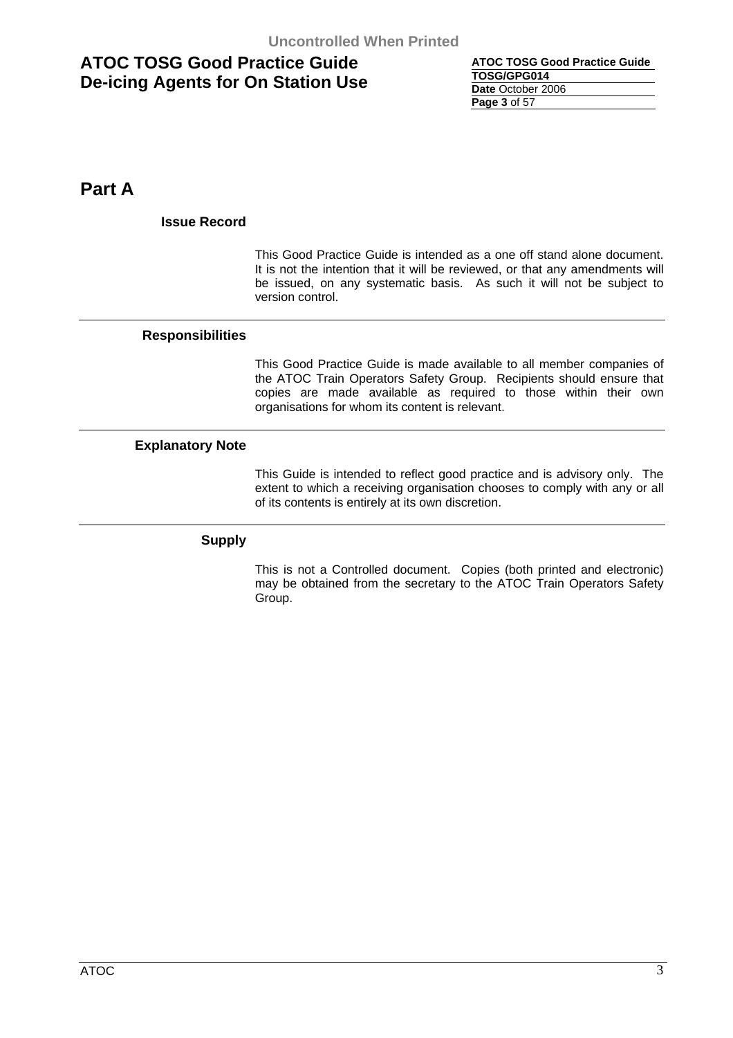# Part A

### Issue Record

This Good Practice Guide is intended as a one off stand alone document. It is not the intention that it will be reviewed, or that any amendments will be issued, on any systematic basis. As such it will not be subject to version control.

---

### Responsibilities

This Good Practice Guide is made available to all member companies of the ATOC Train Operators Safety Group. Recipients should ensure that copies are made available as required to those within their own organisations for whom its content is relevant.

---

### Explanatory Note

This Guide is intended to reflect good practice and is advisory only. The extent to which a receiving organisation chooses to comply with any or all of its contents is entirely at its own discretion.

---

### Supply

This is not a Controlled document. Copies (both printed and electronic) may be obtained from the secretary to the ATOC Train Operators Safety Group.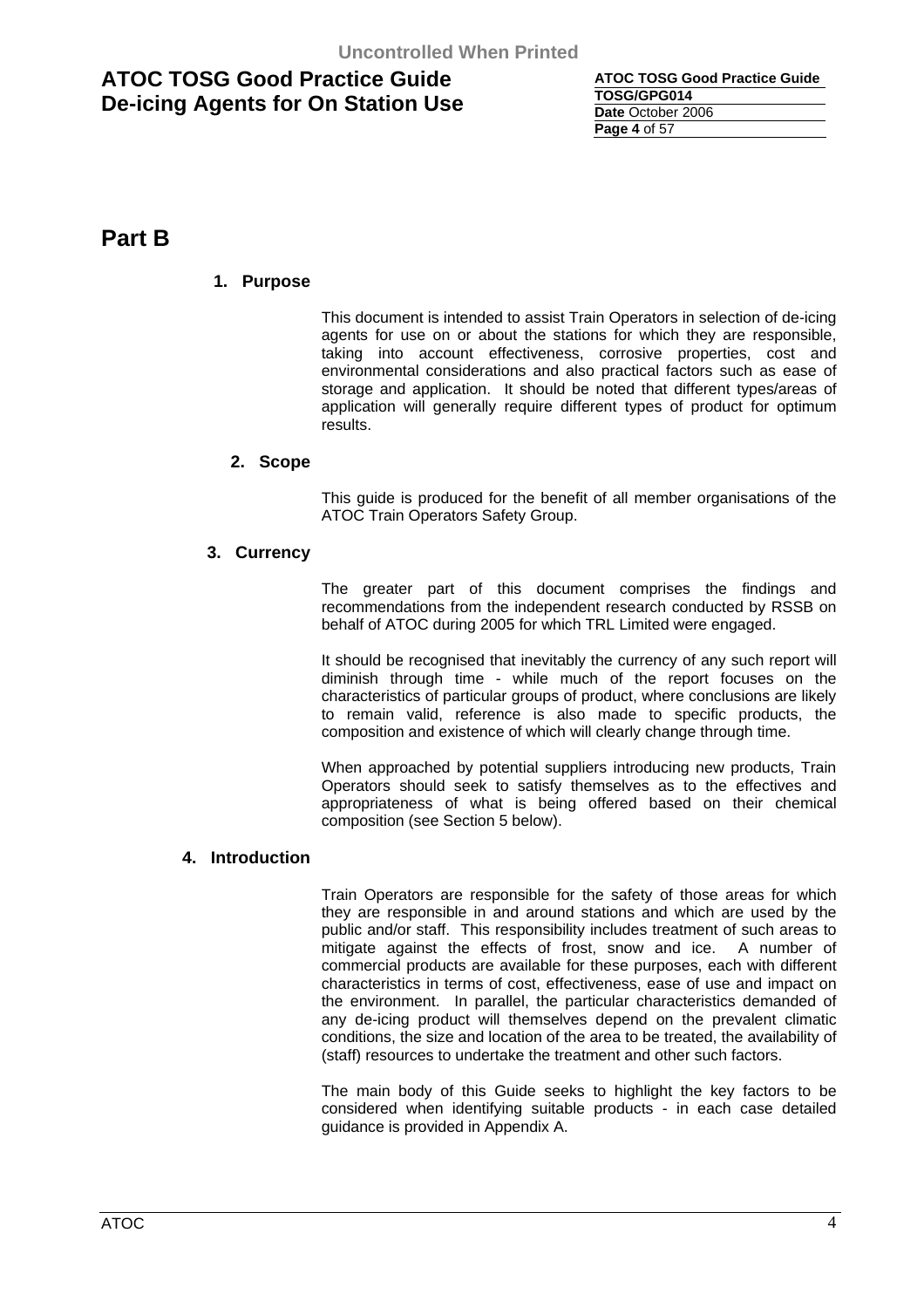# Part B

## 1. Purpose

This document is intended to assist Train Operators in selection of de-icing agents for use on or about the stations for which they are responsible, taking into account effectiveness, corrosive properties, cost and environmental considerations and also practical factors such as ease of storage and application. It should be noted that different types/areas of application will generally require different types of product for optimum results.

## 2. Scope

This guide is produced for the benefit of all member organisations of the ATOC Train Operators Safety Group.

## 3. Currency

The greater part of this document comprises the findings and recommendations from the independent research conducted by RSSB on behalf of ATOC during 2005 for which TRL Limited were engaged.

It should be recognised that inevitably the currency of any such report will diminish through time - while much of the report focuses on the characteristics of particular groups of product, where conclusions are likely to remain valid, reference is also made to specific products, the composition and existence of which will clearly change through time.

When approached by potential suppliers introducing new products, Train Operators should seek to satisfy themselves as to the effectives and appropriateness of what is being offered based on their chemical composition (see Section 5 below).

## 4. Introduction

Train Operators are responsible for the safety of those areas for which they are responsible in and around stations and which are used by the public and/or staff. This responsibility includes treatment of such areas to mitigate against the effects of frost, snow and ice. A number of commercial products are available for these purposes, each with different characteristics in terms of cost, effectiveness, ease of use and impact on the environment. In parallel, the particular characteristics demanded of any de-icing product will themselves depend on the prevalent climatic conditions, the size and location of the area to be treated, the availability of (staff) resources to undertake the treatment and other such factors.

The main body of this Guide seeks to highlight the key factors to be considered when identifying suitable products - in each case detailed guidance is provided in Appendix A.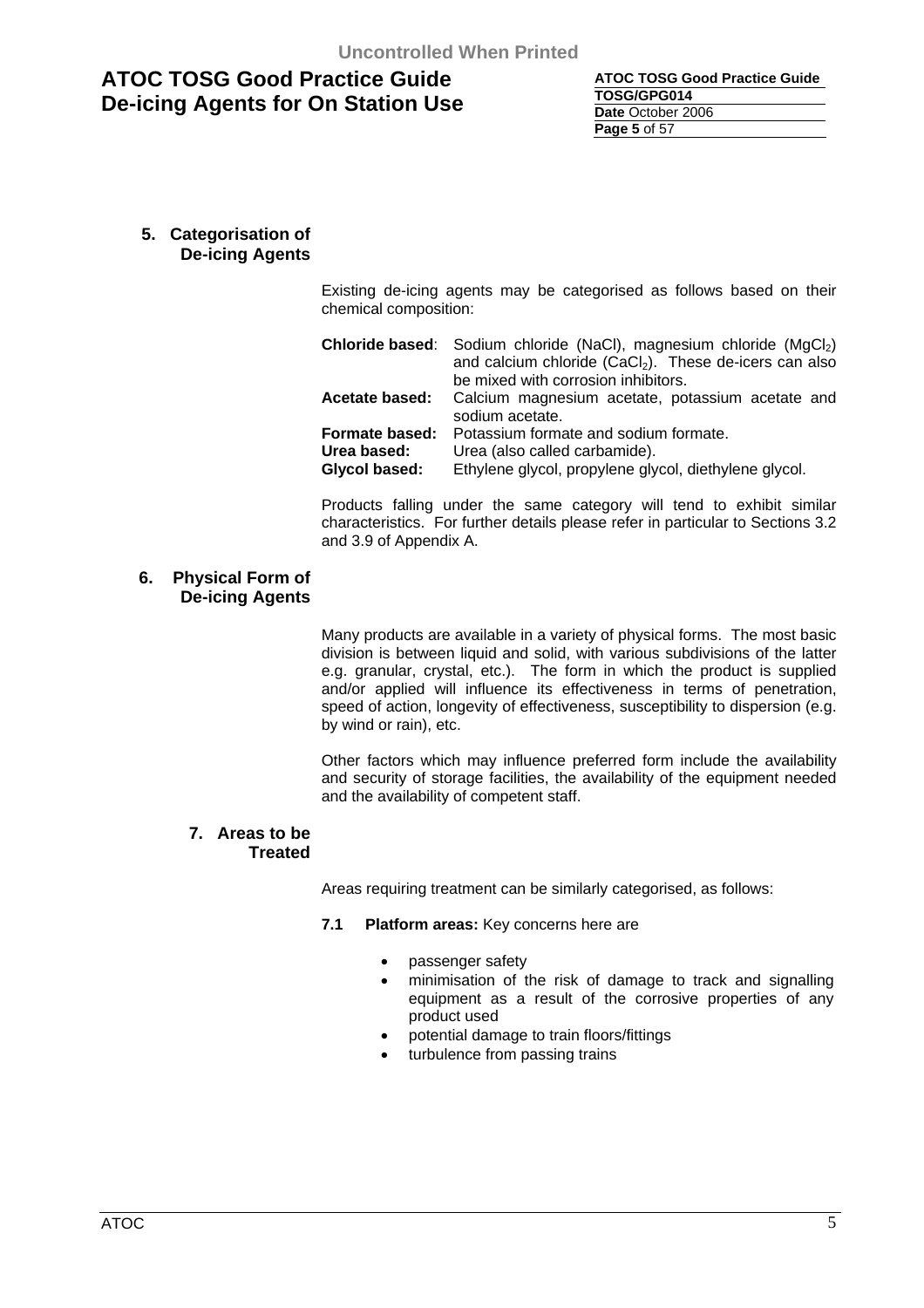## 5. Categorisation of De-icing Agents

Existing de-icing agents may be categorised as follows based on their chemical composition:

**Chloride based**: Sodium chloride (NaCl), magnesium chloride ($MgCl_2$) and calcium chloride ($CaCl_2$). These de-icers can also be mixed with corrosion inhibitors.

**Acetate based:** Calcium magnesium acetate, potassium acetate and sodium acetate.

**Formate based:** Potassium formate and sodium formate.

**Urea based:** Urea (also called carbamide).

**Glycol based:** Ethylene glycol, propylene glycol, diethylene glycol.

Products falling under the same category will tend to exhibit similar characteristics. For further details please refer in particular to Sections 3.2 and 3.9 of Appendix A.

## 6. Physical Form of De-icing Agents

Many products are available in a variety of physical forms. The most basic division is between liquid and solid, with various subdivisions of the latter e.g. granular, crystal, etc.). The form in which the product is supplied and/or applied will influence its effectiveness in terms of penetration, speed of action, longevity of effectiveness, susceptibility to dispersion (e.g. by wind or rain), etc.

Other factors which may influence preferred form include the availability and security of storage facilities, the availability of the equipment needed and the availability of competent staff.

## 7. Areas to be Treated

Areas requiring treatment can be similarly categorised, as follows:

**7.1 Platform areas:** Key concerns here are

- passenger safety
- minimisation of the risk of damage to track and signalling equipment as a result of the corrosive properties of any product used
- potential damage to train floors/fittings
- turbulence from passing trains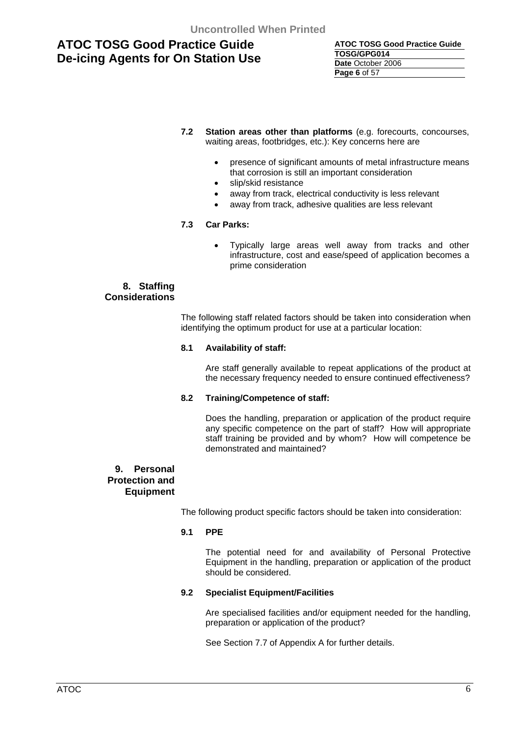**7.2 Station areas other than platforms** (e.g. forecourts, concourses, waiting areas, footbridges, etc.): Key concerns here are

- presence of significant amounts of metal infrastructure means that corrosion is still an important consideration
- slip/skid resistance
- away from track, electrical conductivity is less relevant
- away from track, adhesive qualities are less relevant

**7.3 Car Parks:**

- Typically large areas well away from tracks and other infrastructure, cost and ease/speed of application becomes a prime consideration

## 8. Staffing Considerations

The following staff related factors should be taken into consideration when identifying the optimum product for use at a particular location:

**8.1 Availability of staff:**

Are staff generally available to repeat applications of the product at the necessary frequency needed to ensure continued effectiveness?

**8.2 Training/Competence of staff:**

Does the handling, preparation or application of the product require any specific competence on the part of staff? How will appropriate staff training be provided and by whom? How will competence be demonstrated and maintained?

## 9. Personal Protection and Equipment

The following product specific factors should be taken into consideration:

**9.1 PPE**

The potential need for and availability of Personal Protective Equipment in the handling, preparation or application of the product should be considered.

**9.2 Specialist Equipment/Facilities**

Are specialised facilities and/or equipment needed for the handling, preparation or application of the product?

See Section 7.7 of Appendix A for further details.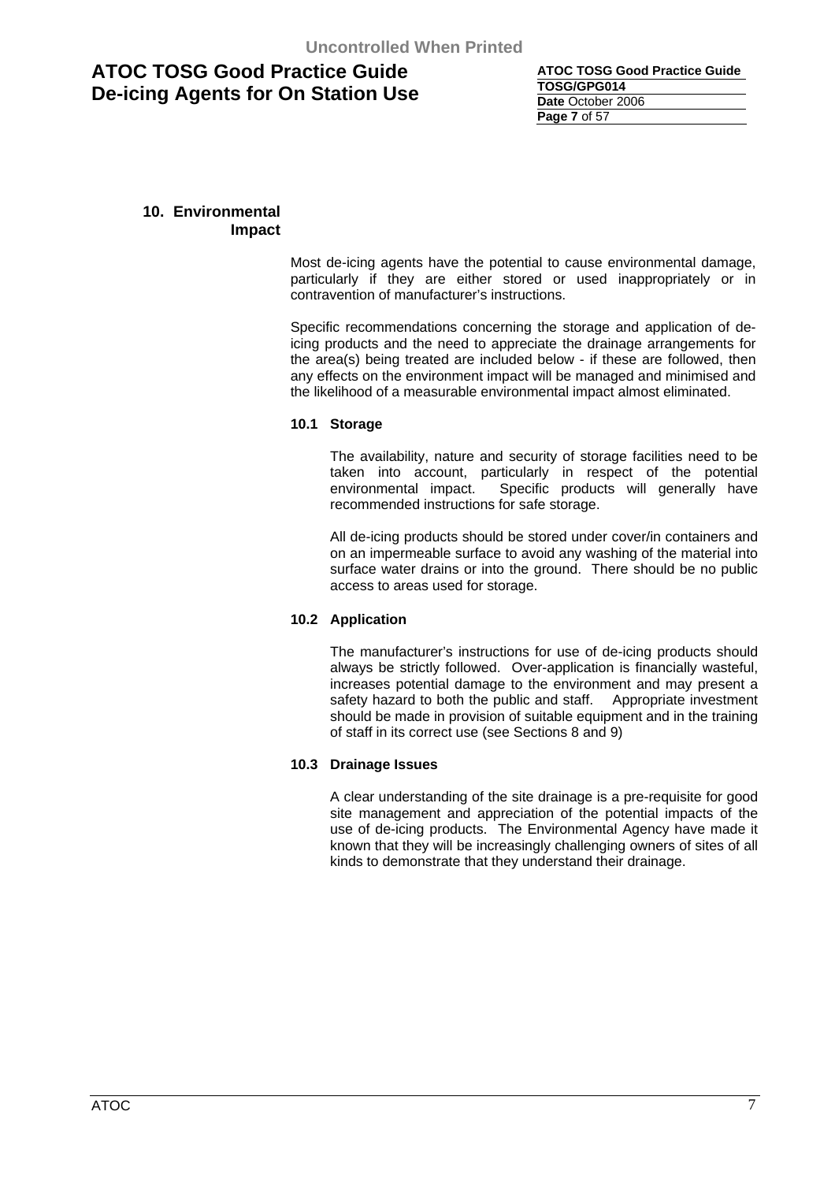## 10. Environmental Impact

Most de-icing agents have the potential to cause environmental damage, particularly if they are either stored or used inappropriately or in contravention of manufacturer's instructions.

Specific recommendations concerning the storage and application of de-icing products and the need to appreciate the drainage arrangements for the area(s) being treated are included below - if these are followed, then any effects on the environment impact will be managed and minimised and the likelihood of a measurable environmental impact almost eliminated.

### 10.1 Storage

The availability, nature and security of storage facilities need to be taken into account, particularly in respect of the potential environmental impact. Specific products will generally have recommended instructions for safe storage.

All de-icing products should be stored under cover/in containers and on an impermeable surface to avoid any washing of the material into surface water drains or into the ground. There should be no public access to areas used for storage.

### 10.2 Application

The manufacturer's instructions for use of de-icing products should always be strictly followed. Over-application is financially wasteful, increases potential damage to the environment and may present a safety hazard to both the public and staff. Appropriate investment should be made in provision of suitable equipment and in the training of staff in its correct use (see Sections 8 and 9)

### 10.3 Drainage Issues

A clear understanding of the site drainage is a pre-requisite for good site management and appreciation of the potential impacts of the use of de-icing products. The Environmental Agency have made it known that they will be increasingly challenging owners of sites of all kinds to demonstrate that they understand their drainage.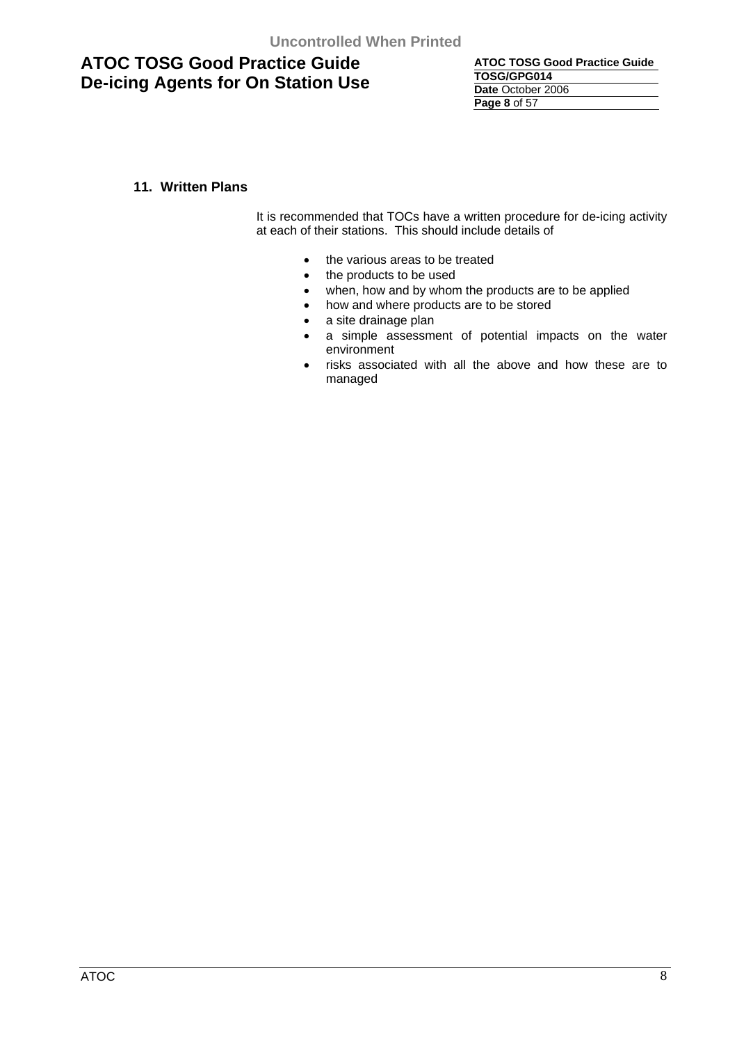## 11. Written Plans

It is recommended that TOCs have a written procedure for de-icing activity at each of their stations. This should include details of

- the various areas to be treated
- the products to be used
- when, how and by whom the products are to be applied
- how and where products are to be stored
- a site drainage plan
- a simple assessment of potential impacts on the water environment
- risks associated with all the above and how these are to managed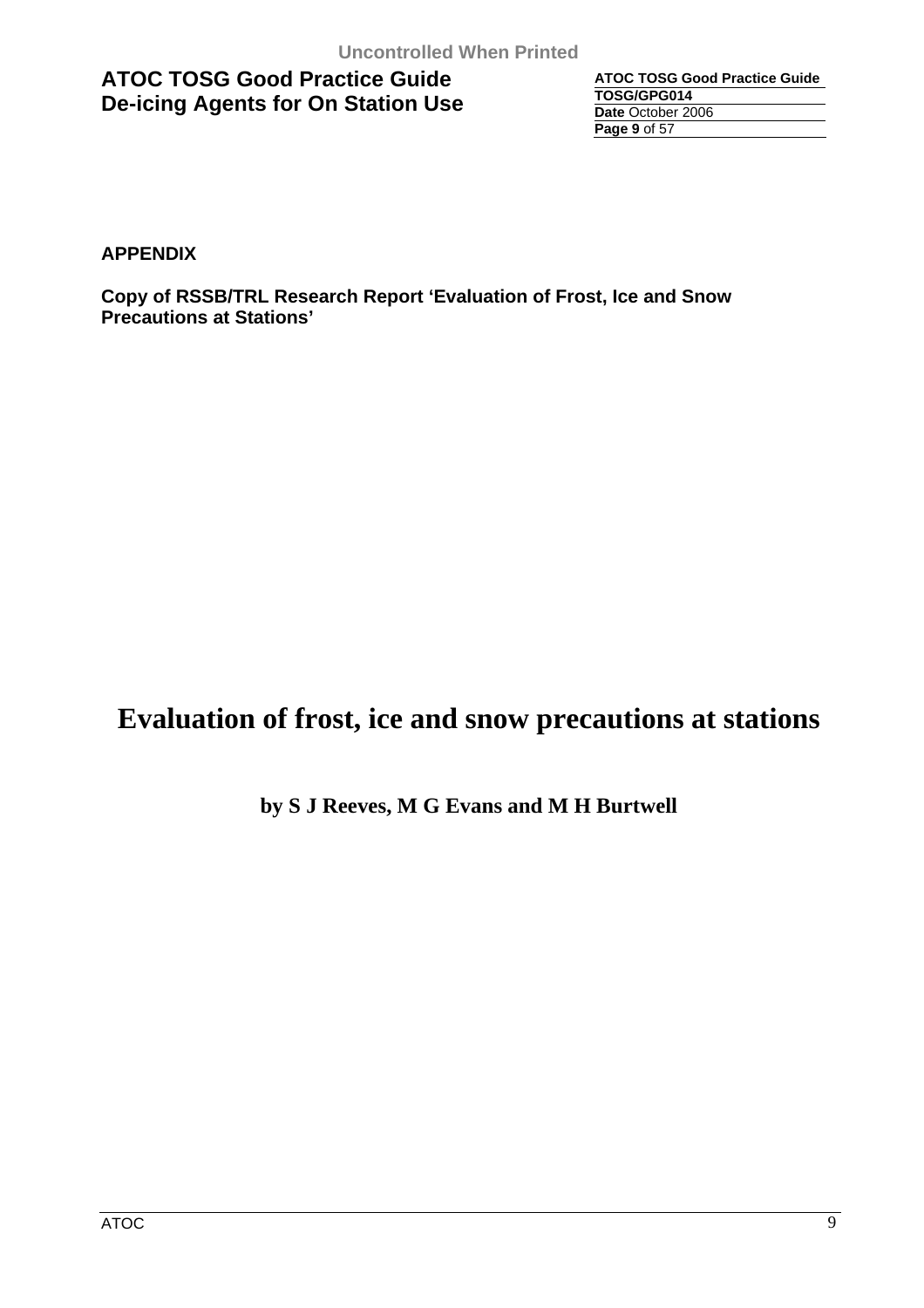**APPENDIX**

**Copy of RSSB/TRL Research Report 'Evaluation of Frost, Ice and Snow Precautions at Stations'**

# Evaluation of frost, ice and snow precautions at stations

**by S J Reeves, M G Evans and M H Burtwell**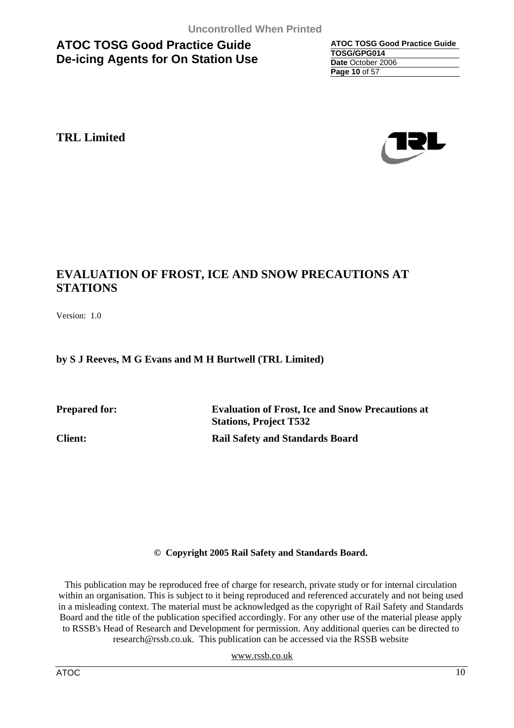**TRL Limited**

# EVALUATION OF FROST, ICE AND SNOW PRECAUTIONS AT STATIONS

Version: 1.0

**by S J Reeves, M G Evans and M H Burtwell (TRL Limited)**

| | |
|---|---|
| **Prepared for:** | **Evaluation of Frost, Ice and Snow Precautions at Stations, Project T532** |
| **Client:** | **Rail Safety and Standards Board** |

**© Copyright 2005 Rail Safety and Standards Board.**

This publication may be reproduced free of charge for research, private study or for internal circulation within an organisation. This is subject to it being reproduced and referenced accurately and not being used in a misleading context. The material must be acknowledged as the copyright of Rail Safety and Standards Board and the title of the publication specified accordingly. For any other use of the material please apply to RSSB's Head of Research and Development for permission. Any additional queries can be directed to research@rssb.co.uk. This publication can be accessed via the RSSB website

www.rssb.co.uk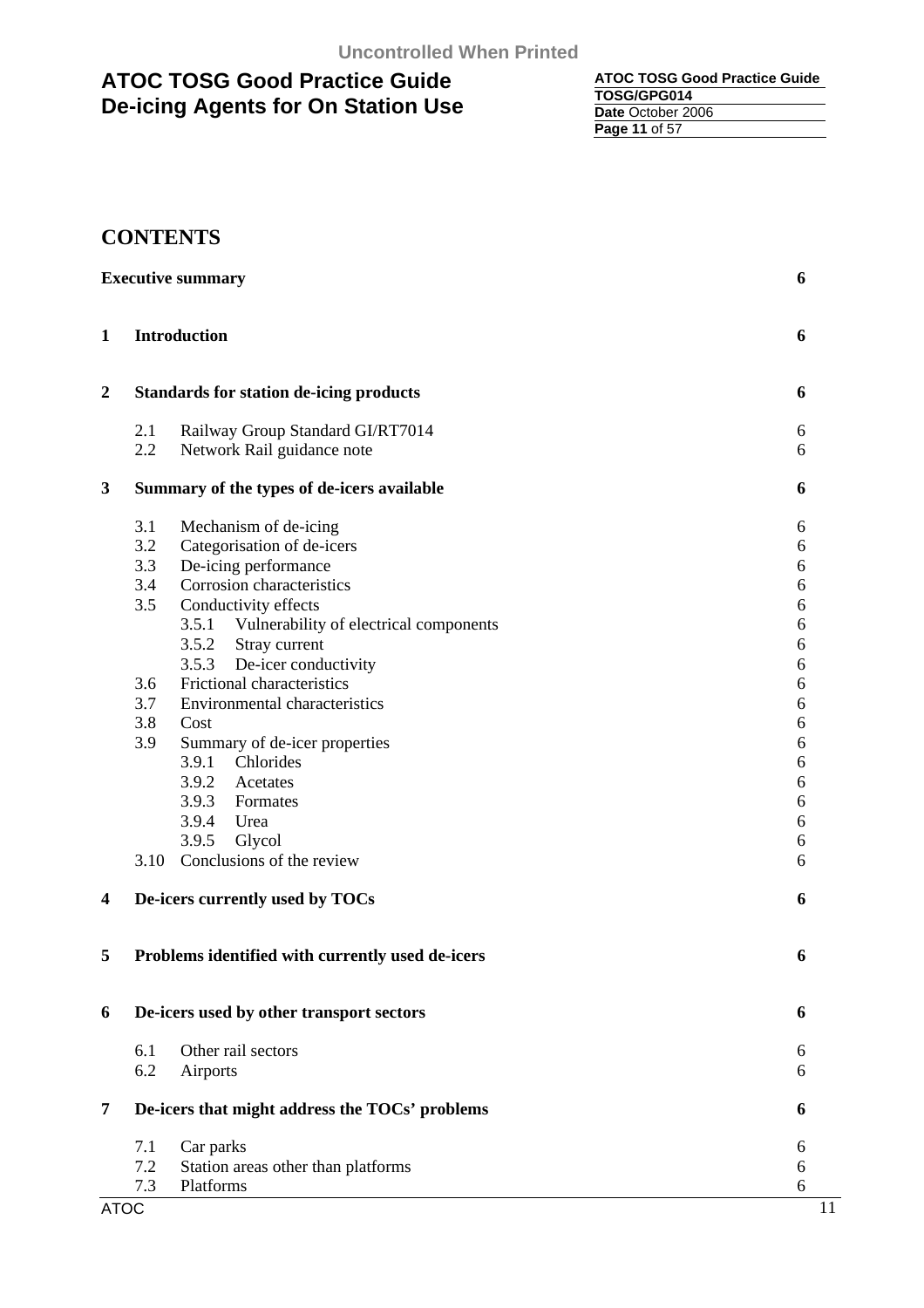## CONTENTS

| | | |
|---|---|---|
| **Executive summary** | | **6** |
| **1** | **Introduction** | **6** |
| **2** | **Standards for station de-icing products** | **6** |
| | 2.1 Railway Group Standard GI/RT7014 | 6 |
| | 2.2 Network Rail guidance note | 6 |
| **3** | **Summary of the types of de-icers available** | **6** |
| | 3.1 Mechanism of de-icing | 6 |
| | 3.2 Categorisation of de-icers | 6 |
| | 3.3 De-icing performance | 6 |
| | 3.4 Corrosion characteristics | 6 |
| | 3.5 Conductivity effects | 6 |
| | 3.5.1 Vulnerability of electrical components | 6 |
| | 3.5.2 Stray current | 6 |
| | 3.5.3 De-icer conductivity | 6 |
| | 3.6 Frictional characteristics | 6 |
| | 3.7 Environmental characteristics | 6 |
| | 3.8 Cost | 6 |
| | 3.9 Summary of de-icer properties | 6 |
| | 3.9.1 Chlorides | 6 |
| | 3.9.2 Acetates | 6 |
| | 3.9.3 Formates | 6 |
| | 3.9.4 Urea | 6 |
| | 3.9.5 Glycol | 6 |
| | 3.10 Conclusions of the review | 6 |
| **4** | **De-icers currently used by TOCs** | **6** |
| **5** | **Problems identified with currently used de-icers** | **6** |
| **6** | **De-icers used by other transport sectors** | **6** |
| | 6.1 Other rail sectors | 6 |
| | 6.2 Airports | 6 |
| **7** | **De-icers that might address the TOCs' problems** | **6** |
| | 7.1 Car parks | 6 |
| | 7.2 Station areas other than platforms | 6 |
| | 7.3 Platforms | 6 |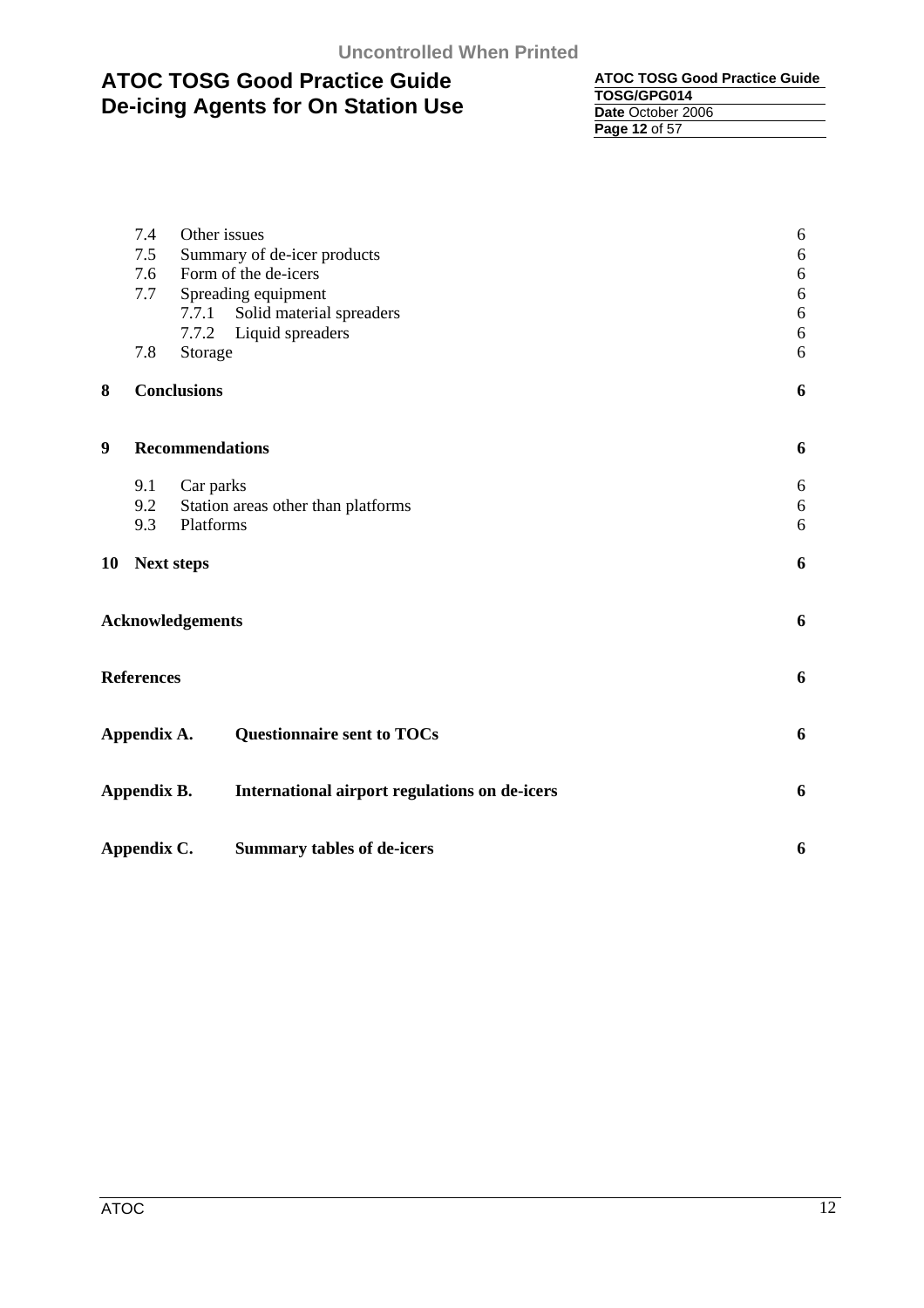7.4 Other issues 6
7.5 Summary of de-icer products 6
7.6 Form of the de-icers 6
7.7 Spreading equipment 6
7.7.1 Solid material spreaders 6
7.7.2 Liquid spreaders 6
7.8 Storage 6

**8 Conclusions 6**

**9 Recommendations 6**

9.1 Car parks 6
9.2 Station areas other than platforms 6
9.3 Platforms 6

**10 Next steps 6**

**Acknowledgements 6**

**References 6**

**Appendix A. Questionnaire sent to TOCs 6**

**Appendix B. International airport regulations on de-icers 6**

**Appendix C. Summary tables of de-icers 6**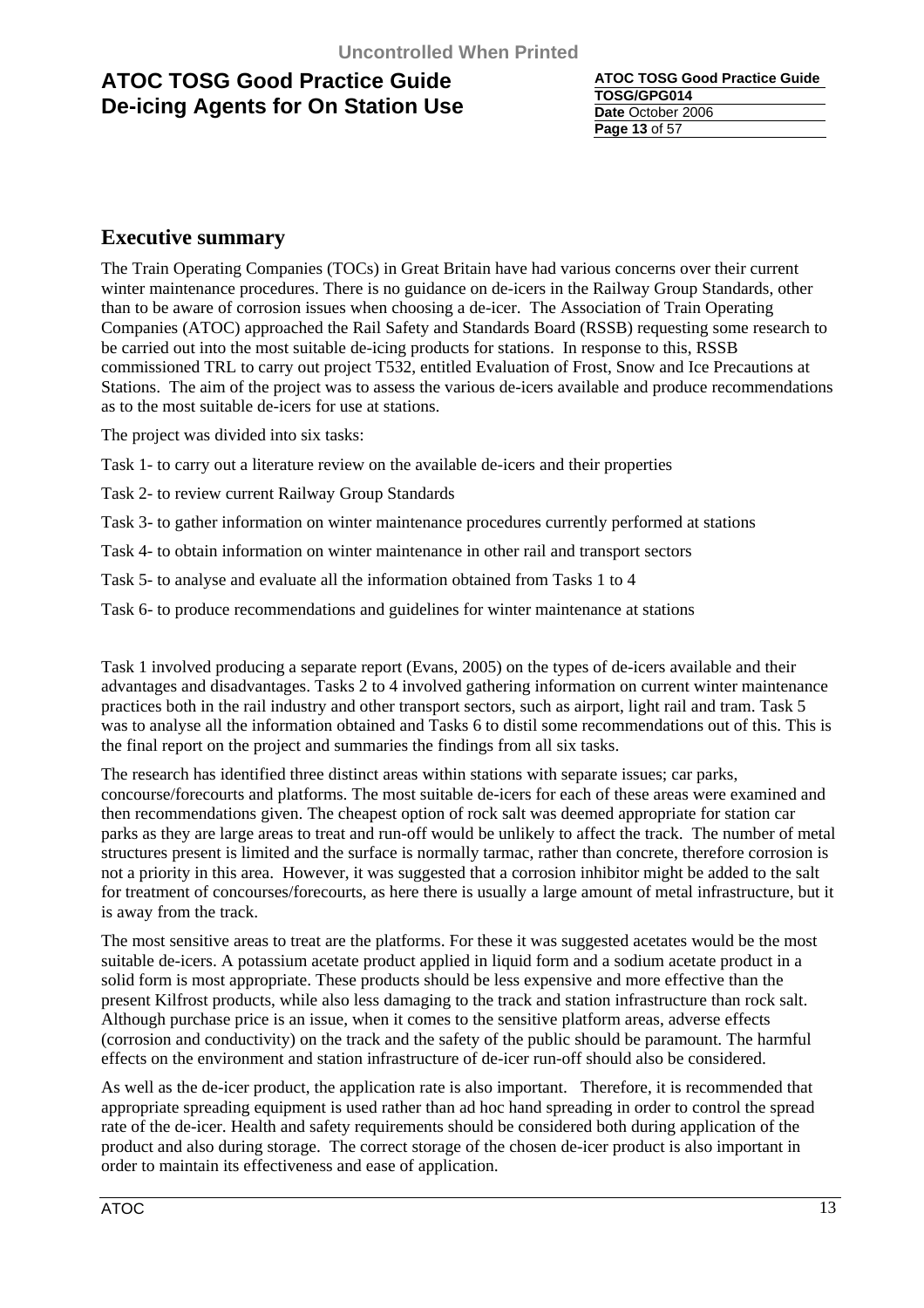## Executive summary

The Train Operating Companies (TOCs) in Great Britain have had various concerns over their current winter maintenance procedures. There is no guidance on de-icers in the Railway Group Standards, other than to be aware of corrosion issues when choosing a de-icer. The Association of Train Operating Companies (ATOC) approached the Rail Safety and Standards Board (RSSB) requesting some research to be carried out into the most suitable de-icing products for stations. In response to this, RSSB commissioned TRL to carry out project T532, entitled Evaluation of Frost, Snow and Ice Precautions at Stations. The aim of the project was to assess the various de-icers available and produce recommendations as to the most suitable de-icers for use at stations.

The project was divided into six tasks:

Task 1- to carry out a literature review on the available de-icers and their properties

Task 2- to review current Railway Group Standards

Task 3- to gather information on winter maintenance procedures currently performed at stations

Task 4- to obtain information on winter maintenance in other rail and transport sectors

Task 5- to analyse and evaluate all the information obtained from Tasks 1 to 4

Task 6- to produce recommendations and guidelines for winter maintenance at stations

Task 1 involved producing a separate report (Evans, 2005) on the types of de-icers available and their advantages and disadvantages. Tasks 2 to 4 involved gathering information on current winter maintenance practices both in the rail industry and other transport sectors, such as airport, light rail and tram. Task 5 was to analyse all the information obtained and Tasks 6 to distil some recommendations out of this. This is the final report on the project and summaries the findings from all six tasks.

The research has identified three distinct areas within stations with separate issues; car parks, concourse/forecourts and platforms. The most suitable de-icers for each of these areas were examined and then recommendations given. The cheapest option of rock salt was deemed appropriate for station car parks as they are large areas to treat and run-off would be unlikely to affect the track. The number of metal structures present is limited and the surface is normally tarmac, rather than concrete, therefore corrosion is not a priority in this area. However, it was suggested that a corrosion inhibitor might be added to the salt for treatment of concourses/forecourts, as here there is usually a large amount of metal infrastructure, but it is away from the track.

The most sensitive areas to treat are the platforms. For these it was suggested acetates would be the most suitable de-icers. A potassium acetate product applied in liquid form and a sodium acetate product in a solid form is most appropriate. These products should be less expensive and more effective than the present Kilfrost products, while also less damaging to the track and station infrastructure than rock salt. Although purchase price is an issue, when it comes to the sensitive platform areas, adverse effects (corrosion and conductivity) on the track and the safety of the public should be paramount. The harmful effects on the environment and station infrastructure of de-icer run-off should also be considered.

As well as the de-icer product, the application rate is also important. Therefore, it is recommended that appropriate spreading equipment is used rather than ad hoc hand spreading in order to control the spread rate of the de-icer. Health and safety requirements should be considered both during application of the product and also during storage. The correct storage of the chosen de-icer product is also important in order to maintain its effectiveness and ease of application.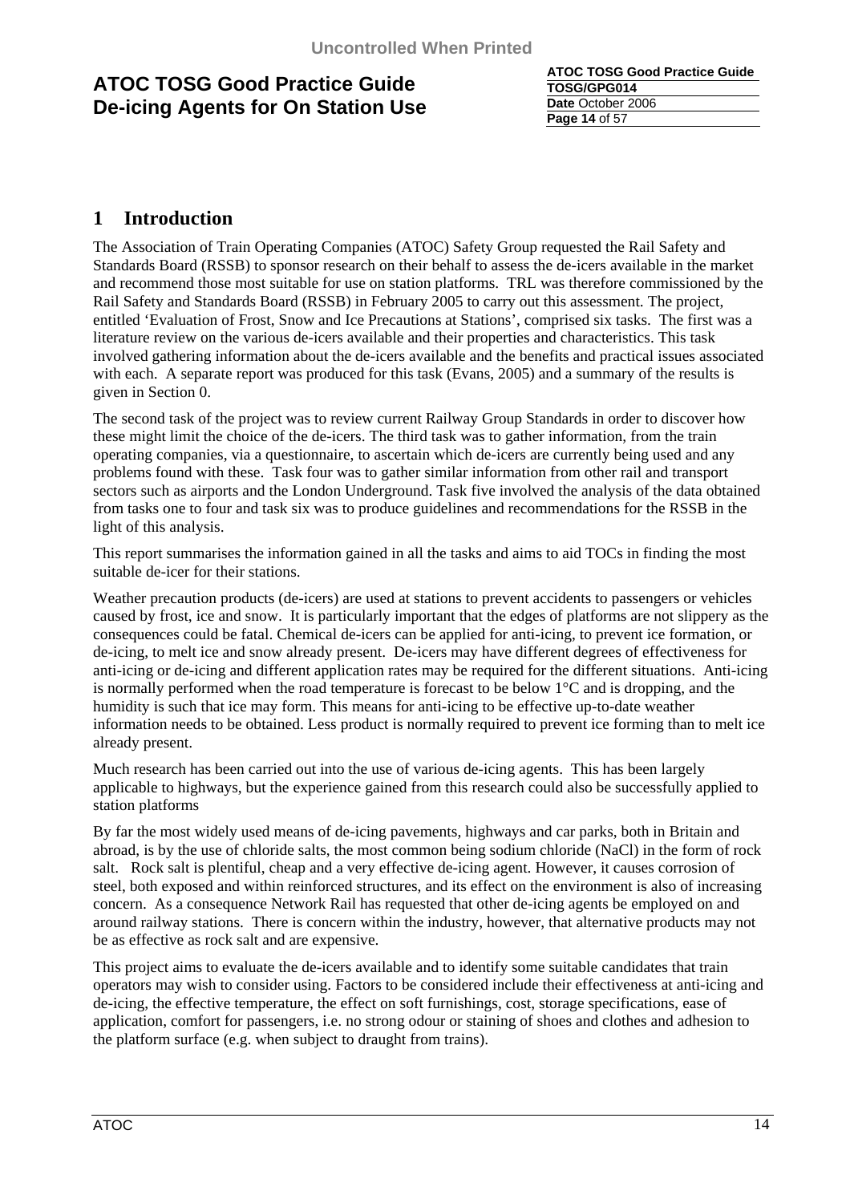# 1 Introduction

The Association of Train Operating Companies (ATOC) Safety Group requested the Rail Safety and Standards Board (RSSB) to sponsor research on their behalf to assess the de-icers available in the market and recommend those most suitable for use on station platforms. TRL was therefore commissioned by the Rail Safety and Standards Board (RSSB) in February 2005 to carry out this assessment. The project, entitled 'Evaluation of Frost, Snow and Ice Precautions at Stations', comprised six tasks. The first was a literature review on the various de-icers available and their properties and characteristics. This task involved gathering information about the de-icers available and the benefits and practical issues associated with each. A separate report was produced for this task (Evans, 2005) and a summary of the results is given in Section 0.

The second task of the project was to review current Railway Group Standards in order to discover how these might limit the choice of the de-icers. The third task was to gather information, from the train operating companies, via a questionnaire, to ascertain which de-icers are currently being used and any problems found with these. Task four was to gather similar information from other rail and transport sectors such as airports and the London Underground. Task five involved the analysis of the data obtained from tasks one to four and task six was to produce guidelines and recommendations for the RSSB in the light of this analysis.

This report summarises the information gained in all the tasks and aims to aid TOCs in finding the most suitable de-icer for their stations.

Weather precaution products (de-icers) are used at stations to prevent accidents to passengers or vehicles caused by frost, ice and snow. It is particularly important that the edges of platforms are not slippery as the consequences could be fatal. Chemical de-icers can be applied for anti-icing, to prevent ice formation, or de-icing, to melt ice and snow already present. De-icers may have different degrees of effectiveness for anti-icing or de-icing and different application rates may be required for the different situations. Anti-icing is normally performed when the road temperature is forecast to be below 1°C and is dropping, and the humidity is such that ice may form. This means for anti-icing to be effective up-to-date weather information needs to be obtained. Less product is normally required to prevent ice forming than to melt ice already present.

Much research has been carried out into the use of various de-icing agents. This has been largely applicable to highways, but the experience gained from this research could also be successfully applied to station platforms

By far the most widely used means of de-icing pavements, highways and car parks, both in Britain and abroad, is by the use of chloride salts, the most common being sodium chloride ($NaCl$) in the form of rock salt. Rock salt is plentiful, cheap and a very effective de-icing agent. However, it causes corrosion of steel, both exposed and within reinforced structures, and its effect on the environment is also of increasing concern. As a consequence Network Rail has requested that other de-icing agents be employed on and around railway stations. There is concern within the industry, however, that alternative products may not be as effective as rock salt and are expensive.

This project aims to evaluate the de-icers available and to identify some suitable candidates that train operators may wish to consider using. Factors to be considered include their effectiveness at anti-icing and de-icing, the effective temperature, the effect on soft furnishings, cost, storage specifications, ease of application, comfort for passengers, i.e. no strong odour or staining of shoes and clothes and adhesion to the platform surface (e.g. when subject to draught from trains).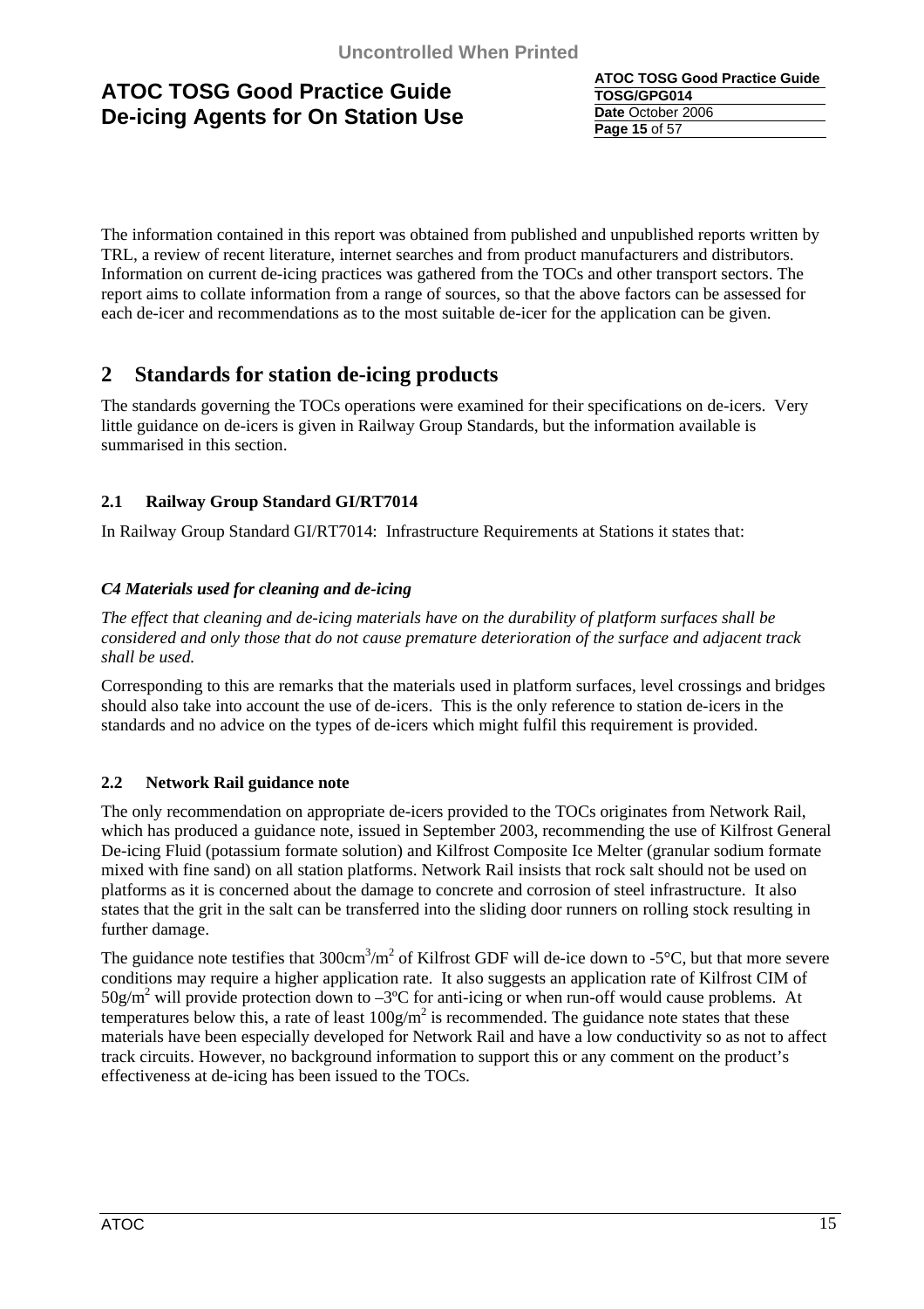The information contained in this report was obtained from published and unpublished reports written by TRL, a review of recent literature, internet searches and from product manufacturers and distributors. Information on current de-icing practices was gathered from the TOCs and other transport sectors. The report aims to collate information from a range of sources, so that the above factors can be assessed for each de-icer and recommendations as to the most suitable de-icer for the application can be given.

## 2 Standards for station de-icing products

The standards governing the TOCs operations were examined for their specifications on de-icers. Very little guidance on de-icers is given in Railway Group Standards, but the information available is summarised in this section.

### 2.1 Railway Group Standard GI/RT7014

In Railway Group Standard GI/RT7014: Infrastructure Requirements at Stations it states that:

***C4 Materials used for cleaning and de-icing***

*The effect that cleaning and de-icing materials have on the durability of platform surfaces shall be considered and only those that do not cause premature deterioration of the surface and adjacent track shall be used.*

Corresponding to this are remarks that the materials used in platform surfaces, level crossings and bridges should also take into account the use of de-icers. This is the only reference to station de-icers in the standards and no advice on the types of de-icers which might fulfil this requirement is provided.

### 2.2 Network Rail guidance note

The only recommendation on appropriate de-icers provided to the TOCs originates from Network Rail, which has produced a guidance note, issued in September 2003, recommending the use of Kilfrost General De-icing Fluid (potassium formate solution) and Kilfrost Composite Ice Melter (granular sodium formate mixed with fine sand) on all station platforms. Network Rail insists that rock salt should not be used on platforms as it is concerned about the damage to concrete and corrosion of steel infrastructure. It also states that the grit in the salt can be transferred into the sliding door runners on rolling stock resulting in further damage.

The guidance note testifies that $300cm^3/m^2$ of Kilfrost GDF will de-ice down to -5°C, but that more severe conditions may require a higher application rate. It also suggests an application rate of Kilfrost CIM of $50g/m^2$ will provide protection down to –3ºC for anti-icing or when run-off would cause problems. At temperatures below this, a rate of least $100g/m^2$ is recommended. The guidance note states that these materials have been especially developed for Network Rail and have a low conductivity so as not to affect track circuits. However, no background information to support this or any comment on the product's effectiveness at de-icing has been issued to the TOCs.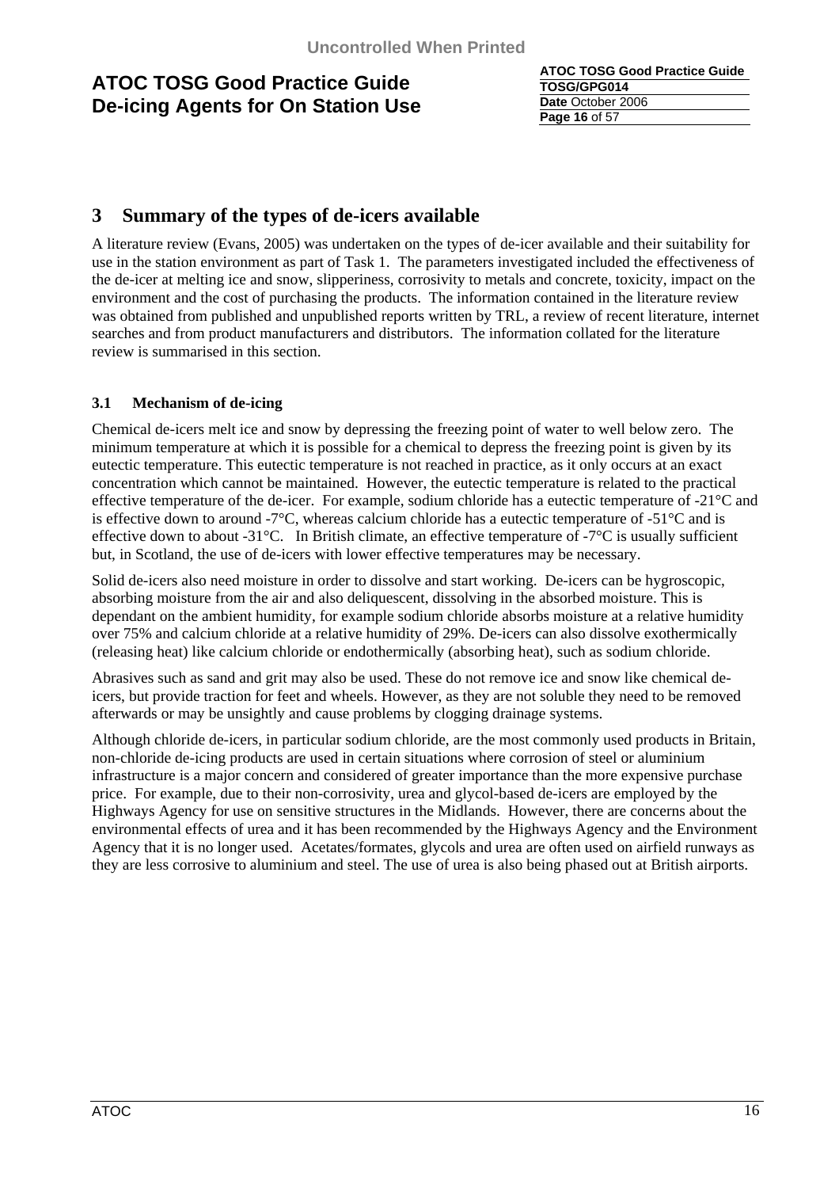## 3 Summary of the types of de-icers available

A literature review (Evans, 2005) was undertaken on the types of de-icer available and their suitability for use in the station environment as part of Task 1. The parameters investigated included the effectiveness of the de-icer at melting ice and snow, slipperiness, corrosivity to metals and concrete, toxicity, impact on the environment and the cost of purchasing the products. The information contained in the literature review was obtained from published and unpublished reports written by TRL, a review of recent literature, internet searches and from product manufacturers and distributors. The information collated for the literature review is summarised in this section.

### 3.1 Mechanism of de-icing

Chemical de-icers melt ice and snow by depressing the freezing point of water to well below zero. The minimum temperature at which it is possible for a chemical to depress the freezing point is given by its eutectic temperature. This eutectic temperature is not reached in practice, as it only occurs at an exact concentration which cannot be maintained. However, the eutectic temperature is related to the practical effective temperature of the de-icer. For example, sodium chloride has a eutectic temperature of -21°C and is effective down to around -7°C, whereas calcium chloride has a eutectic temperature of -51°C and is effective down to about -31°C. In British climate, an effective temperature of -7°C is usually sufficient but, in Scotland, the use of de-icers with lower effective temperatures may be necessary.

Solid de-icers also need moisture in order to dissolve and start working. De-icers can be hygroscopic, absorbing moisture from the air and also deliquescent, dissolving in the absorbed moisture. This is dependant on the ambient humidity, for example sodium chloride absorbs moisture at a relative humidity over 75% and calcium chloride at a relative humidity of 29%. De-icers can also dissolve exothermically (releasing heat) like calcium chloride or endothermically (absorbing heat), such as sodium chloride.

Abrasives such as sand and grit may also be used. These do not remove ice and snow like chemical de-icers, but provide traction for feet and wheels. However, as they are not soluble they need to be removed afterwards or may be unsightly and cause problems by clogging drainage systems.

Although chloride de-icers, in particular sodium chloride, are the most commonly used products in Britain, non-chloride de-icing products are used in certain situations where corrosion of steel or aluminium infrastructure is a major concern and considered of greater importance than the more expensive purchase price. For example, due to their non-corrosivity, urea and glycol-based de-icers are employed by the Highways Agency for use on sensitive structures in the Midlands. However, there are concerns about the environmental effects of urea and it has been recommended by the Highways Agency and the Environment Agency that it is no longer used. Acetates/formates, glycols and urea are often used on airfield runways as they are less corrosive to aluminium and steel. The use of urea is also being phased out at British airports.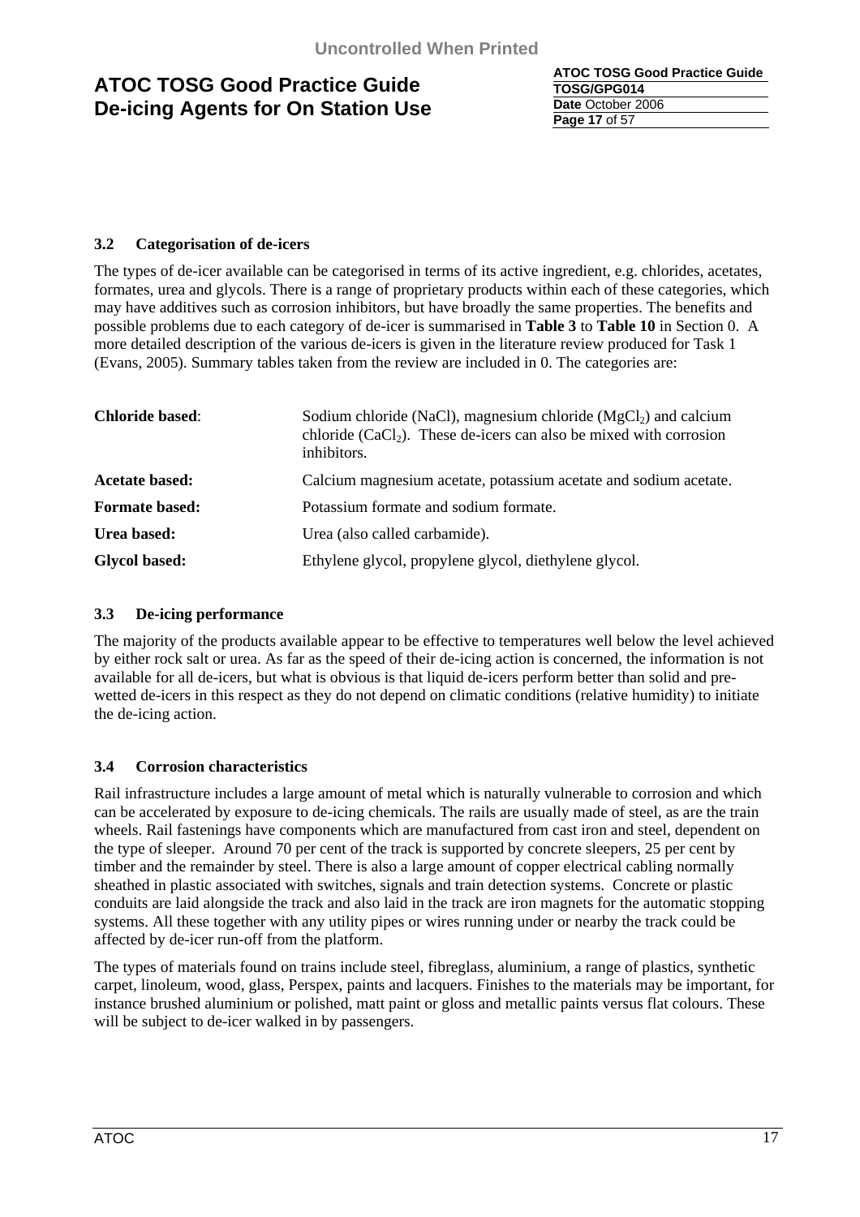### 3.2 Categorisation of de-icers

The types of de-icer available can be categorised in terms of its active ingredient, e.g. chlorides, acetates, formates, urea and glycols. There is a range of proprietary products within each of these categories, which may have additives such as corrosion inhibitors, but have broadly the same properties. The benefits and possible problems due to each category of de-icer is summarised in **Table 3** to **Table 10** in Section 0. A more detailed description of the various de-icers is given in the literature review produced for Task 1 (Evans, 2005). Summary tables taken from the review are included in 0. The categories are:

| | |
|---|---|
| **Chloride based**: | Sodium chloride (NaCl), magnesium chloride ($MgCl_2$) and calcium chloride ($CaCl_2$). These de-icers can also be mixed with corrosion inhibitors. |
| **Acetate based:** | Calcium magnesium acetate, potassium acetate and sodium acetate. |
| **Formate based:** | Potassium formate and sodium formate. |
| **Urea based:** | Urea (also called carbamide). |
| **Glycol based:** | Ethylene glycol, propylene glycol, diethylene glycol. |

### 3.3 De-icing performance

The majority of the products available appear to be effective to temperatures well below the level achieved by either rock salt or urea. As far as the speed of their de-icing action is concerned, the information is not available for all de-icers, but what is obvious is that liquid de-icers perform better than solid and pre-wetted de-icers in this respect as they do not depend on climatic conditions (relative humidity) to initiate the de-icing action.

### 3.4 Corrosion characteristics

Rail infrastructure includes a large amount of metal which is naturally vulnerable to corrosion and which can be accelerated by exposure to de-icing chemicals. The rails are usually made of steel, as are the train wheels. Rail fastenings have components which are manufactured from cast iron and steel, dependent on the type of sleeper. Around 70 per cent of the track is supported by concrete sleepers, 25 per cent by timber and the remainder by steel. There is also a large amount of copper electrical cabling normally sheathed in plastic associated with switches, signals and train detection systems. Concrete or plastic conduits are laid alongside the track and also laid in the track are iron magnets for the automatic stopping systems. All these together with any utility pipes or wires running under or nearby the track could be affected by de-icer run-off from the platform.

The types of materials found on trains include steel, fibreglass, aluminium, a range of plastics, synthetic carpet, linoleum, wood, glass, Perspex, paints and lacquers. Finishes to the materials may be important, for instance brushed aluminium or polished, matt paint or gloss and metallic paints versus flat colours. These will be subject to de-icer walked in by passengers.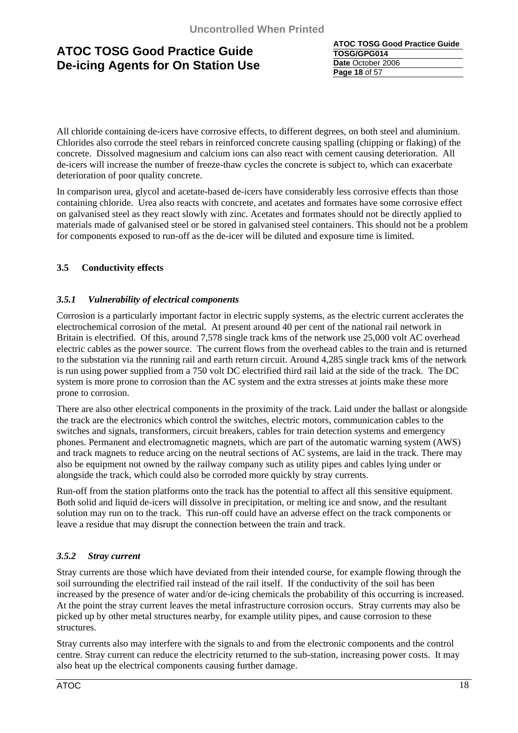All chloride containing de-icers have corrosive effects, to different degrees, on both steel and aluminium. Chlorides also corrode the steel rebars in reinforced concrete causing spalling (chipping or flaking) of the concrete. Dissolved magnesium and calcium ions can also react with cement causing deterioration. All de-icers will increase the number of freeze-thaw cycles the concrete is subject to, which can exacerbate deterioration of poor quality concrete.

In comparison urea, glycol and acetate-based de-icers have considerably less corrosive effects than those containing chloride. Urea also reacts with concrete, and acetates and formates have some corrosive effect on galvanised steel as they react slowly with zinc. Acetates and formates should not be directly applied to materials made of galvanised steel or be stored in galvanised steel containers. This should not be a problem for components exposed to run-off as the de-icer will be diluted and exposure time is limited.

## 3.5 Conductivity effects

### *3.5.1 Vulnerability of electrical components*

Corrosion is a particularly important factor in electric supply systems, as the electric current acclerates the electrochemical corrosion of the metal. At present around 40 per cent of the national rail network in Britain is electrified. Of this, around 7,578 single track kms of the network use 25,000 volt AC overhead electric cables as the power source. The current flows from the overhead cables to the train and is returned to the substation via the running rail and earth return circuit. Around 4,285 single track kms of the network is run using power supplied from a 750 volt DC electrified third rail laid at the side of the track. The DC system is more prone to corrosion than the AC system and the extra stresses at joints make these more prone to corrosion.

There are also other electrical components in the proximity of the track. Laid under the ballast or alongside the track are the electronics which control the switches, electric motors, communication cables to the switches and signals, transformers, circuit breakers, cables for train detection systems and emergency phones. Permanent and electromagnetic magnets, which are part of the automatic warning system (AWS) and track magnets to reduce arcing on the neutral sections of AC systems, are laid in the track. There may also be equipment not owned by the railway company such as utility pipes and cables lying under or alongside the track, which could also be corroded more quickly by stray currents.

Run-off from the station platforms onto the track has the potential to affect all this sensitive equipment. Both solid and liquid de-icers will dissolve in precipitation, or melting ice and snow, and the resultant solution may run on to the track. This run-off could have an adverse effect on the track components or leave a residue that may disrupt the connection between the train and track.

### *3.5.2 Stray current*

Stray currents are those which have deviated from their intended course, for example flowing through the soil surrounding the electrified rail instead of the rail itself. If the conductivity of the soil has been increased by the presence of water and/or de-icing chemicals the probability of this occurring is increased. At the point the stray current leaves the metal infrastructure corrosion occurs. Stray currents may also be picked up by other metal structures nearby, for example utility pipes, and cause corrosion to these structures.

Stray currents also may interfere with the signals to and from the electronic components and the control centre. Stray current can reduce the electricity returned to the sub-station, increasing power costs. It may also heat up the electrical components causing further damage.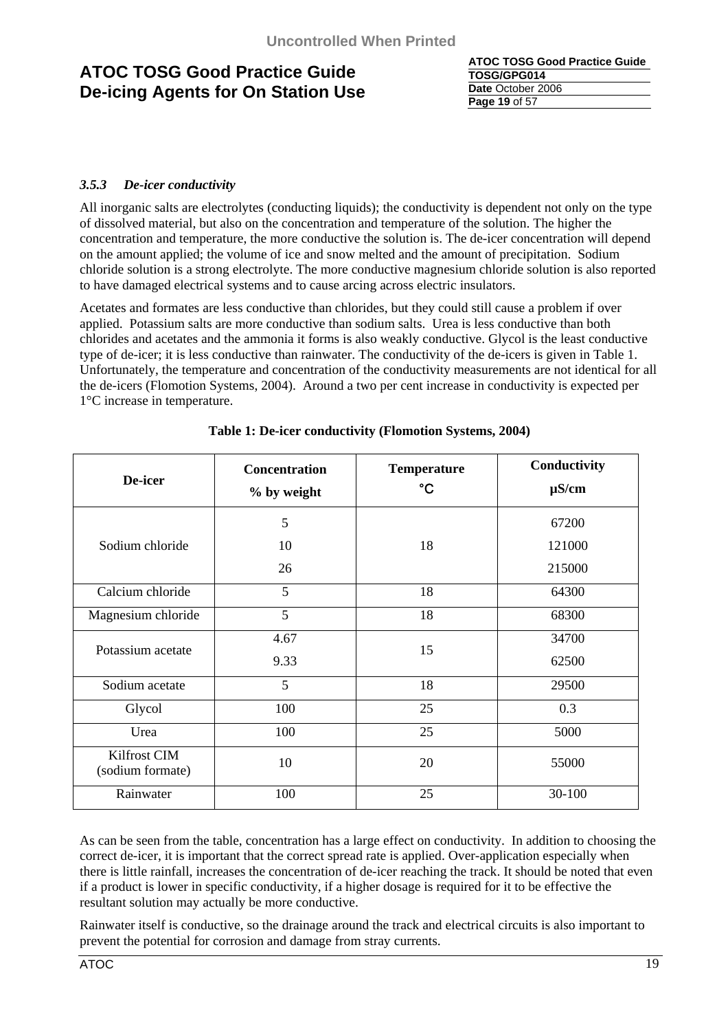### 3.5.3 *De-icer conductivity*

All inorganic salts are electrolytes (conducting liquids); the conductivity is dependent not only on the type of dissolved material, but also on the concentration and temperature of the solution. The higher the concentration and temperature, the more conductive the solution is. The de-icer concentration will depend on the amount applied; the volume of ice and snow melted and the amount of precipitation. Sodium chloride solution is a strong electrolyte. The more conductive magnesium chloride solution is also reported to have damaged electrical systems and to cause arcing across electric insulators.

Acetates and formates are less conductive than chlorides, but they could still cause a problem if over applied. Potassium salts are more conductive than sodium salts. Urea is less conductive than both chlorides and acetates and the ammonia it forms is also weakly conductive. Glycol is the least conductive type of de-icer; it is less conductive than rainwater. The conductivity of the de-icers is given in Table 1. Unfortunately, the temperature and concentration of the conductivity measurements are not identical for all the de-icers (Flomotion Systems, 2004). Around a two per cent increase in conductivity is expected per 1°C increase in temperature.

**Table 1: De-icer conductivity (Flomotion Systems, 2004)**

| De-icer | Concentration % by weight | Temperature °C | Conductivity μS/cm |
|---|---|---|---|
| Sodium chloride | 5 | 18 | 67200 |
| | 10 | | 121000 |
| | 26 | | 215000 |
| Calcium chloride | 5 | 18 | 64300 |
| Magnesium chloride | 5 | 18 | 68300 |
| Potassium acetate | 4.67 | 15 | 34700 |
| | 9.33 | | 62500 |
| Sodium acetate | 5 | 18 | 29500 |
| Glycol | 100 | 25 | 0.3 |
| Urea | 100 | 25 | 5000 |
| Kilfrost CIM (sodium formate) | 10 | 20 | 55000 |
| Rainwater | 100 | 25 | 30-100 |

As can be seen from the table, concentration has a large effect on conductivity. In addition to choosing the correct de-icer, it is important that the correct spread rate is applied. Over-application especially when there is little rainfall, increases the concentration of de-icer reaching the track. It should be noted that even if a product is lower in specific conductivity, if a higher dosage is required for it to be effective the resultant solution may actually be more conductive.

Rainwater itself is conductive, so the drainage around the track and electrical circuits is also important to prevent the potential for corrosion and damage from stray currents.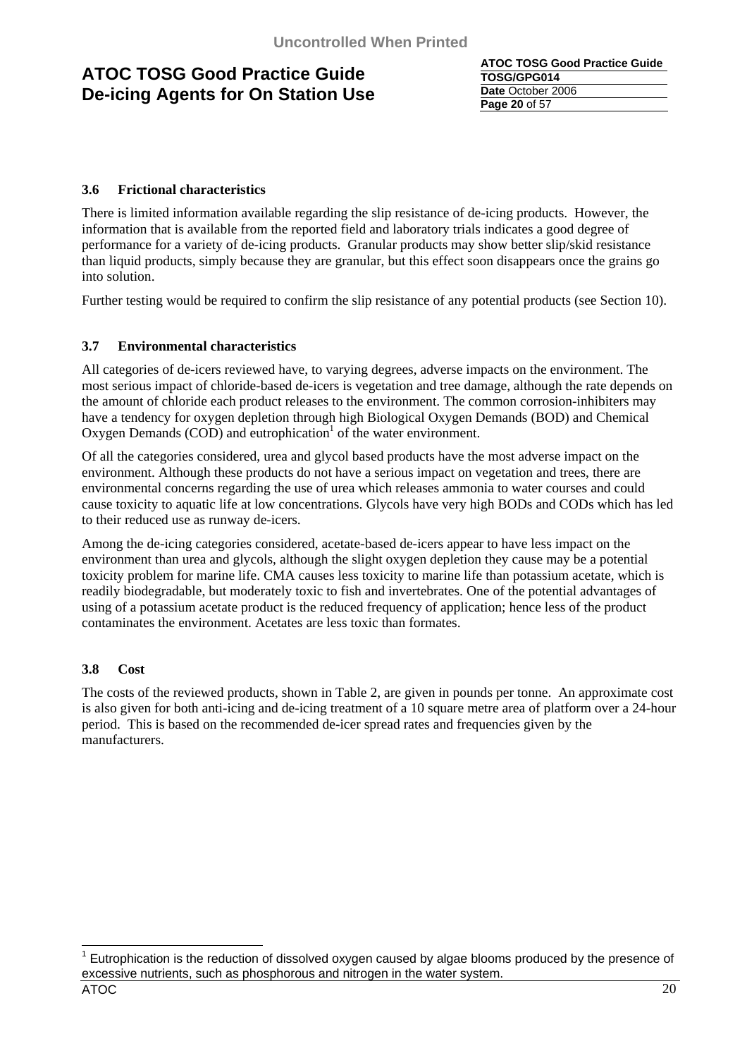### 3.6 Frictional characteristics

There is limited information available regarding the slip resistance of de-icing products. However, the information that is available from the reported field and laboratory trials indicates a good degree of performance for a variety of de-icing products. Granular products may show better slip/skid resistance than liquid products, simply because they are granular, but this effect soon disappears once the grains go into solution.

Further testing would be required to confirm the slip resistance of any potential products (see Section 10).

### 3.7 Environmental characteristics

All categories of de-icers reviewed have, to varying degrees, adverse impacts on the environment. The most serious impact of chloride-based de-icers is vegetation and tree damage, although the rate depends on the amount of chloride each product releases to the environment. The common corrosion-inhibiters may have a tendency for oxygen depletion through high Biological Oxygen Demands (BOD) and Chemical Oxygen Demands (COD) and eutrophication[1] of the water environment.

Of all the categories considered, urea and glycol based products have the most adverse impact on the environment. Although these products do not have a serious impact on vegetation and trees, there are environmental concerns regarding the use of urea which releases ammonia to water courses and could cause toxicity to aquatic life at low concentrations. Glycols have very high BODs and CODs which has led to their reduced use as runway de-icers.

Among the de-icing categories considered, acetate-based de-icers appear to have less impact on the environment than urea and glycols, although the slight oxygen depletion they cause may be a potential toxicity problem for marine life. CMA causes less toxicity to marine life than potassium acetate, which is readily biodegradable, but moderately toxic to fish and invertebrates. One of the potential advantages of using of a potassium acetate product is the reduced frequency of application; hence less of the product contaminates the environment. Acetates are less toxic than formates.

### 3.8 Cost

The costs of the reviewed products, shown in Table 2, are given in pounds per tonne. An approximate cost is also given for both anti-icing and de-icing treatment of a 10 square metre area of platform over a 24-hour period. This is based on the recommended de-icer spread rates and frequencies given by the manufacturers.

[1] Eutrophication is the reduction of dissolved oxygen caused by algae blooms produced by the presence of excessive nutrients, such as phosphorous and nitrogen in the water system.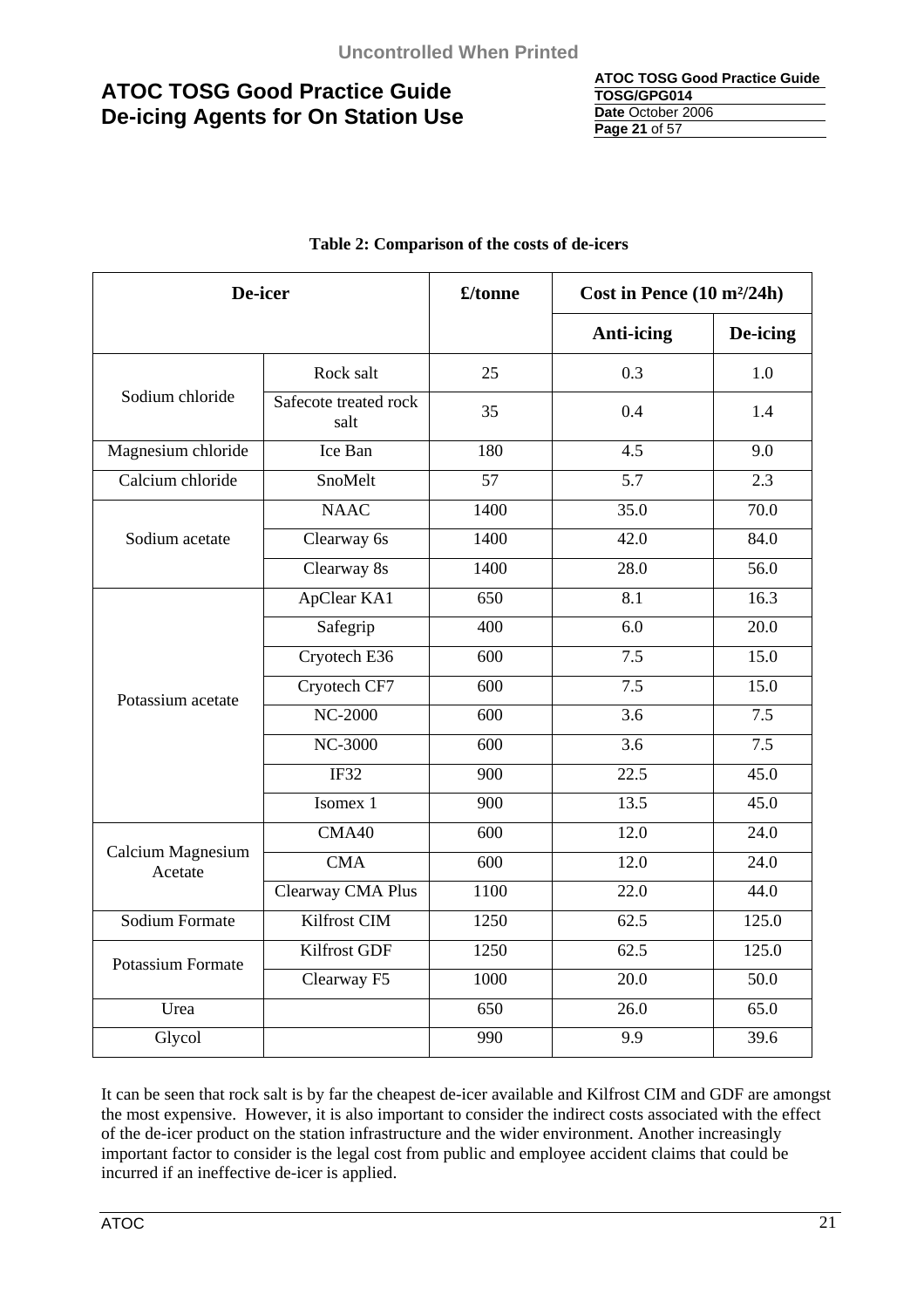**Table 2: Comparison of the costs of de-icers**

| De-icer | | £/tonne | Cost in Pence (10 m²/24h) | |
|---|---|---|---|---|
| | | | Anti-icing | De-icing |
| Sodium chloride | Rock salt | 25 | 0.3 | 1.0 |
| | Safecote treated rock salt | 35 | 0.4 | 1.4 |
| Magnesium chloride | Ice Ban | 180 | 4.5 | 9.0 |
| Calcium chloride | SnoMelt | 57 | 5.7 | 2.3 |
| Sodium acetate | NAAC | 1400 | 35.0 | 70.0 |
| | Clearway 6s | 1400 | 42.0 | 84.0 |
| | Clearway 8s | 1400 | 28.0 | 56.0 |
| Potassium acetate | ApClear KA1 | 650 | 8.1 | 16.3 |
| | Safegrip | 400 | 6.0 | 20.0 |
| | Cryotech E36 | 600 | 7.5 | 15.0 |
| | Cryotech CF7 | 600 | 7.5 | 15.0 |
| | NC-2000 | 600 | 3.6 | 7.5 |
| | NC-3000 | 600 | 3.6 | 7.5 |
| | IF32 | 900 | 22.5 | 45.0 |
| | Isomex 1 | 900 | 13.5 | 45.0 |
| Calcium Magnesium Acetate | CMA40 | 600 | 12.0 | 24.0 |
| | CMA | 600 | 12.0 | 24.0 |
| | Clearway CMA Plus | 1100 | 22.0 | 44.0 |
| Sodium Formate | Kilfrost CIM | 1250 | 62.5 | 125.0 |
| Potassium Formate | Kilfrost GDF | 1250 | 62.5 | 125.0 |
| | Clearway F5 | 1000 | 20.0 | 50.0 |
| Urea | | 650 | 26.0 | 65.0 |
| Glycol | | 990 | 9.9 | 39.6 |

It can be seen that rock salt is by far the cheapest de-icer available and Kilfrost CIM and GDF are amongst the most expensive. However, it is also important to consider the indirect costs associated with the effect of the de-icer product on the station infrastructure and the wider environment. Another increasingly important factor to consider is the legal cost from public and employee accident claims that could be incurred if an ineffective de-icer is applied.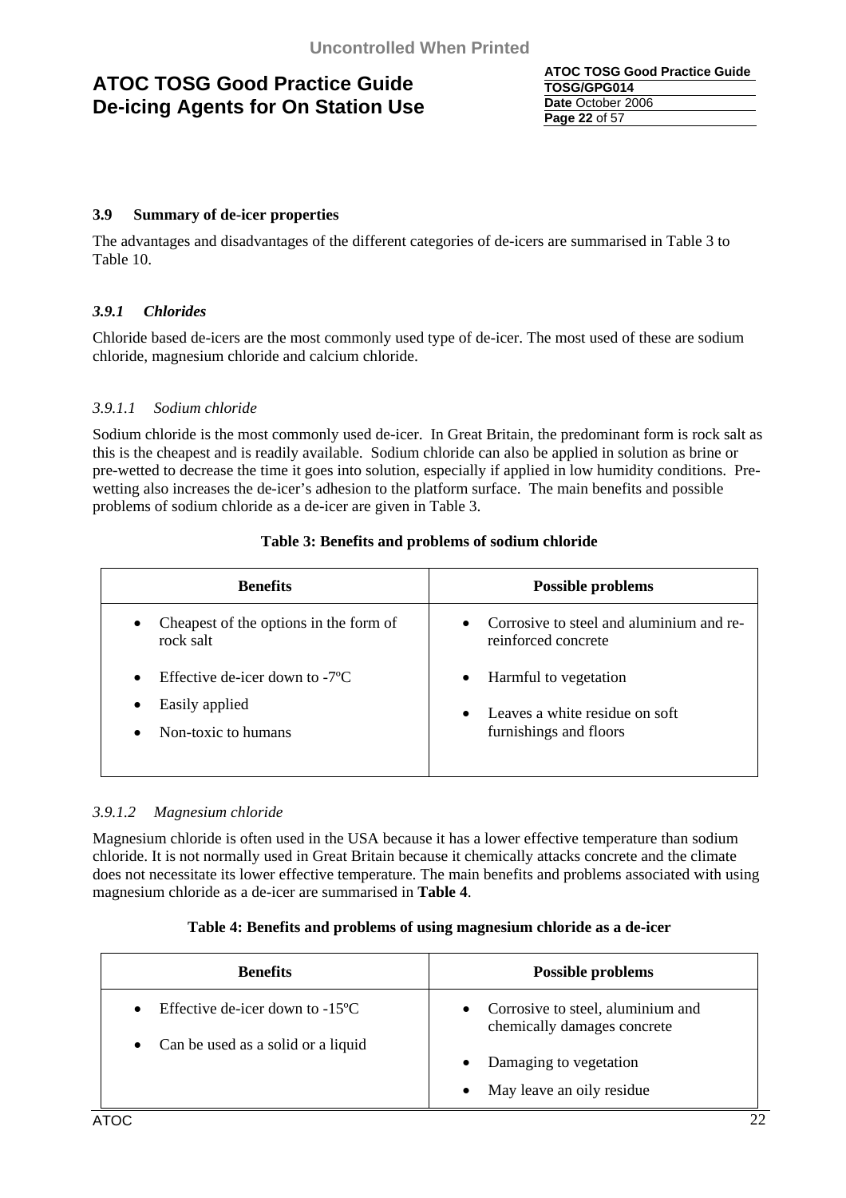### 3.9 Summary of de-icer properties

The advantages and disadvantages of the different categories of de-icers are summarised in Table 3 to Table 10.

#### *3.9.1 Chlorides*

Chloride based de-icers are the most commonly used type of de-icer. The most used of these are sodium chloride, magnesium chloride and calcium chloride.

##### *3.9.1.1 Sodium chloride*

Sodium chloride is the most commonly used de-icer. In Great Britain, the predominant form is rock salt as this is the cheapest and is readily available. Sodium chloride can also be applied in solution as brine or pre-wetted to decrease the time it goes into solution, especially if applied in low humidity conditions. Pre-wetting also increases the de-icer's adhesion to the platform surface. The main benefits and possible problems of sodium chloride as a de-icer are given in Table 3.

**Table 3: Benefits and problems of sodium chloride**

| Benefits | Possible problems |
|---|---|
| • Cheapest of the options in the form of rock salt<br>• Effective de-icer down to -7ºC<br>• Easily applied<br>• Non-toxic to humans | • Corrosive to steel and aluminium and re-reinforced concrete<br>• Harmful to vegetation<br>• Leaves a white residue on soft furnishings and floors |

##### *3.9.1.2 Magnesium chloride*

Magnesium chloride is often used in the USA because it has a lower effective temperature than sodium chloride. It is not normally used in Great Britain because it chemically attacks concrete and the climate does not necessitate its lower effective temperature. The main benefits and problems associated with using magnesium chloride as a de-icer are summarised in **Table 4**.

**Table 4: Benefits and problems of using magnesium chloride as a de-icer**

| Benefits | Possible problems |
|---|---|
| • Effective de-icer down to -15ºC<br>• Can be used as a solid or a liquid | • Corrosive to steel, aluminium and chemically damages concrete<br>• Damaging to vegetation<br>• May leave an oily residue |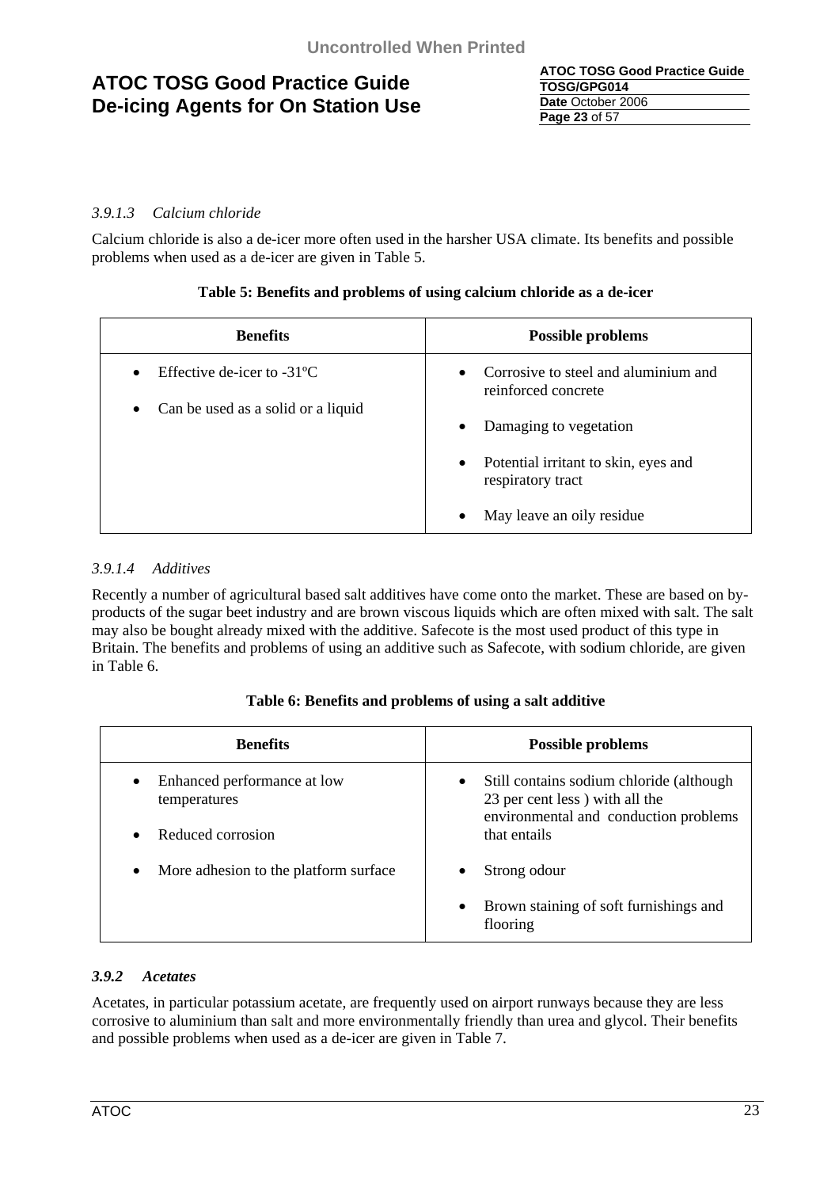*3.9.1.3 Calcium chloride*

Calcium chloride is also a de-icer more often used in the harsher USA climate. Its benefits and possible problems when used as a de-icer are given in Table 5.

**Table 5: Benefits and problems of using calcium chloride as a de-icer**

| Benefits | Possible problems |
|---|---|
| • Effective de-icer to -31ºC<br>• Can be used as a solid or a liquid | • Corrosive to steel and aluminium and reinforced concrete<br>• Damaging to vegetation<br>• Potential irritant to skin, eyes and respiratory tract<br>• May leave an oily residue |

*3.9.1.4 Additives*

Recently a number of agricultural based salt additives have come onto the market. These are based on by-products of the sugar beet industry and are brown viscous liquids which are often mixed with salt. The salt may also be bought already mixed with the additive. Safecote is the most used product of this type in Britain. The benefits and problems of using an additive such as Safecote, with sodium chloride, are given in Table 6.

**Table 6: Benefits and problems of using a salt additive**

| Benefits | Possible problems |
|---|---|
| • Enhanced performance at low temperatures<br>• Reduced corrosion<br>• More adhesion to the platform surface | • Still contains sodium chloride (although 23 per cent less ) with all the environmental and conduction problems that entails<br>• Strong odour<br>• Brown staining of soft furnishings and flooring |

***3.9.2 Acetates***

Acetates, in particular potassium acetate, are frequently used on airport runways because they are less corrosive to aluminium than salt and more environmentally friendly than urea and glycol. Their benefits and possible problems when used as a de-icer are given in Table 7.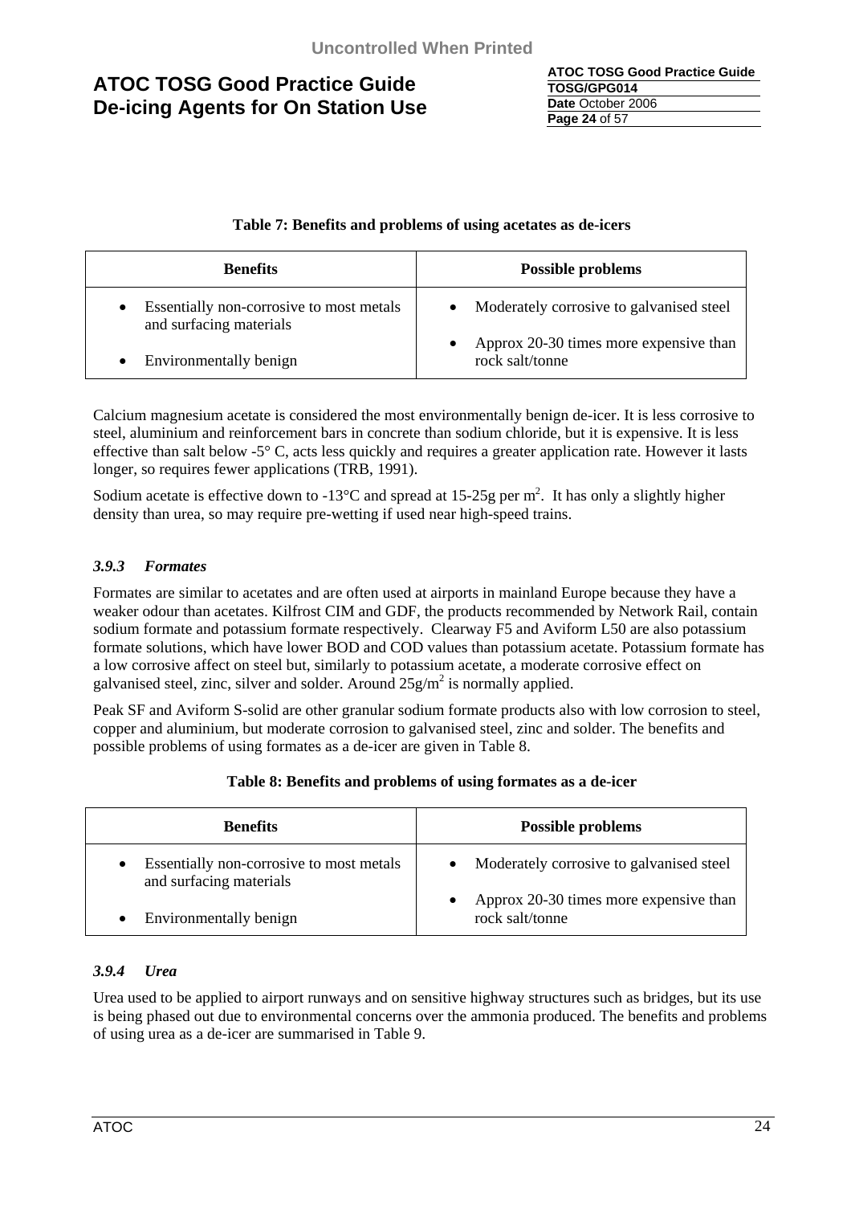**Table 7: Benefits and problems of using acetates as de-icers**

| Benefits | Possible problems |
|---|---|
| • Essentially non-corrosive to most metals and surfacing materials<br>• Environmentally benign | • Moderately corrosive to galvanised steel<br>• Approx 20-30 times more expensive than rock salt/tonne |

Calcium magnesium acetate is considered the most environmentally benign de-icer. It is less corrosive to steel, aluminium and reinforcement bars in concrete than sodium chloride, but it is expensive. It is less effective than salt below -5° C, acts less quickly and requires a greater application rate. However it lasts longer, so requires fewer applications (TRB, 1991).

Sodium acetate is effective down to -13°C and spread at 15-25g per $m^2$. It has only a slightly higher density than urea, so may require pre-wetting if used near high-speed trains.

### *3.9.3 Formates*

Formates are similar to acetates and are often used at airports in mainland Europe because they have a weaker odour than acetates. Kilfrost CIM and GDF, the products recommended by Network Rail, contain sodium formate and potassium formate respectively. Clearway F5 and Aviform L50 are also potassium formate solutions, which have lower BOD and COD values than potassium acetate. Potassium formate has a low corrosive affect on steel but, similarly to potassium acetate, a moderate corrosive effect on galvanised steel, zinc, silver and solder. Around $25g/m^2$ is normally applied.

Peak SF and Aviform S-solid are other granular sodium formate products also with low corrosion to steel, copper and aluminium, but moderate corrosion to galvanised steel, zinc and solder. The benefits and possible problems of using formates as a de-icer are given in Table 8.

**Table 8: Benefits and problems of using formates as a de-icer**

| Benefits | Possible problems |
|---|---|
| • Essentially non-corrosive to most metals and surfacing materials<br>• Environmentally benign | • Moderately corrosive to galvanised steel<br>• Approx 20-30 times more expensive than rock salt/tonne |

### *3.9.4 Urea*

Urea used to be applied to airport runways and on sensitive highway structures such as bridges, but its use is being phased out due to environmental concerns over the ammonia produced. The benefits and problems of using urea as a de-icer are summarised in Table 9.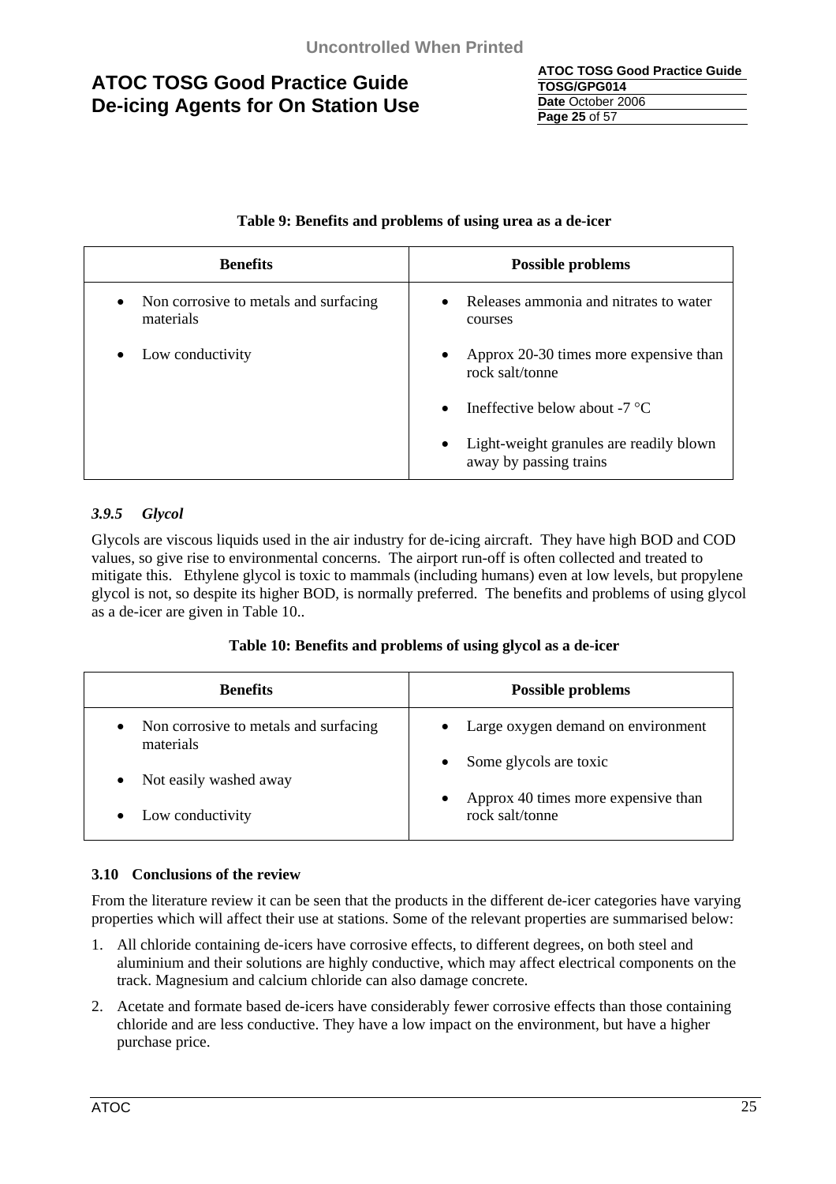**Table 9: Benefits and problems of using urea as a de-icer**

| Benefits | Possible problems |
|---|---|
| • Non corrosive to metals and surfacing materials<br>• Low conductivity | • Releases ammonia and nitrates to water courses<br>• Approx 20-30 times more expensive than rock salt/tonne<br>• Ineffective below about -7 °C<br>• Light-weight granules are readily blown away by passing trains |

#### *3.9.5 Glycol*

Glycols are viscous liquids used in the air industry for de-icing aircraft. They have high BOD and COD values, so give rise to environmental concerns. The airport run-off is often collected and treated to mitigate this. Ethylene glycol is toxic to mammals (including humans) even at low levels, but propylene glycol is not, so despite its higher BOD, is normally preferred. The benefits and problems of using glycol as a de-icer are given in Table 10..

**Table 10: Benefits and problems of using glycol as a de-icer**

| Benefits | Possible problems |
|---|---|
| • Non corrosive to metals and surfacing materials<br>• Not easily washed away<br>• Low conductivity | • Large oxygen demand on environment<br>• Some glycols are toxic<br>• Approx 40 times more expensive than rock salt/tonne |

### 3.10 Conclusions of the review

From the literature review it can be seen that the products in the different de-icer categories have varying properties which will affect their use at stations. Some of the relevant properties are summarised below:

1. All chloride containing de-icers have corrosive effects, to different degrees, on both steel and aluminium and their solutions are highly conductive, which may affect electrical components on the track. Magnesium and calcium chloride can also damage concrete.
2. Acetate and formate based de-icers have considerably fewer corrosive effects than those containing chloride and are less conductive. They have a low impact on the environment, but have a higher purchase price.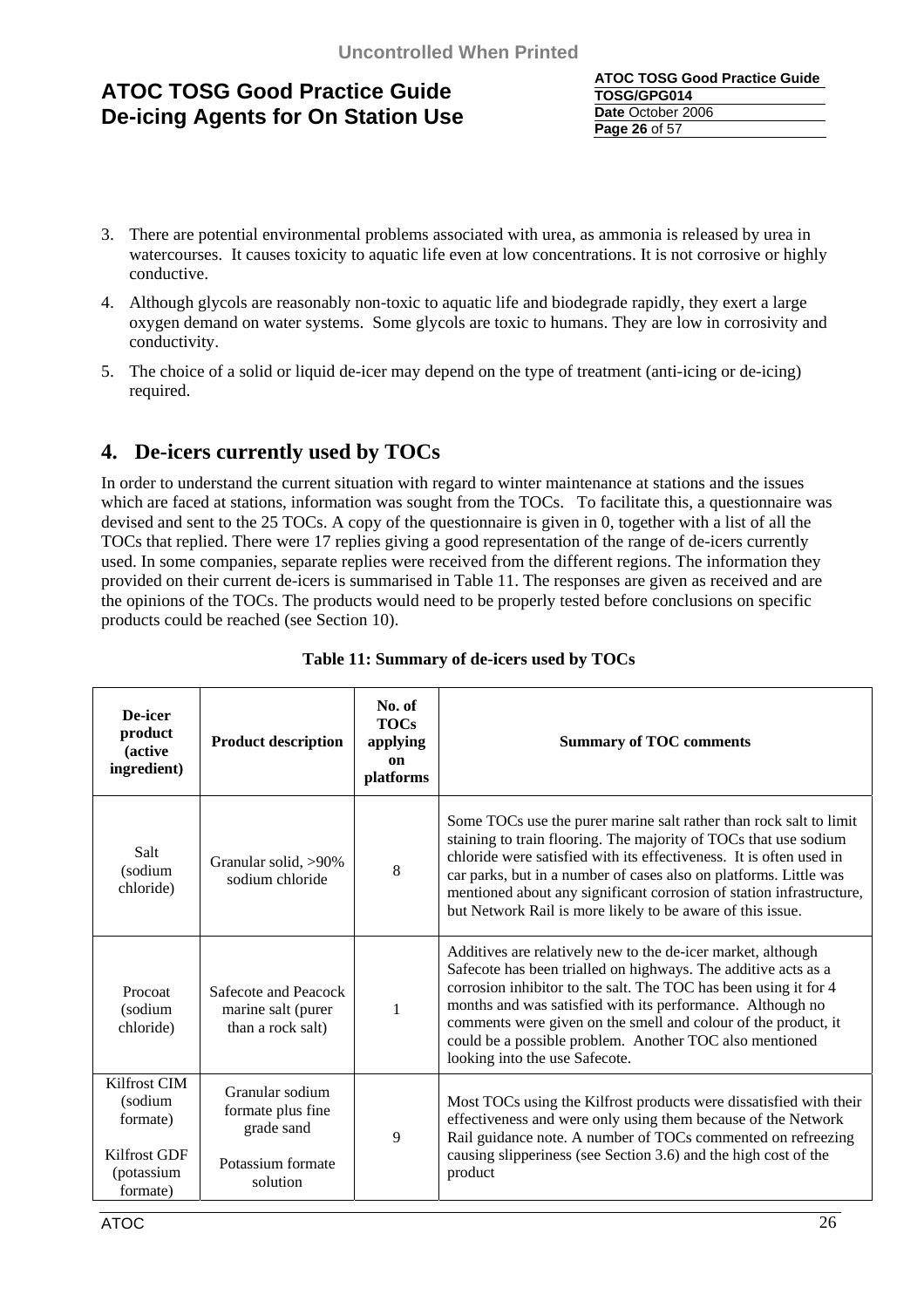3. There are potential environmental problems associated with urea, as ammonia is released by urea in watercourses. It causes toxicity to aquatic life even at low concentrations. It is not corrosive or highly conductive.
4. Although glycols are reasonably non-toxic to aquatic life and biodegrade rapidly, they exert a large oxygen demand on water systems. Some glycols are toxic to humans. They are low in corrosivity and conductivity.
5. The choice of a solid or liquid de-icer may depend on the type of treatment (anti-icing or de-icing) required.

# 4. De-icers currently used by TOCs

In order to understand the current situation with regard to winter maintenance at stations and the issues which are faced at stations, information was sought from the TOCs. To facilitate this, a questionnaire was devised and sent to the 25 TOCs. A copy of the questionnaire is given in 0, together with a list of all the TOCs that replied. There were 17 replies giving a good representation of the range of de-icers currently used. In some companies, separate replies were received from the different regions. The information they provided on their current de-icers is summarised in Table 11. The responses are given as received and are the opinions of the TOCs. The products would need to be properly tested before conclusions on specific products could be reached (see Section 10).

**Table 11: Summary of de-icers used by TOCs**

| De-icer product (active ingredient) | Product description | No. of TOCs applying on platforms | Summary of TOC comments |
|---|---|---|---|
| Salt (sodium chloride) | Granular solid, >90% sodium chloride | 8 | Some TOCs use the purer marine salt rather than rock salt to limit staining to train flooring. The majority of TOCs that use sodium chloride were satisfied with its effectiveness. It is often used in car parks, but in a number of cases also on platforms. Little was mentioned about any significant corrosion of station infrastructure, but Network Rail is more likely to be aware of this issue. |
| Procoat (sodium chloride) | Safecote and Peacock marine salt (purer than a rock salt) | 1 | Additives are relatively new to the de-icer market, although Safecote has been trialled on highways. The additive acts as a corrosion inhibitor to the salt. The TOC has been using it for 4 months and was satisfied with its performance. Although no comments were given on the smell and colour of the product, it could be a possible problem. Another TOC also mentioned looking into the use Safecote. |
| Kilfrost CIM (sodium formate)<br><br>Kilfrost GDF (potassium formate) | Granular sodium formate plus fine grade sand<br><br>Potassium formate solution | 9 | Most TOCs using the Kilfrost products were dissatisfied with their effectiveness and were only using them because of the Network Rail guidance note. A number of TOCs commented on refreezing causing slipperiness (see Section 3.6) and the high cost of the product |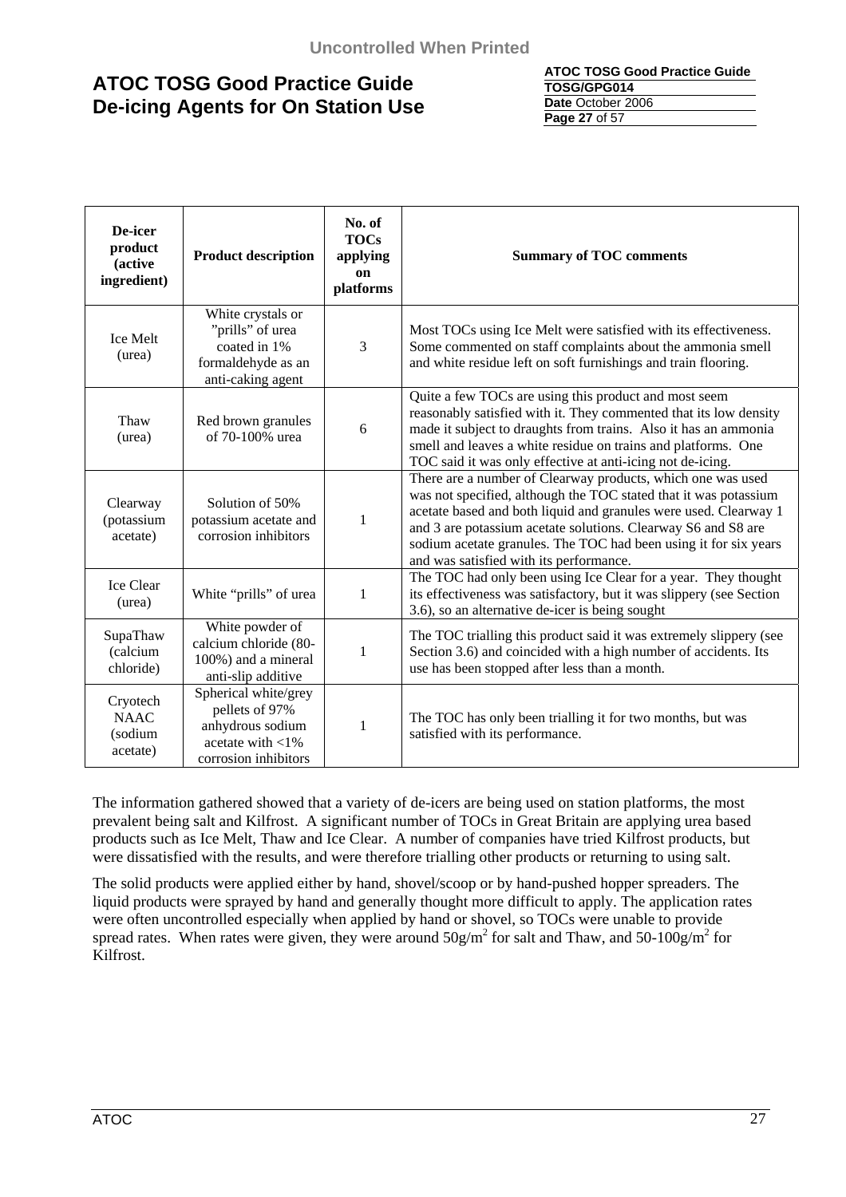| De-icer product (active ingredient) | Product description | No. of TOCs applying on platforms | Summary of TOC comments |
|---|---|---|---|
| Ice Melt (urea) | White crystals or "prills" of urea coated in 1% formaldehyde as an anti-caking agent | 3 | Most TOCs using Ice Melt were satisfied with its effectiveness. Some commented on staff complaints about the ammonia smell and white residue left on soft furnishings and train flooring. |
| Thaw (urea) | Red brown granules of 70-100% urea | 6 | Quite a few TOCs are using this product and most seem reasonably satisfied with it. They commented that its low density made it subject to draughts from trains. Also it has an ammonia smell and leaves a white residue on trains and platforms. One TOC said it was only effective at anti-icing not de-icing. |
| Clearway (potassium acetate) | Solution of 50% potassium acetate and corrosion inhibitors | 1 | There are a number of Clearway products, which one was used was not specified, although the TOC stated that it was potassium acetate based and both liquid and granules were used. Clearway 1 and 3 are potassium acetate solutions. Clearway S6 and S8 are sodium acetate granules. The TOC had been using it for six years and was satisfied with its performance. |
| Ice Clear (urea) | White "prills" of urea | 1 | The TOC had only been using Ice Clear for a year. They thought its effectiveness was satisfactory, but it was slippery (see Section 3.6), so an alternative de-icer is being sought |
| SupaThaw (calcium chloride) | White powder of calcium chloride (80-100%) and a mineral anti-slip additive | 1 | The TOC trialling this product said it was extremely slippery (see Section 3.6) and coincided with a high number of accidents. Its use has been stopped after less than a month. |
| Cryotech NAAC (sodium acetate) | Spherical white/grey pellets of 97% anhydrous sodium acetate with <1% corrosion inhibitors | 1 | The TOC has only been trialling it for two months, but was satisfied with its performance. |

The information gathered showed that a variety of de-icers are being used on station platforms, the most prevalent being salt and Kilfrost. A significant number of TOCs in Great Britain are applying urea based products such as Ice Melt, Thaw and Ice Clear. A number of companies have tried Kilfrost products, but were dissatisfied with the results, and were therefore trialling other products or returning to using salt.

The solid products were applied either by hand, shovel/scoop or by hand-pushed hopper spreaders. The liquid products were sprayed by hand and generally thought more difficult to apply. The application rates were often uncontrolled especially when applied by hand or shovel, so TOCs were unable to provide spread rates. When rates were given, they were around $50g/m^2$ for salt and Thaw, and $50\text{-}100g/m^2$ for Kilfrost.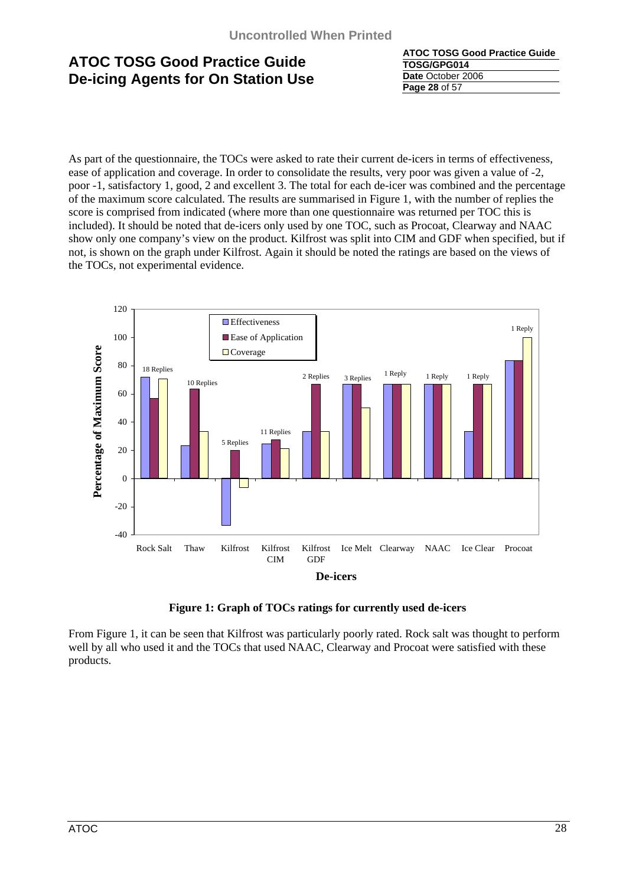As part of the questionnaire, the TOCs were asked to rate their current de-icers in terms of effectiveness, ease of application and coverage. In order to consolidate the results, very poor was given a value of -2, poor -1, satisfactory 1, good, 2 and excellent 3. The total for each de-icer was combined and the percentage of the maximum score calculated. The results are summarised in Figure 1, with the number of replies the score is comprised from indicated (where more than one questionnaire was returned per TOC this is included). It should be noted that de-icers only used by one TOC, such as Procoat, Clearway and NAAC show only one company's view on the product. Kilfrost was split into CIM and GDF when specified, but if not, is shown on the graph under Kilfrost. Again it should be noted the ratings are based on the views of the TOCs, not experimental evidence.

**Figure 1: Graph of TOCs ratings for currently used de-icers**

From Figure 1, it can be seen that Kilfrost was particularly poorly rated. Rock salt was thought to perform well by all who used it and the TOCs that used NAAC, Clearway and Procoat were satisfied with these products.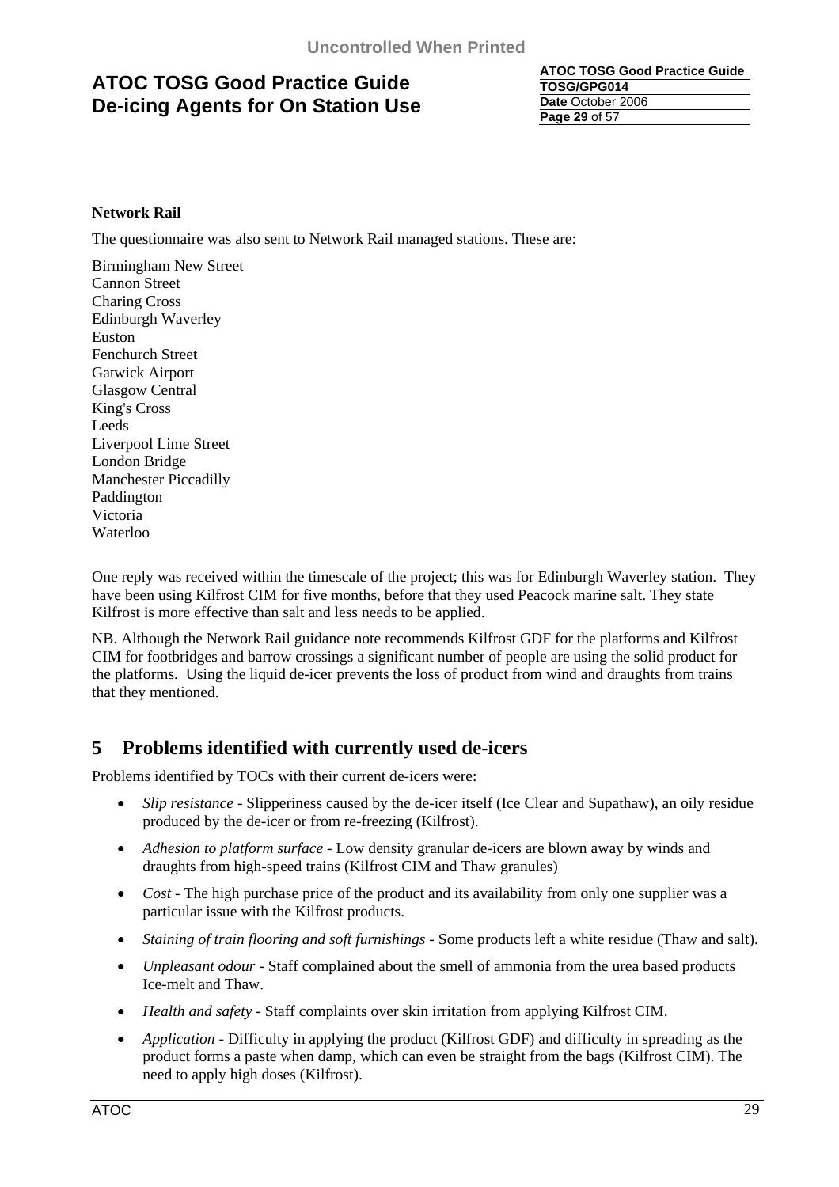**Network Rail**

The questionnaire was also sent to Network Rail managed stations. These are:

Birmingham New Street
Cannon Street
Charing Cross
Edinburgh Waverley
Euston
Fenchurch Street
Gatwick Airport
Glasgow Central
King's Cross
Leeds
Liverpool Lime Street
London Bridge
Manchester Piccadilly
Paddington
Victoria
Waterloo

One reply was received within the timescale of the project; this was for Edinburgh Waverley station. They have been using Kilfrost CIM for five months, before that they used Peacock marine salt. They state Kilfrost is more effective than salt and less needs to be applied.

NB. Although the Network Rail guidance note recommends Kilfrost GDF for the platforms and Kilfrost CIM for footbridges and barrow crossings a significant number of people are using the solid product for the platforms. Using the liquid de-icer prevents the loss of product from wind and draughts from trains that they mentioned.

# 5 Problems identified with currently used de-icers

Problems identified by TOCs with their current de-icers were:

- *Slip resistance* - Slipperiness caused by the de-icer itself (Ice Clear and Supathaw), an oily residue produced by the de-icer or from re-freezing (Kilfrost).
- *Adhesion to platform surface* - Low density granular de-icers are blown away by winds and draughts from high-speed trains (Kilfrost CIM and Thaw granules)
- *Cost* - The high purchase price of the product and its availability from only one supplier was a particular issue with the Kilfrost products.
- *Staining of train flooring and soft furnishings* - Some products left a white residue (Thaw and salt).
- *Unpleasant odour* - Staff complained about the smell of ammonia from the urea based products Ice-melt and Thaw.
- *Health and safety* - Staff complaints over skin irritation from applying Kilfrost CIM.
- *Application* - Difficulty in applying the product (Kilfrost GDF) and difficulty in spreading as the product forms a paste when damp, which can even be straight from the bags (Kilfrost CIM). The need to apply high doses (Kilfrost).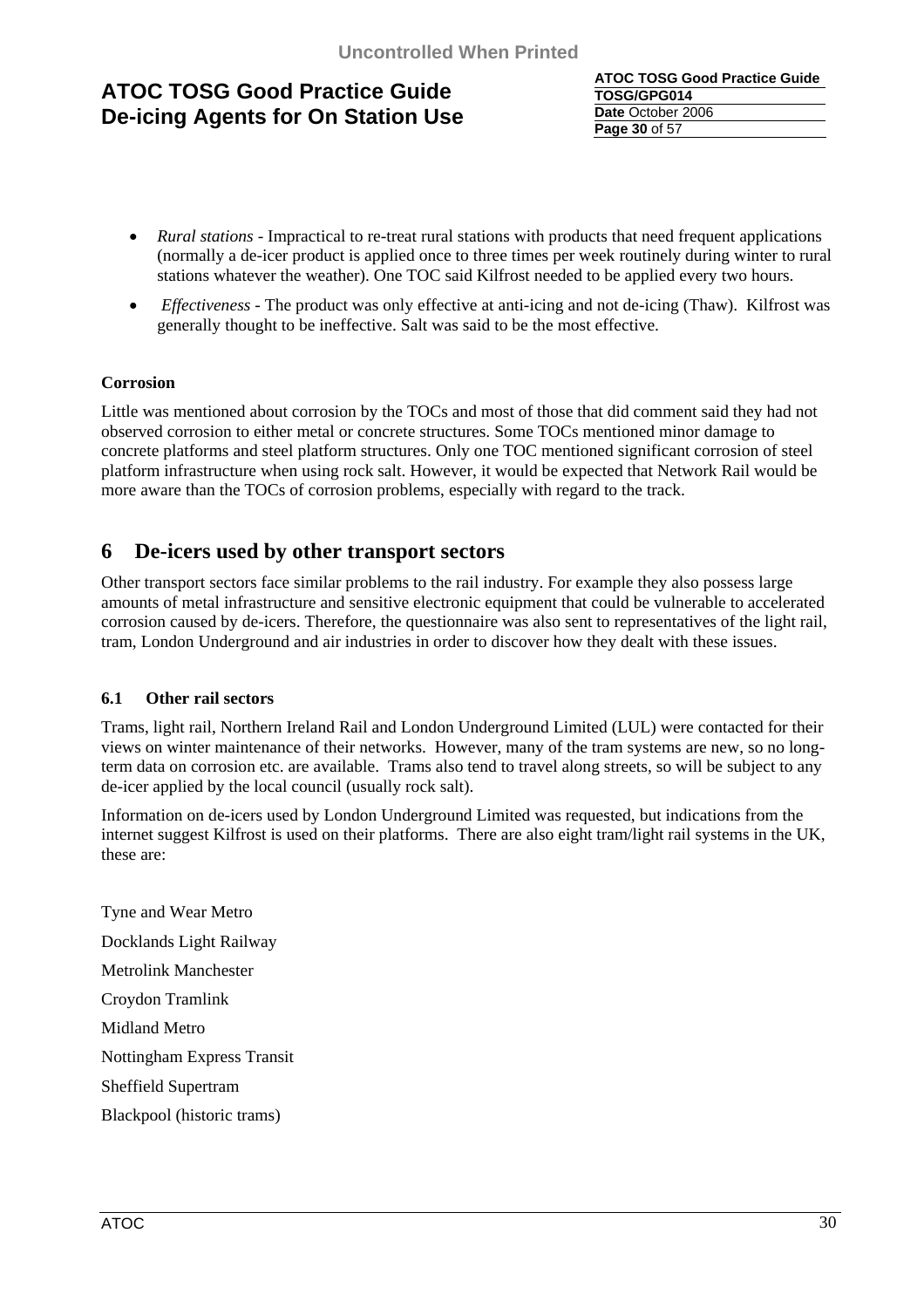- *Rural stations* - Impractical to re-treat rural stations with products that need frequent applications (normally a de-icer product is applied once to three times per week routinely during winter to rural stations whatever the weather). One TOC said Kilfrost needed to be applied every two hours.
- *Effectiveness* - The product was only effective at anti-icing and not de-icing (Thaw). Kilfrost was generally thought to be ineffective. Salt was said to be the most effective.

**Corrosion**

Little was mentioned about corrosion by the TOCs and most of those that did comment said they had not observed corrosion to either metal or concrete structures. Some TOCs mentioned minor damage to concrete platforms and steel platform structures. Only one TOC mentioned significant corrosion of steel platform infrastructure when using rock salt. However, it would be expected that Network Rail would be more aware than the TOCs of corrosion problems, especially with regard to the track.

# 6 De-icers used by other transport sectors

Other transport sectors face similar problems to the rail industry. For example they also possess large amounts of metal infrastructure and sensitive electronic equipment that could be vulnerable to accelerated corrosion caused by de-icers. Therefore, the questionnaire was also sent to representatives of the light rail, tram, London Underground and air industries in order to discover how they dealt with these issues.

### 6.1 Other rail sectors

Trams, light rail, Northern Ireland Rail and London Underground Limited (LUL) were contacted for their views on winter maintenance of their networks. However, many of the tram systems are new, so no long-term data on corrosion etc. are available. Trams also tend to travel along streets, so will be subject to any de-icer applied by the local council (usually rock salt).

Information on de-icers used by London Underground Limited was requested, but indications from the internet suggest Kilfrost is used on their platforms. There are also eight tram/light rail systems in the UK, these are:

Tyne and Wear Metro

Docklands Light Railway

Metrolink Manchester

Croydon Tramlink

Midland Metro

Nottingham Express Transit

Sheffield Supertram

Blackpool (historic trams)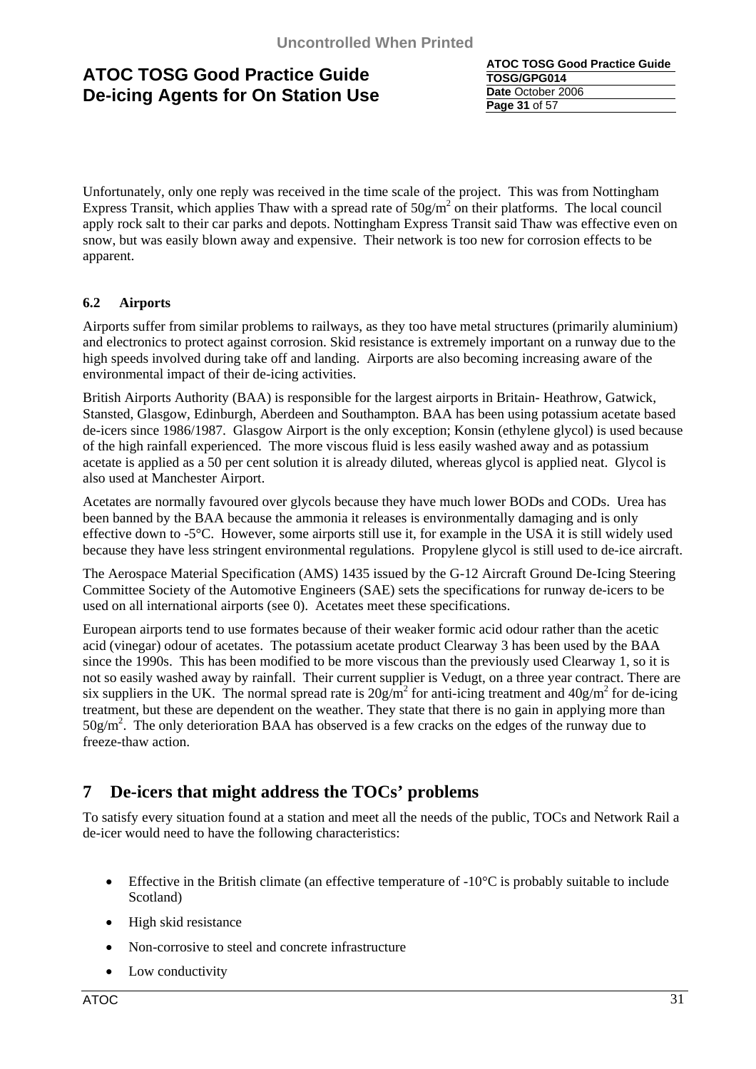Unfortunately, only one reply was received in the time scale of the project. This was from Nottingham Express Transit, which applies Thaw with a spread rate of $50g/m^2$ on their platforms. The local council apply rock salt to their car parks and depots. Nottingham Express Transit said Thaw was effective even on snow, but was easily blown away and expensive. Their network is too new for corrosion effects to be apparent.

### 6.2 Airports

Airports suffer from similar problems to railways, as they too have metal structures (primarily aluminium) and electronics to protect against corrosion. Skid resistance is extremely important on a runway due to the high speeds involved during take off and landing. Airports are also becoming increasing aware of the environmental impact of their de-icing activities.

British Airports Authority (BAA) is responsible for the largest airports in Britain- Heathrow, Gatwick, Stansted, Glasgow, Edinburgh, Aberdeen and Southampton. BAA has been using potassium acetate based de-icers since 1986/1987. Glasgow Airport is the only exception; Konsin (ethylene glycol) is used because of the high rainfall experienced. The more viscous fluid is less easily washed away and as potassium acetate is applied as a 50 per cent solution it is already diluted, whereas glycol is applied neat. Glycol is also used at Manchester Airport.

Acetates are normally favoured over glycols because they have much lower BODs and CODs. Urea has been banned by the BAA because the ammonia it releases is environmentally damaging and is only effective down to -5°C. However, some airports still use it, for example in the USA it is still widely used because they have less stringent environmental regulations. Propylene glycol is still used to de-ice aircraft.

The Aerospace Material Specification (AMS) 1435 issued by the G-12 Aircraft Ground De-Icing Steering Committee Society of the Automotive Engineers (SAE) sets the specifications for runway de-icers to be used on all international airports (see 0). Acetates meet these specifications.

European airports tend to use formates because of their weaker formic acid odour rather than the acetic acid (vinegar) odour of acetates. The potassium acetate product Clearway 3 has been used by the BAA since the 1990s. This has been modified to be more viscous than the previously used Clearway 1, so it is not so easily washed away by rainfall. Their current supplier is Vedugt, on a three year contract. There are six suppliers in the UK. The normal spread rate is $20g/m^2$ for anti-icing treatment and $40g/m^2$ for de-icing treatment, but these are dependent on the weather. They state that there is no gain in applying more than $50g/m^2$. The only deterioration BAA has observed is a few cracks on the edges of the runway due to freeze-thaw action.

## 7 De-icers that might address the TOCs' problems

To satisfy every situation found at a station and meet all the needs of the public, TOCs and Network Rail a de-icer would need to have the following characteristics:

- Effective in the British climate (an effective temperature of -10°C is probably suitable to include Scotland)
- High skid resistance
- Non-corrosive to steel and concrete infrastructure
- Low conductivity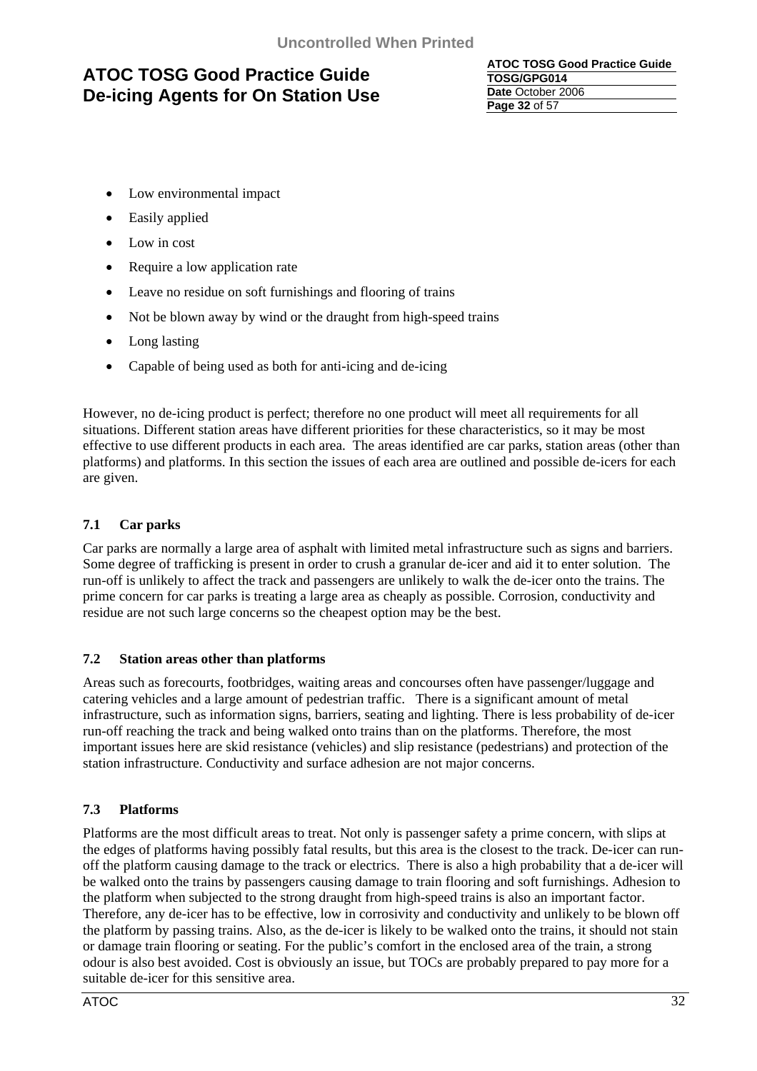- Low environmental impact
- Easily applied
- Low in cost
- Require a low application rate
- Leave no residue on soft furnishings and flooring of trains
- Not be blown away by wind or the draught from high-speed trains
- Long lasting
- Capable of being used as both for anti-icing and de-icing

However, no de-icing product is perfect; therefore no one product will meet all requirements for all situations. Different station areas have different priorities for these characteristics, so it may be most effective to use different products in each area. The areas identified are car parks, station areas (other than platforms) and platforms. In this section the issues of each area are outlined and possible de-icers for each are given.

### 7.1 Car parks

Car parks are normally a large area of asphalt with limited metal infrastructure such as signs and barriers. Some degree of trafficking is present in order to crush a granular de-icer and aid it to enter solution. The run-off is unlikely to affect the track and passengers are unlikely to walk the de-icer onto the trains. The prime concern for car parks is treating a large area as cheaply as possible. Corrosion, conductivity and residue are not such large concerns so the cheapest option may be the best.

### 7.2 Station areas other than platforms

Areas such as forecourts, footbridges, waiting areas and concourses often have passenger/luggage and catering vehicles and a large amount of pedestrian traffic. There is a significant amount of metal infrastructure, such as information signs, barriers, seating and lighting. There is less probability of de-icer run-off reaching the track and being walked onto trains than on the platforms. Therefore, the most important issues here are skid resistance (vehicles) and slip resistance (pedestrians) and protection of the station infrastructure. Conductivity and surface adhesion are not major concerns.

### 7.3 Platforms

Platforms are the most difficult areas to treat. Not only is passenger safety a prime concern, with slips at the edges of platforms having possibly fatal results, but this area is the closest to the track. De-icer can run-off the platform causing damage to the track or electrics. There is also a high probability that a de-icer will be walked onto the trains by passengers causing damage to train flooring and soft furnishings. Adhesion to the platform when subjected to the strong draught from high-speed trains is also an important factor. Therefore, any de-icer has to be effective, low in corrosivity and conductivity and unlikely to be blown off the platform by passing trains. Also, as the de-icer is likely to be walked onto the trains, it should not stain or damage train flooring or seating. For the public's comfort in the enclosed area of the train, a strong odour is also best avoided. Cost is obviously an issue, but TOCs are probably prepared to pay more for a suitable de-icer for this sensitive area.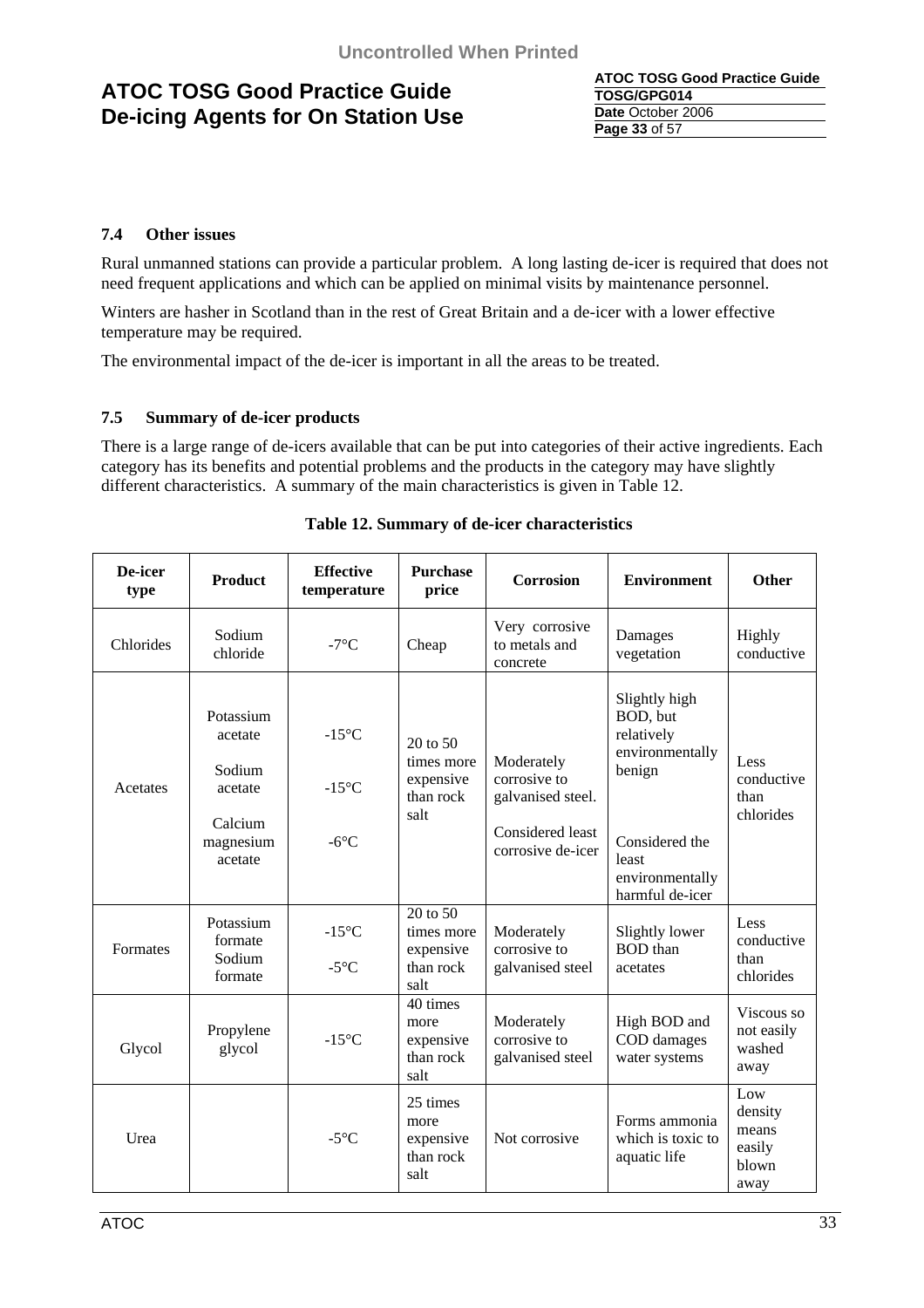### 7.4 Other issues

Rural unmanned stations can provide a particular problem. A long lasting de-icer is required that does not need frequent applications and which can be applied on minimal visits by maintenance personnel.

Winters are hasher in Scotland than in the rest of Great Britain and a de-icer with a lower effective temperature may be required.

The environmental impact of the de-icer is important in all the areas to be treated.

### 7.5 Summary of de-icer products

There is a large range of de-icers available that can be put into categories of their active ingredients. Each category has its benefits and potential problems and the products in the category may have slightly different characteristics. A summary of the main characteristics is given in Table 12.

**Table 12. Summary of de-icer characteristics**

| De-icer type | Product | Effective temperature | Purchase price | Corrosion | Environment | Other |
|---|---|---|---|---|---|---|
| Chlorides | Sodium chloride | -7°C | Cheap | Very corrosive to metals and concrete | Damages vegetation | Highly conductive |
| Acetates | Potassium acetate<br><br>Sodium acetate<br><br>Calcium magnesium acetate | -15°C<br><br>-15°C<br><br>-6°C | 20 to 50 times more expensive than rock salt | Moderately corrosive to galvanised steel.<br><br>Considered least corrosive de-icer | Slightly high BOD, but relatively environmentally benign<br><br>Considered the least environmentally harmful de-icer | Less conductive than chlorides |
| Formates | Potassium formate<br>Sodium formate | -15°C<br><br>-5°C | 20 to 50 times more expensive than rock salt | Moderately corrosive to galvanised steel | Slightly lower BOD than acetates | Less conductive than chlorides |
| Glycol | Propylene glycol | -15°C | 40 times more expensive than rock salt | Moderately corrosive to galvanised steel | High BOD and COD damages water systems | Viscous so not easily washed away |
| Urea | | -5°C | 25 times more expensive than rock salt | Not corrosive | Forms ammonia which is toxic to aquatic life | Low density means easily blown away |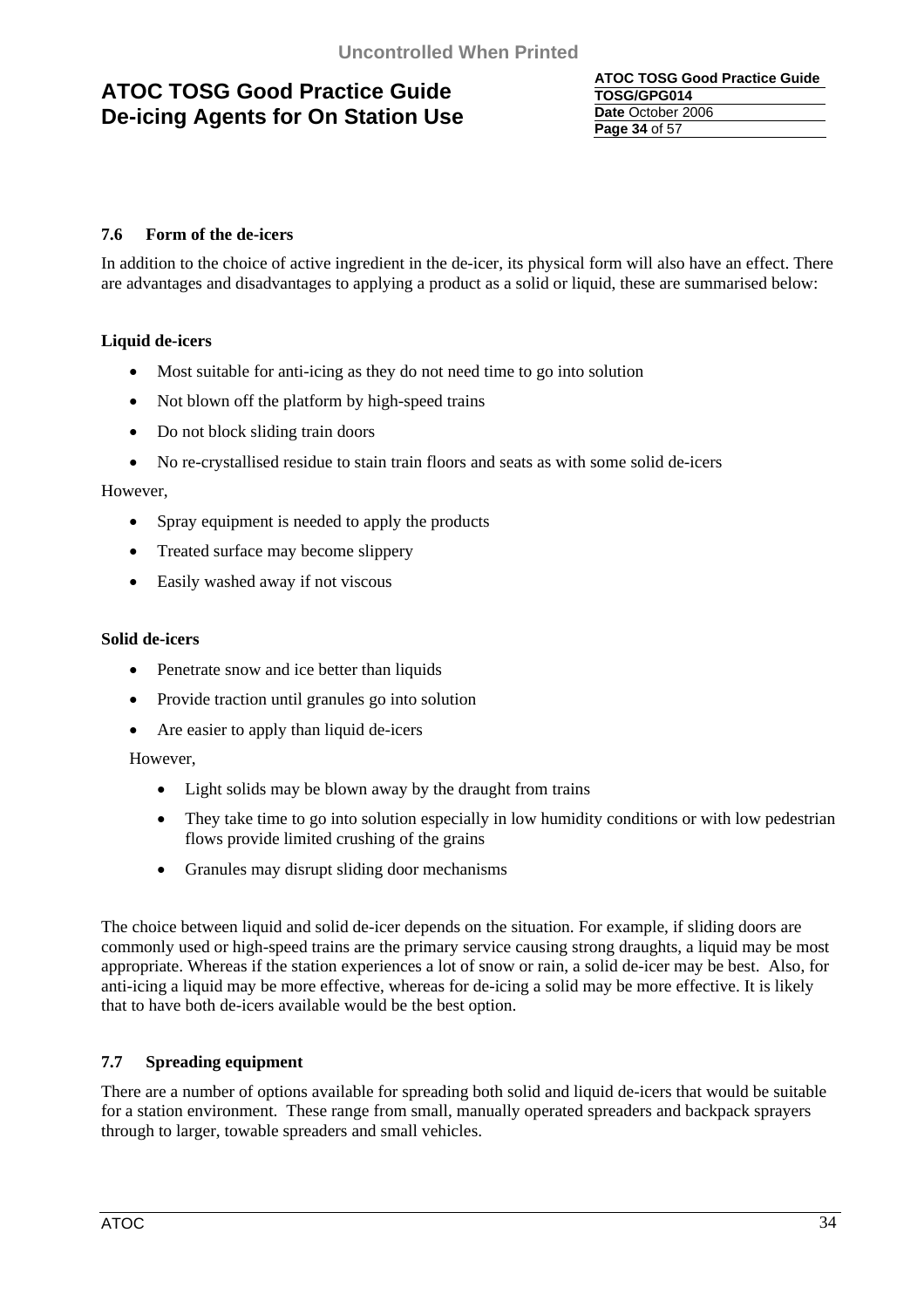### 7.6 Form of the de-icers

In addition to the choice of active ingredient in the de-icer, its physical form will also have an effect. There are advantages and disadvantages to applying a product as a solid or liquid, these are summarised below:

**Liquid de-icers**

- Most suitable for anti-icing as they do not need time to go into solution
- Not blown off the platform by high-speed trains
- Do not block sliding train doors
- No re-crystallised residue to stain train floors and seats as with some solid de-icers

However,

- Spray equipment is needed to apply the products
- Treated surface may become slippery
- Easily washed away if not viscous

**Solid de-icers**

- Penetrate snow and ice better than liquids
- Provide traction until granules go into solution
- Are easier to apply than liquid de-icers

However,

- Light solids may be blown away by the draught from trains
- They take time to go into solution especially in low humidity conditions or with low pedestrian flows provide limited crushing of the grains
- Granules may disrupt sliding door mechanisms

The choice between liquid and solid de-icer depends on the situation. For example, if sliding doors are commonly used or high-speed trains are the primary service causing strong draughts, a liquid may be most appropriate. Whereas if the station experiences a lot of snow or rain, a solid de-icer may be best. Also, for anti-icing a liquid may be more effective, whereas for de-icing a solid may be more effective. It is likely that to have both de-icers available would be the best option.

### 7.7 Spreading equipment

There are a number of options available for spreading both solid and liquid de-icers that would be suitable for a station environment. These range from small, manually operated spreaders and backpack sprayers through to larger, towable spreaders and small vehicles.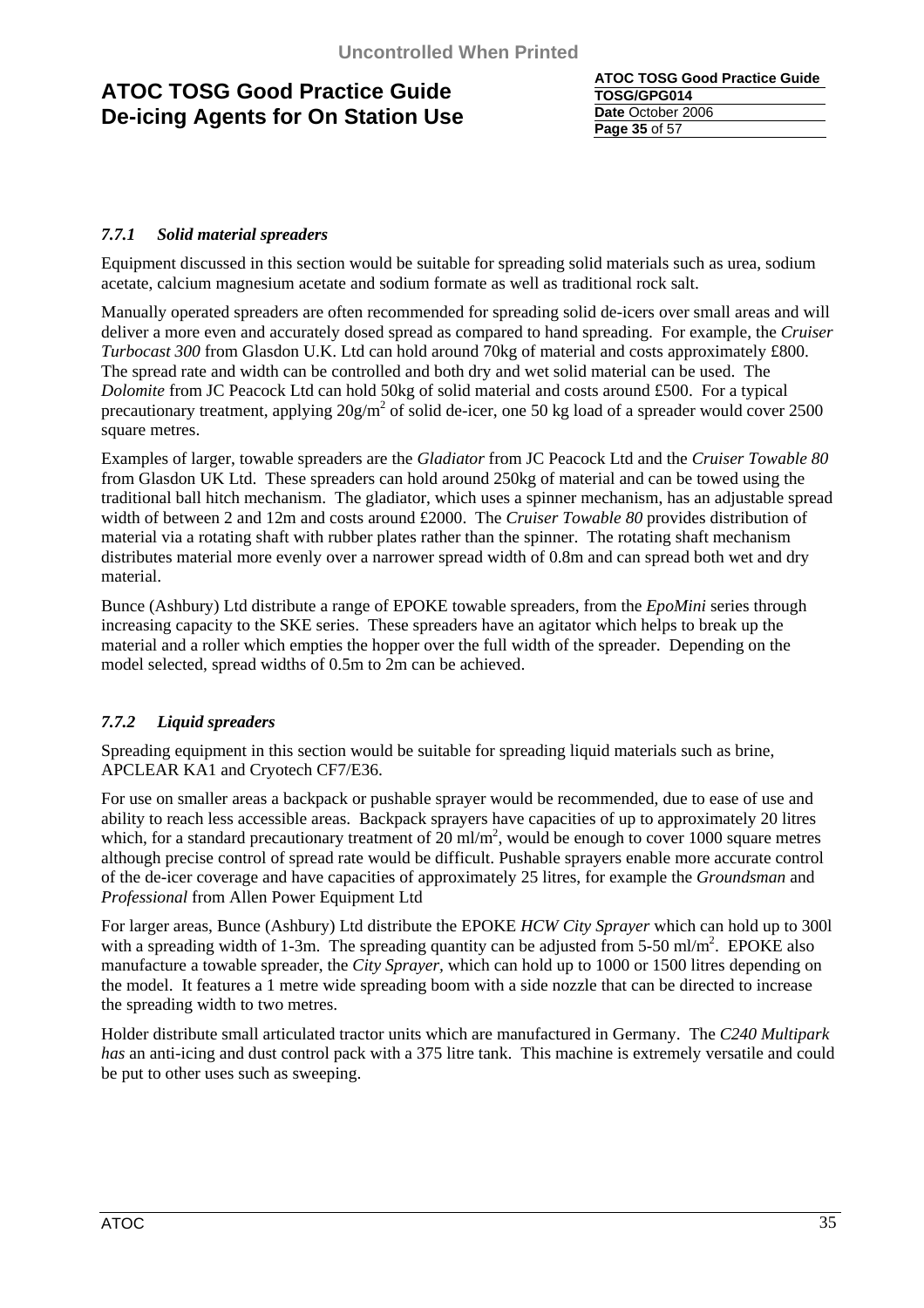### *7.7.1 Solid material spreaders*

Equipment discussed in this section would be suitable for spreading solid materials such as urea, sodium acetate, calcium magnesium acetate and sodium formate as well as traditional rock salt.

Manually operated spreaders are often recommended for spreading solid de-icers over small areas and will deliver a more even and accurately dosed spread as compared to hand spreading. For example, the *Cruiser Turbocast 300* from Glasdon U.K. Ltd can hold around 70kg of material and costs approximately £800. The spread rate and width can be controlled and both dry and wet solid material can be used. The *Dolomite* from JC Peacock Ltd can hold 50kg of solid material and costs around £500. For a typical precautionary treatment, applying 20g/m$^2$ of solid de-icer, one 50 kg load of a spreader would cover 2500 square metres.

Examples of larger, towable spreaders are the *Gladiator* from JC Peacock Ltd and the *Cruiser Towable 80* from Glasdon UK Ltd. These spreaders can hold around 250kg of material and can be towed using the traditional ball hitch mechanism. The gladiator, which uses a spinner mechanism, has an adjustable spread width of between 2 and 12m and costs around £2000. The *Cruiser Towable 80* provides distribution of material via a rotating shaft with rubber plates rather than the spinner. The rotating shaft mechanism distributes material more evenly over a narrower spread width of 0.8m and can spread both wet and dry material.

Bunce (Ashbury) Ltd distribute a range of EPOKE towable spreaders, from the *EpoMini* series through increasing capacity to the SKE series. These spreaders have an agitator which helps to break up the material and a roller which empties the hopper over the full width of the spreader. Depending on the model selected, spread widths of 0.5m to 2m can be achieved.

### *7.7.2 Liquid spreaders*

Spreading equipment in this section would be suitable for spreading liquid materials such as brine, APCLEAR KA1 and Cryotech CF7/E36.

For use on smaller areas a backpack or pushable sprayer would be recommended, due to ease of use and ability to reach less accessible areas. Backpack sprayers have capacities of up to approximately 20 litres which, for a standard precautionary treatment of 20 ml/m$^2$, would be enough to cover 1000 square metres although precise control of spread rate would be difficult. Pushable sprayers enable more accurate control of the de-icer coverage and have capacities of approximately 25 litres, for example the *Groundsman* and *Professional* from Allen Power Equipment Ltd

For larger areas, Bunce (Ashbury) Ltd distribute the EPOKE *HCW City Sprayer* which can hold up to 300l with a spreading width of 1-3m. The spreading quantity can be adjusted from 5-50 ml/m$^2$. EPOKE also manufacture a towable spreader, the *City Sprayer,* which can hold up to 1000 or 1500 litres depending on the model. It features a 1 metre wide spreading boom with a side nozzle that can be directed to increase the spreading width to two metres.

Holder distribute small articulated tractor units which are manufactured in Germany. The *C240 Multipark has* an anti-icing and dust control pack with a 375 litre tank. This machine is extremely versatile and could be put to other uses such as sweeping.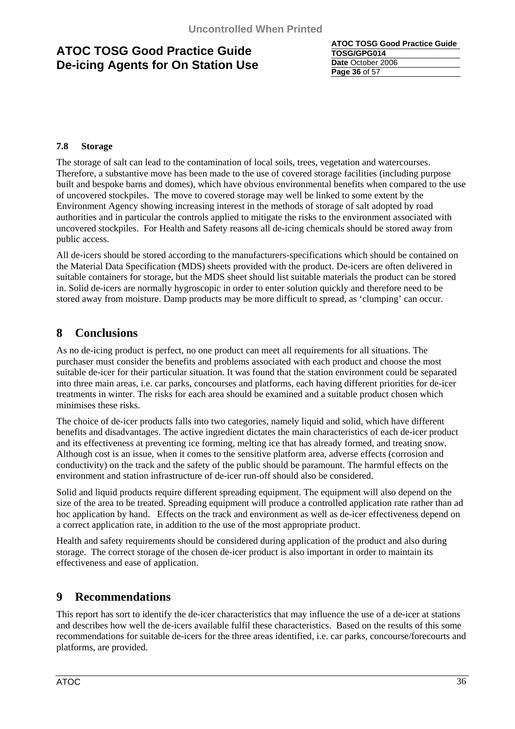### 7.8 Storage

The storage of salt can lead to the contamination of local soils, trees, vegetation and watercourses. Therefore, a substantive move has been made to the use of covered storage facilities (including purpose built and bespoke barns and domes), which have obvious environmental benefits when compared to the use of uncovered stockpiles. The move to covered storage may well be linked to some extent by the Environment Agency showing increasing interest in the methods of storage of salt adopted by road authorities and in particular the controls applied to mitigate the risks to the environment associated with uncovered stockpiles. For Health and Safety reasons all de-icing chemicals should be stored away from public access.

All de-icers should be stored according to the manufacturers-specifications which should be contained on the Material Data Specification (MDS) sheets provided with the product. De-icers are often delivered in suitable containers for storage, but the MDS sheet should list suitable materials the product can be stored in. Solid de-icers are normally hygroscopic in order to enter solution quickly and therefore need to be stored away from moisture. Damp products may be more difficult to spread, as 'clumping' can occur.

## 8 Conclusions

As no de-icing product is perfect, no one product can meet all requirements for all situations. The purchaser must consider the benefits and problems associated with each product and choose the most suitable de-icer for their particular situation. It was found that the station environment could be separated into three main areas, i.e. car parks, concourses and platforms, each having different priorities for de-icer treatments in winter. The risks for each area should be examined and a suitable product chosen which minimises these risks.

The choice of de-icer products falls into two categories, namely liquid and solid, which have different benefits and disadvantages. The active ingredient dictates the main characteristics of each de-icer product and its effectiveness at preventing ice forming, melting ice that has already formed, and treating snow. Although cost is an issue, when it comes to the sensitive platform area, adverse effects (corrosion and conductivity) on the track and the safety of the public should be paramount. The harmful effects on the environment and station infrastructure of de-icer run-off should also be considered.

Solid and liquid products require different spreading equipment. The equipment will also depend on the size of the area to be treated. Spreading equipment will produce a controlled application rate rather than ad hoc application by hand. Effects on the track and environment as well as de-icer effectiveness depend on a correct application rate, in addition to the use of the most appropriate product.

Health and safety requirements should be considered during application of the product and also during storage. The correct storage of the chosen de-icer product is also important in order to maintain its effectiveness and ease of application.

## 9 Recommendations

This report has sort to identify the de-icer characteristics that may influence the use of a de-icer at stations and describes how well the de-icers available fulfil these characteristics. Based on the results of this some recommendations for suitable de-icers for the three areas identified, i.e. car parks, concourse/forecourts and platforms, are provided.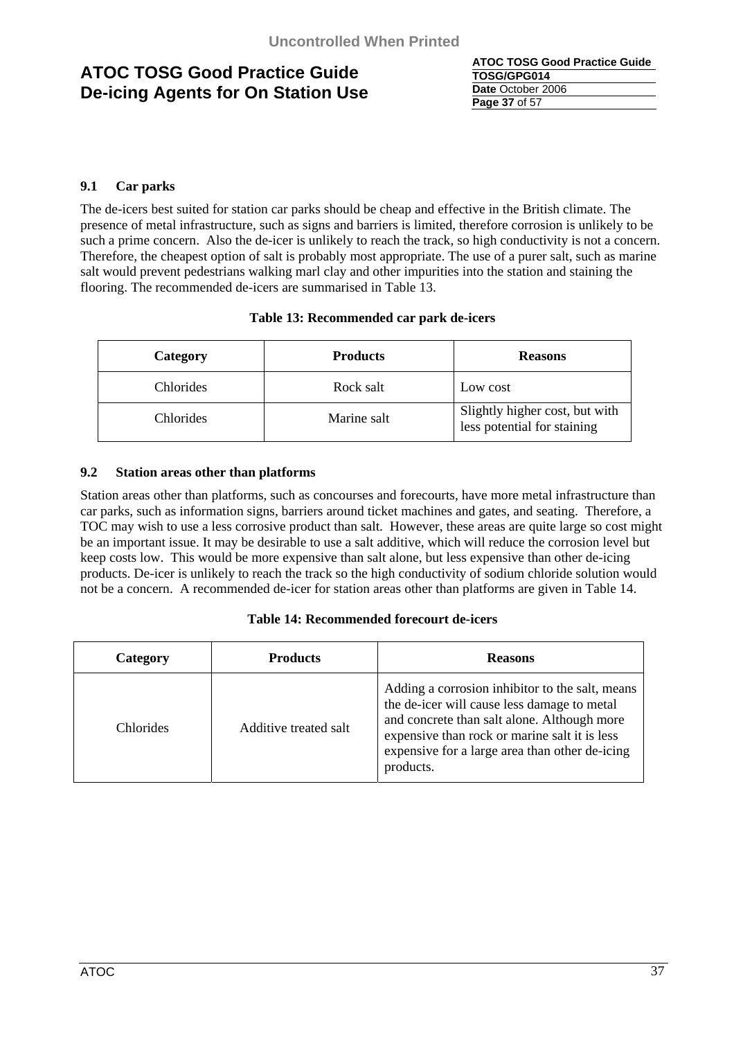### 9.1 Car parks

The de-icers best suited for station car parks should be cheap and effective in the British climate. The presence of metal infrastructure, such as signs and barriers is limited, therefore corrosion is unlikely to be such a prime concern. Also the de-icer is unlikely to reach the track, so high conductivity is not a concern. Therefore, the cheapest option of salt is probably most appropriate. The use of a purer salt, such as marine salt would prevent pedestrians walking marl clay and other impurities into the station and staining the flooring. The recommended de-icers are summarised in Table 13.

**Table 13: Recommended car park de-icers**

| Category | Products | Reasons |
|---|---|---|
| Chlorides | Rock salt | Low cost |
| Chlorides | Marine salt | Slightly higher cost, but with less potential for staining |

### 9.2 Station areas other than platforms

Station areas other than platforms, such as concourses and forecourts, have more metal infrastructure than car parks, such as information signs, barriers around ticket machines and gates, and seating. Therefore, a TOC may wish to use a less corrosive product than salt. However, these areas are quite large so cost might be an important issue. It may be desirable to use a salt additive, which will reduce the corrosion level but keep costs low. This would be more expensive than salt alone, but less expensive than other de-icing products. De-icer is unlikely to reach the track so the high conductivity of sodium chloride solution would not be a concern. A recommended de-icer for station areas other than platforms are given in Table 14.

**Table 14: Recommended forecourt de-icers**

| Category | Products | Reasons |
|---|---|---|
| Chlorides | Additive treated salt | Adding a corrosion inhibitor to the salt, means the de-icer will cause less damage to metal and concrete than salt alone. Although more expensive than rock or marine salt it is less expensive for a large area than other de-icing products. |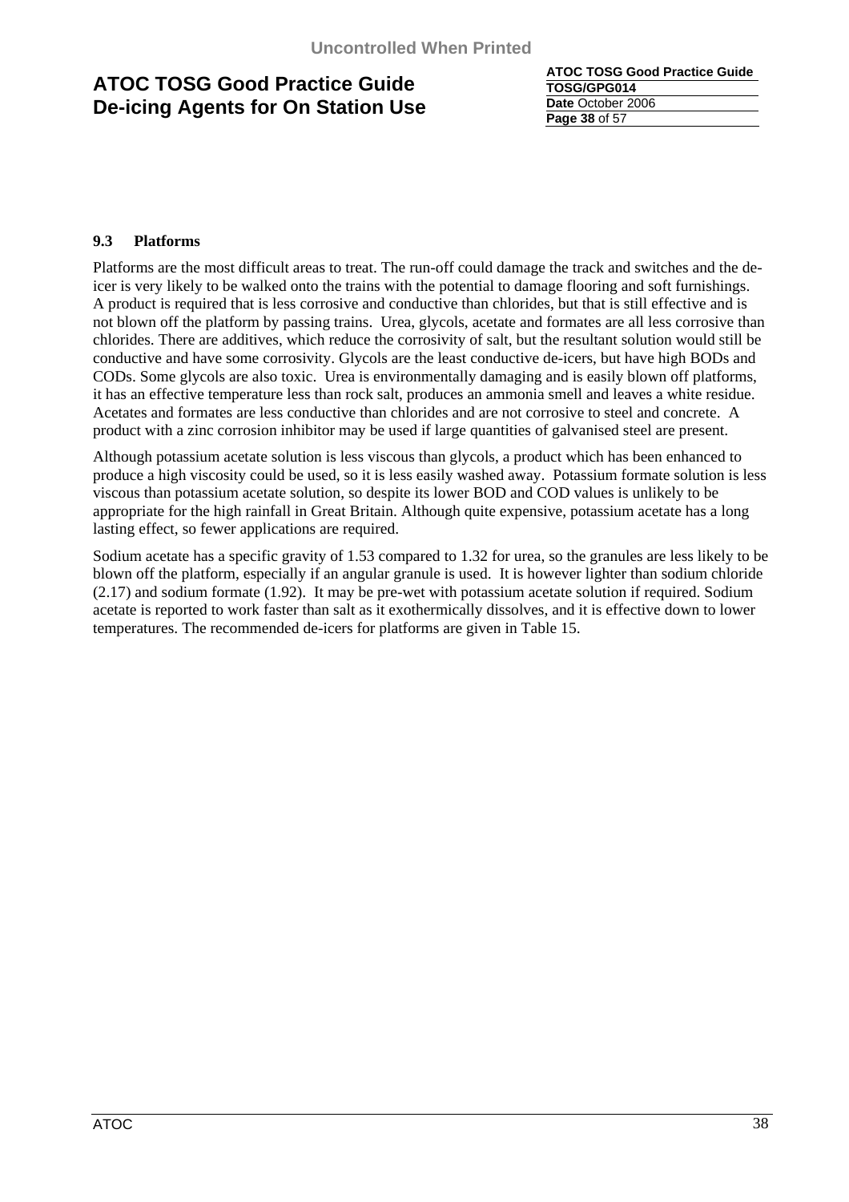### 9.3 Platforms

Platforms are the most difficult areas to treat. The run-off could damage the track and switches and the de-icer is very likely to be walked onto the trains with the potential to damage flooring and soft furnishings. A product is required that is less corrosive and conductive than chlorides, but that is still effective and is not blown off the platform by passing trains. Urea, glycols, acetate and formates are all less corrosive than chlorides. There are additives, which reduce the corrosivity of salt, but the resultant solution would still be conductive and have some corrosivity. Glycols are the least conductive de-icers, but have high BODs and CODs. Some glycols are also toxic. Urea is environmentally damaging and is easily blown off platforms, it has an effective temperature less than rock salt, produces an ammonia smell and leaves a white residue. Acetates and formates are less conductive than chlorides and are not corrosive to steel and concrete. A product with a zinc corrosion inhibitor may be used if large quantities of galvanised steel are present.

Although potassium acetate solution is less viscous than glycols, a product which has been enhanced to produce a high viscosity could be used, so it is less easily washed away. Potassium formate solution is less viscous than potassium acetate solution, so despite its lower BOD and COD values is unlikely to be appropriate for the high rainfall in Great Britain. Although quite expensive, potassium acetate has a long lasting effect, so fewer applications are required.

Sodium acetate has a specific gravity of 1.53 compared to 1.32 for urea, so the granules are less likely to be blown off the platform, especially if an angular granule is used. It is however lighter than sodium chloride (2.17) and sodium formate (1.92). It may be pre-wet with potassium acetate solution if required. Sodium acetate is reported to work faster than salt as it exothermically dissolves, and it is effective down to lower temperatures. The recommended de-icers for platforms are given in Table 15.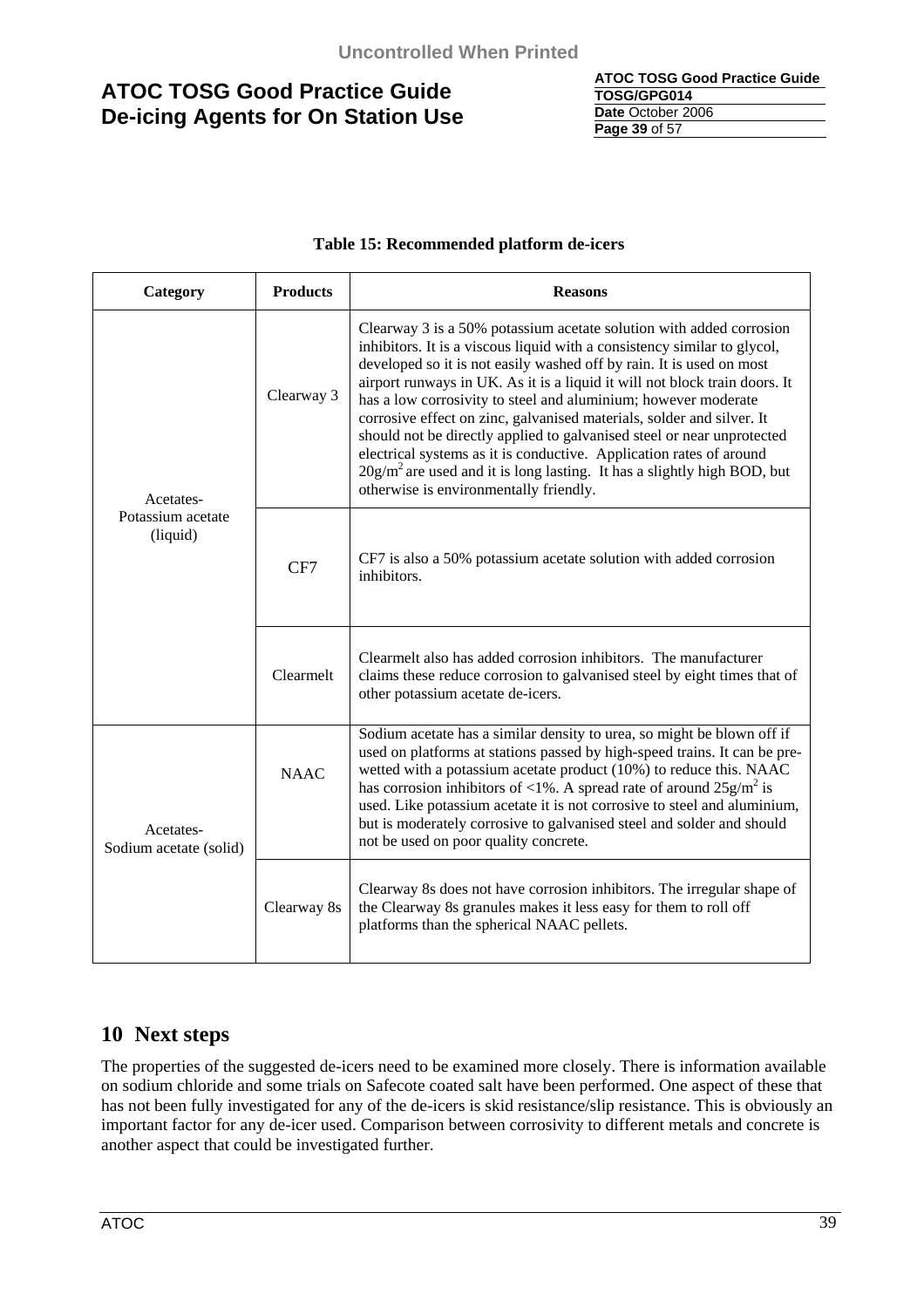**Table 15: Recommended platform de-icers**

| Category | Products | Reasons |
|---|---|---|
| Acetates- Potassium acetate (liquid) | Clearway 3 | Clearway 3 is a 50% potassium acetate solution with added corrosion inhibitors. It is a viscous liquid with a consistency similar to glycol, developed so it is not easily washed off by rain. It is used on most airport runways in UK. As it is a liquid it will not block train doors. It has a low corrosivity to steel and aluminium; however moderate corrosive effect on zinc, galvanised materials, solder and silver. It should not be directly applied to galvanised steel or near unprotected electrical systems as it is conductive. Application rates of around $20g/m^2$ are used and it is long lasting. It has a slightly high BOD, but otherwise is environmentally friendly. |
| | CF7 | CF7 is also a 50% potassium acetate solution with added corrosion inhibitors. |
| | Clearmelt | Clearmelt also has added corrosion inhibitors. The manufacturer claims these reduce corrosion to galvanised steel by eight times that of other potassium acetate de-icers. |
| Acetates- Sodium acetate (solid) | NAAC | Sodium acetate has a similar density to urea, so might be blown off if used on platforms at stations passed by high-speed trains. It can be pre-wetted with a potassium acetate product (10%) to reduce this. NAAC has corrosion inhibitors of <1%. A spread rate of around $25g/m^2$ is used. Like potassium acetate it is not corrosive to steel and aluminium, but is moderately corrosive to galvanised steel and solder and should not be used on poor quality concrete. |
| | Clearway 8s | Clearway 8s does not have corrosion inhibitors. The irregular shape of the Clearway 8s granules makes it less easy for them to roll off platforms than the spherical NAAC pellets. |

## 10 Next steps

The properties of the suggested de-icers need to be examined more closely. There is information available on sodium chloride and some trials on Safecote coated salt have been performed. One aspect of these that has not been fully investigated for any of the de-icers is skid resistance/slip resistance. This is obviously an important factor for any de-icer used. Comparison between corrosivity to different metals and concrete is another aspect that could be investigated further.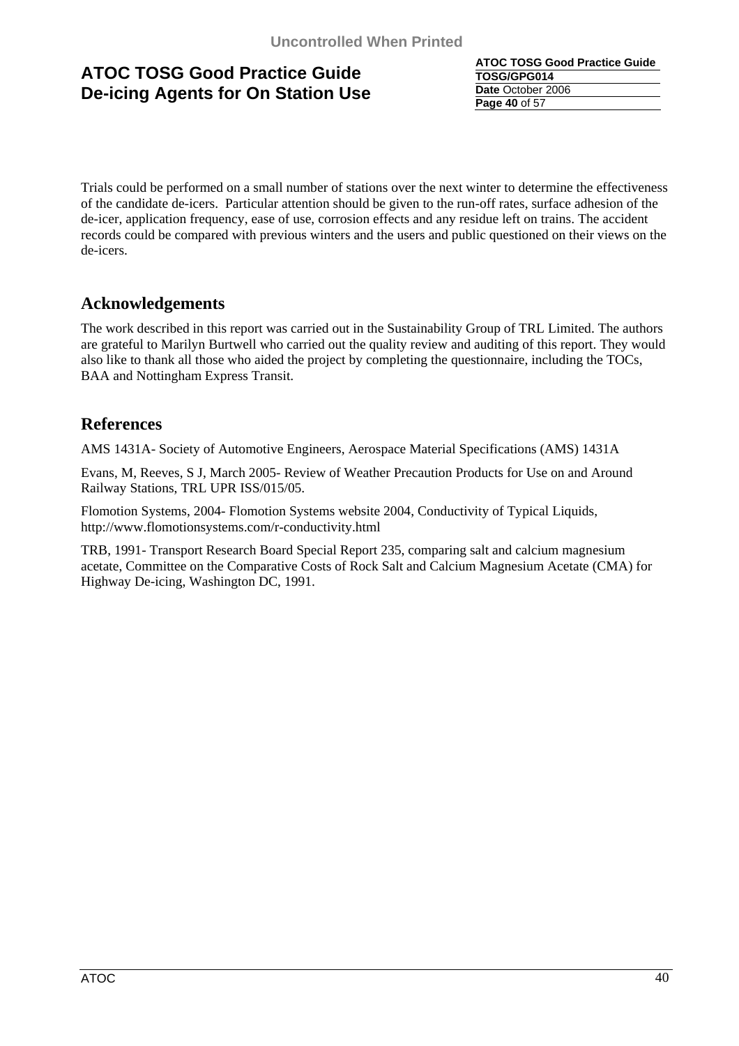Trials could be performed on a small number of stations over the next winter to determine the effectiveness of the candidate de-icers. Particular attention should be given to the run-off rates, surface adhesion of the de-icer, application frequency, ease of use, corrosion effects and any residue left on trains. The accident records could be compared with previous winters and the users and public questioned on their views on the de-icers.

## Acknowledgements

The work described in this report was carried out in the Sustainability Group of TRL Limited. The authors are grateful to Marilyn Burtwell who carried out the quality review and auditing of this report. They would also like to thank all those who aided the project by completing the questionnaire, including the TOCs, BAA and Nottingham Express Transit.

## References

AMS 1431A- Society of Automotive Engineers, Aerospace Material Specifications (AMS) 1431A

Evans, M, Reeves, S J, March 2005- Review of Weather Precaution Products for Use on and Around Railway Stations, TRL UPR ISS/015/05.

Flomotion Systems, 2004- Flomotion Systems website 2004, Conductivity of Typical Liquids, http://www.flomotionsystems.com/r-conductivity.html

TRB, 1991- Transport Research Board Special Report 235, comparing salt and calcium magnesium acetate, Committee on the Comparative Costs of Rock Salt and Calcium Magnesium Acetate (CMA) for Highway De-icing, Washington DC, 1991.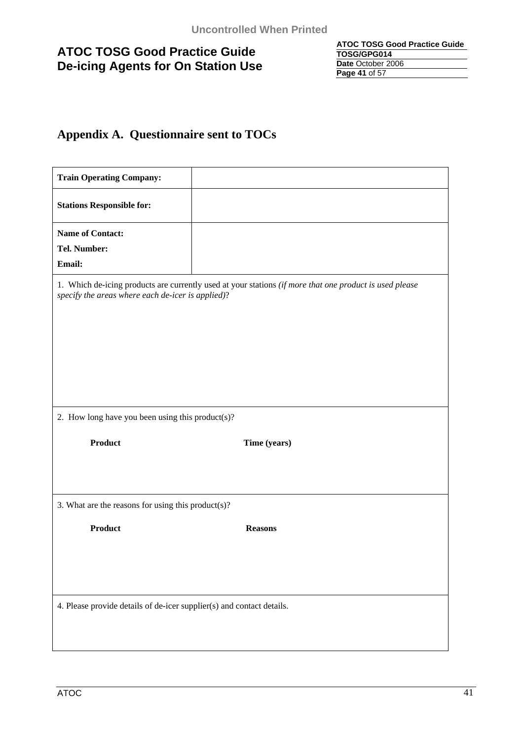## Appendix A. Questionnaire sent to TOCs

| | |
|---|---|
| **Train Operating Company:** | |
| **Stations Responsible for:** | |
| **Name of Contact:**<br>**Tel. Number:**<br>**Email:** | |

1. Which de-icing products are currently used at your stations *(if more that one product is used please specify the areas where each de-icer is applied)*?

2. How long have you been using this product(s)?

| **Product** | **Time (years)** |
|---|---|
| | |

3. What are the reasons for using this product(s)?

| **Product** | **Reasons** |
|---|---|
| | |

4. Please provide details of de-icer supplier(s) and contact details.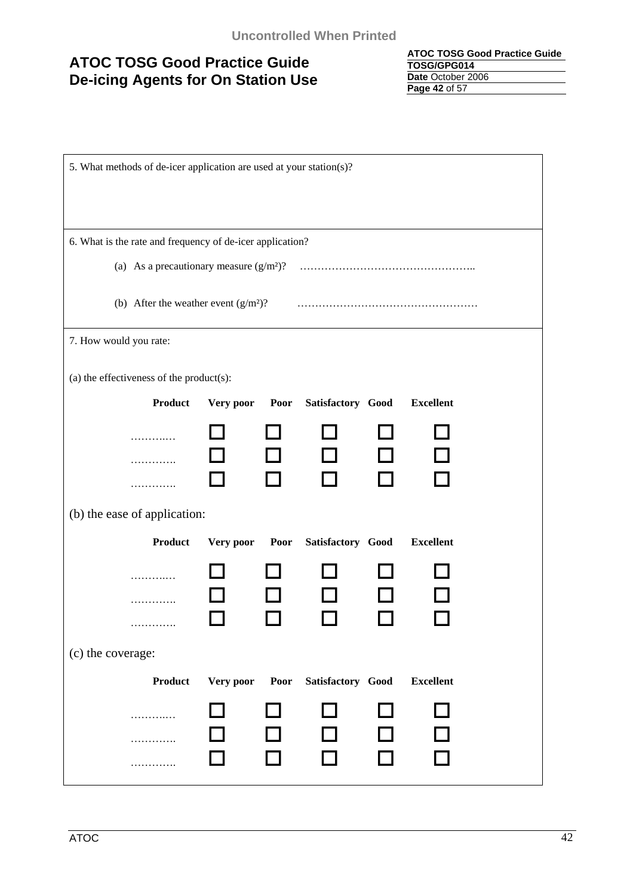5. What methods of de-icer application are used at your station(s)?

6. What is the rate and frequency of de-icer application?

(a) As a precautionary measure (g/m²)? …………………………………………..

(b) After the weather event (g/m²)? ……………………………………………

7. How would you rate:

(a) the effectiveness of the product(s):

| Product | Very poor | Poor | Satisfactory | Good | Excellent |
|---|---|---|---|---|---|
| ………..… | ☐ | ☐ | ☐ | ☐ | ☐ |
| …………. | ☐ | ☐ | ☐ | ☐ | ☐ |
| …………. | ☐ | ☐ | ☐ | ☐ | ☐ |

(b) the ease of application:

| Product | Very poor | Poor | Satisfactory | Good | Excellent |
|---|---|---|---|---|---|
| ………..… | ☐ | ☐ | ☐ | ☐ | ☐ |
| …………. | ☐ | ☐ | ☐ | ☐ | ☐ |
| …………. | ☐ | ☐ | ☐ | ☐ | ☐ |

(c) the coverage:

| Product | Very poor | Poor | Satisfactory | Good | Excellent |
|---|---|---|---|---|---|
| ………..… | ☐ | ☐ | ☐ | ☐ | ☐ |
| …………. | ☐ | ☐ | ☐ | ☐ | ☐ |
| …………. | ☐ | ☐ | ☐ | ☐ | ☐ |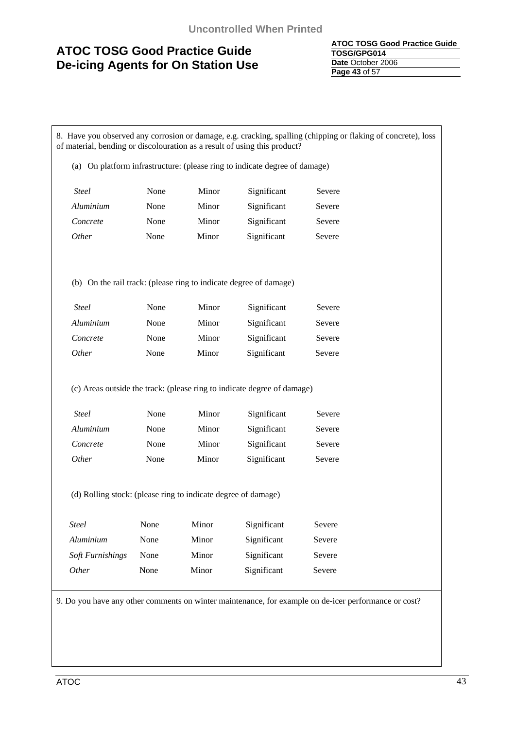8. Have you observed any corrosion or damage, e.g. cracking, spalling (chipping or flaking of concrete), loss of material, bending or discolouration as a result of using this product?

(a) On platform infrastructure: (please ring to indicate degree of damage)

| | | | | |
|---|---|---|---|---|
| *Steel* | None | Minor | Significant | Severe |
| *Aluminium* | None | Minor | Significant | Severe |
| *Concrete* | None | Minor | Significant | Severe |
| *Other* | None | Minor | Significant | Severe |

(b) On the rail track: (please ring to indicate degree of damage)

| | | | | |
|---|---|---|---|---|
| *Steel* | None | Minor | Significant | Severe |
| *Aluminium* | None | Minor | Significant | Severe |
| *Concrete* | None | Minor | Significant | Severe |
| *Other* | None | Minor | Significant | Severe |

(c) Areas outside the track: (please ring to indicate degree of damage)

| | | | | |
|---|---|---|---|---|
| *Steel* | None | Minor | Significant | Severe |
| *Aluminium* | None | Minor | Significant | Severe |
| *Concrete* | None | Minor | Significant | Severe |
| *Other* | None | Minor | Significant | Severe |

(d) Rolling stock: (please ring to indicate degree of damage)

| | | | | |
|---|---|---|---|---|
| *Steel* | None | Minor | Significant | Severe |
| *Aluminium* | None | Minor | Significant | Severe |
| *Soft Furnishings* | None | Minor | Significant | Severe |
| *Other* | None | Minor | Significant | Severe |

9. Do you have any other comments on winter maintenance, for example on de-icer performance or cost?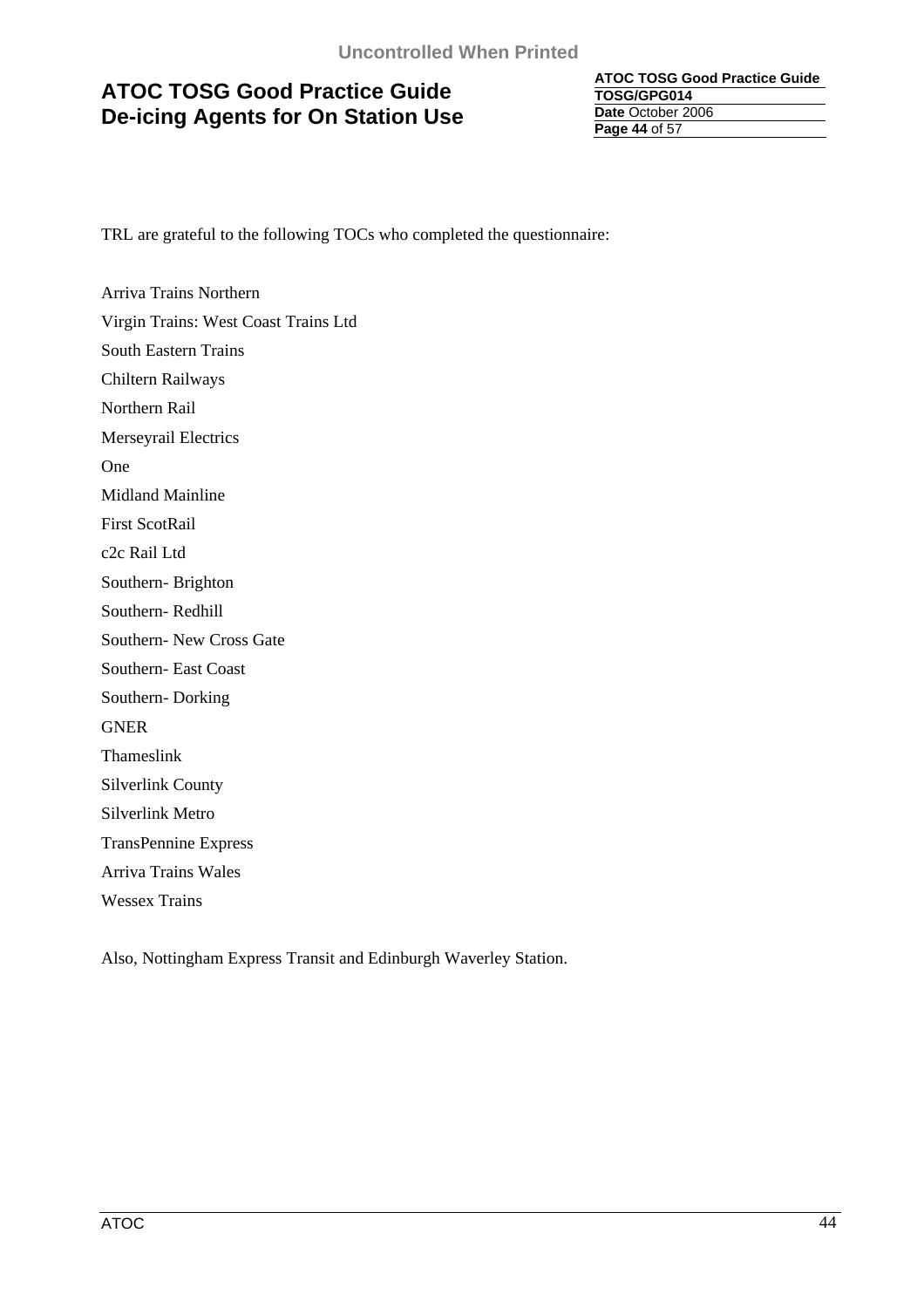TRL are grateful to the following TOCs who completed the questionnaire:

Arriva Trains Northern

Virgin Trains: West Coast Trains Ltd

South Eastern Trains

Chiltern Railways

Northern Rail

Merseyrail Electrics

One

Midland Mainline

First ScotRail

c2c Rail Ltd

Southern- Brighton

Southern- Redhill

Southern- New Cross Gate

Southern- East Coast

Southern- Dorking

GNER

Thameslink

Silverlink County

Silverlink Metro

TransPennine Express

Arriva Trains Wales

Wessex Trains

Also, Nottingham Express Transit and Edinburgh Waverley Station.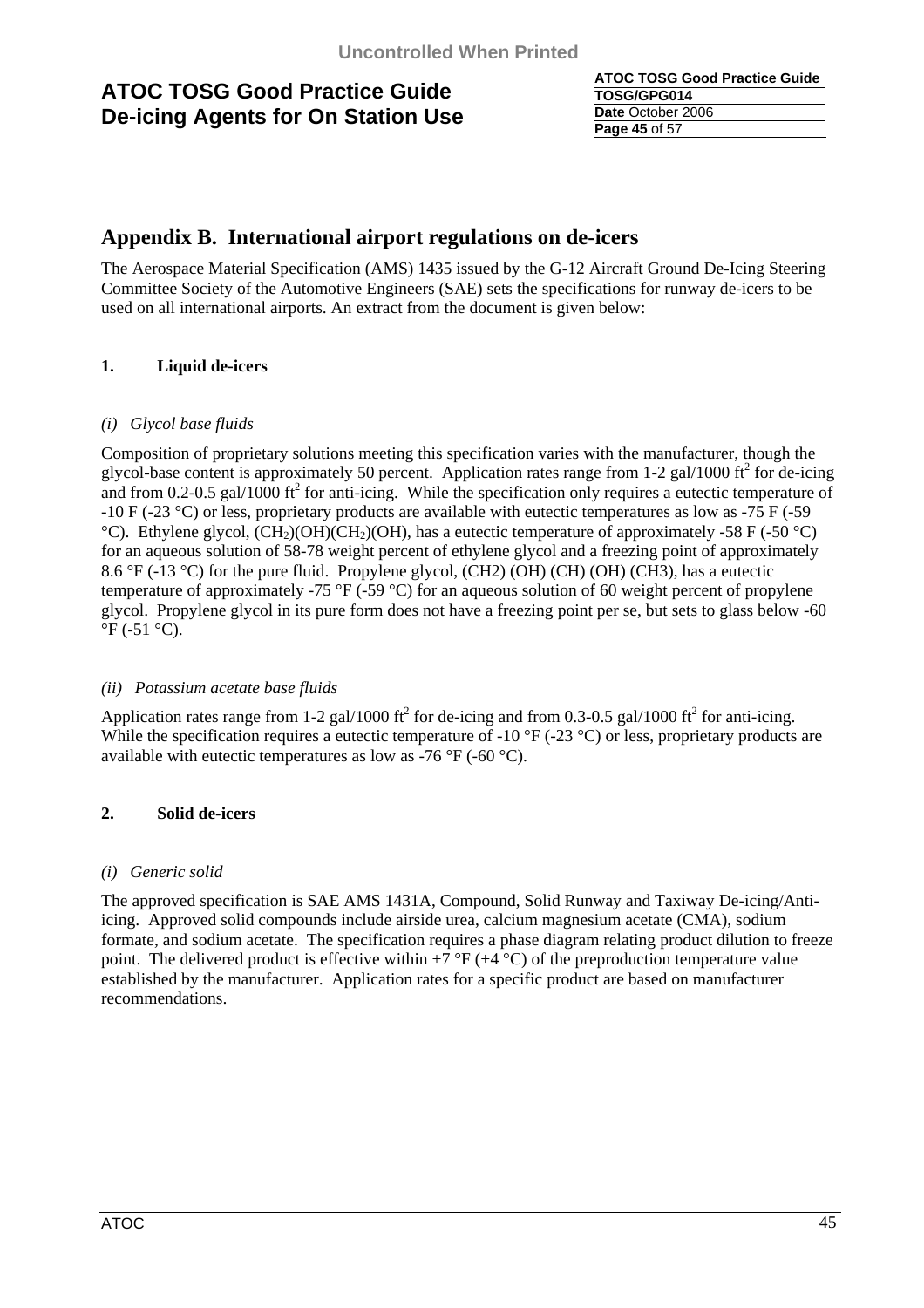## Appendix B. International airport regulations on de-icers

The Aerospace Material Specification (AMS) 1435 issued by the G-12 Aircraft Ground De-Icing Steering Committee Society of the Automotive Engineers (SAE) sets the specifications for runway de-icers to be used on all international airports. An extract from the document is given below:

### 1. Liquid de-icers

*(i) Glycol base fluids*

Composition of proprietary solutions meeting this specification varies with the manufacturer, though the glycol-base content is approximately 50 percent. Application rates range from 1-2 gal/1000 $ft^2$ for de-icing and from 0.2-0.5 gal/1000 $ft^2$ for anti-icing. While the specification only requires a eutectic temperature of -10 F (-23 °C) or less, proprietary products are available with eutectic temperatures as low as -75 F (-59 °C). Ethylene glycol, $(CH_2)(OH)(CH_2)(OH)$, has a eutectic temperature of approximately -58 F (-50 °C) for an aqueous solution of 58-78 weight percent of ethylene glycol and a freezing point of approximately 8.6 °F (-13 °C) for the pure fluid. Propylene glycol, (CH2) (OH) (CH) (OH) (CH3), has a eutectic temperature of approximately -75 °F (-59 °C) for an aqueous solution of 60 weight percent of propylene glycol. Propylene glycol in its pure form does not have a freezing point per se, but sets to glass below -60 °F (-51 °C).

*(ii) Potassium acetate base fluids*

Application rates range from 1-2 gal/1000 $ft^2$ for de-icing and from 0.3-0.5 gal/1000 $ft^2$ for anti-icing. While the specification requires a eutectic temperature of -10 °F (-23 °C) or less, proprietary products are available with eutectic temperatures as low as -76 °F (-60 °C).

### 2. Solid de-icers

*(i) Generic solid*

The approved specification is SAE AMS 1431A, Compound, Solid Runway and Taxiway De-icing/Anti-icing. Approved solid compounds include airside urea, calcium magnesium acetate (CMA), sodium formate, and sodium acetate. The specification requires a phase diagram relating product dilution to freeze point. The delivered product is effective within +7 °F (+4 °C) of the preproduction temperature value established by the manufacturer. Application rates for a specific product are based on manufacturer recommendations.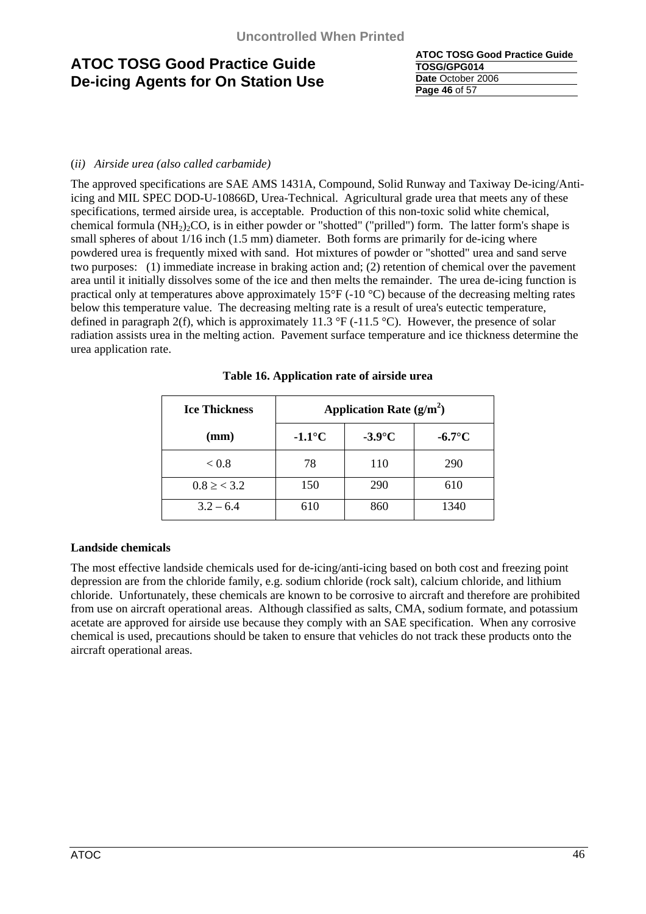(*ii*) *Airside urea (also called carbamide)*

The approved specifications are SAE AMS 1431A, Compound, Solid Runway and Taxiway De-icing/Anti-icing and MIL SPEC DOD-U-10866D, Urea-Technical. Agricultural grade urea that meets any of these specifications, termed airside urea, is acceptable. Production of this non-toxic solid white chemical, chemical formula $(NH_2)_2CO$, is in either powder or "shotted" ("prilled") form. The latter form's shape is small spheres of about 1/16 inch (1.5 mm) diameter. Both forms are primarily for de-icing where powdered urea is frequently mixed with sand. Hot mixtures of powder or "shotted" urea and sand serve two purposes: (1) immediate increase in braking action and; (2) retention of chemical over the pavement area until it initially dissolves some of the ice and then melts the remainder. The urea de-icing function is practical only at temperatures above approximately 15°F (-10 °C) because of the decreasing melting rates below this temperature value. The decreasing melting rate is a result of urea's eutectic temperature, defined in paragraph 2(f), which is approximately 11.3 °F (-11.5 °C). However, the presence of solar radiation assists urea in the melting action. Pavement surface temperature and ice thickness determine the urea application rate.

**Table 16. Application rate of airside urea**

| **Ice Thickness** | **Application Rate (g/m$^2$)** | | |
|---|---|---|---|
| **(mm)** | **-1.1°C** | **-3.9°C** | **-6.7°C** |
| < 0.8 | 78 | 110 | 290 |
| 0.8 ≥ < 3.2 | 150 | 290 | 610 |
| 3.2 – 6.4 | 610 | 860 | 1340 |

**Landside chemicals**

The most effective landside chemicals used for de-icing/anti-icing based on both cost and freezing point depression are from the chloride family, e.g. sodium chloride (rock salt), calcium chloride, and lithium chloride. Unfortunately, these chemicals are known to be corrosive to aircraft and therefore are prohibited from use on aircraft operational areas. Although classified as salts, CMA, sodium formate, and potassium acetate are approved for airside use because they comply with an SAE specification. When any corrosive chemical is used, precautions should be taken to ensure that vehicles do not track these products onto the aircraft operational areas.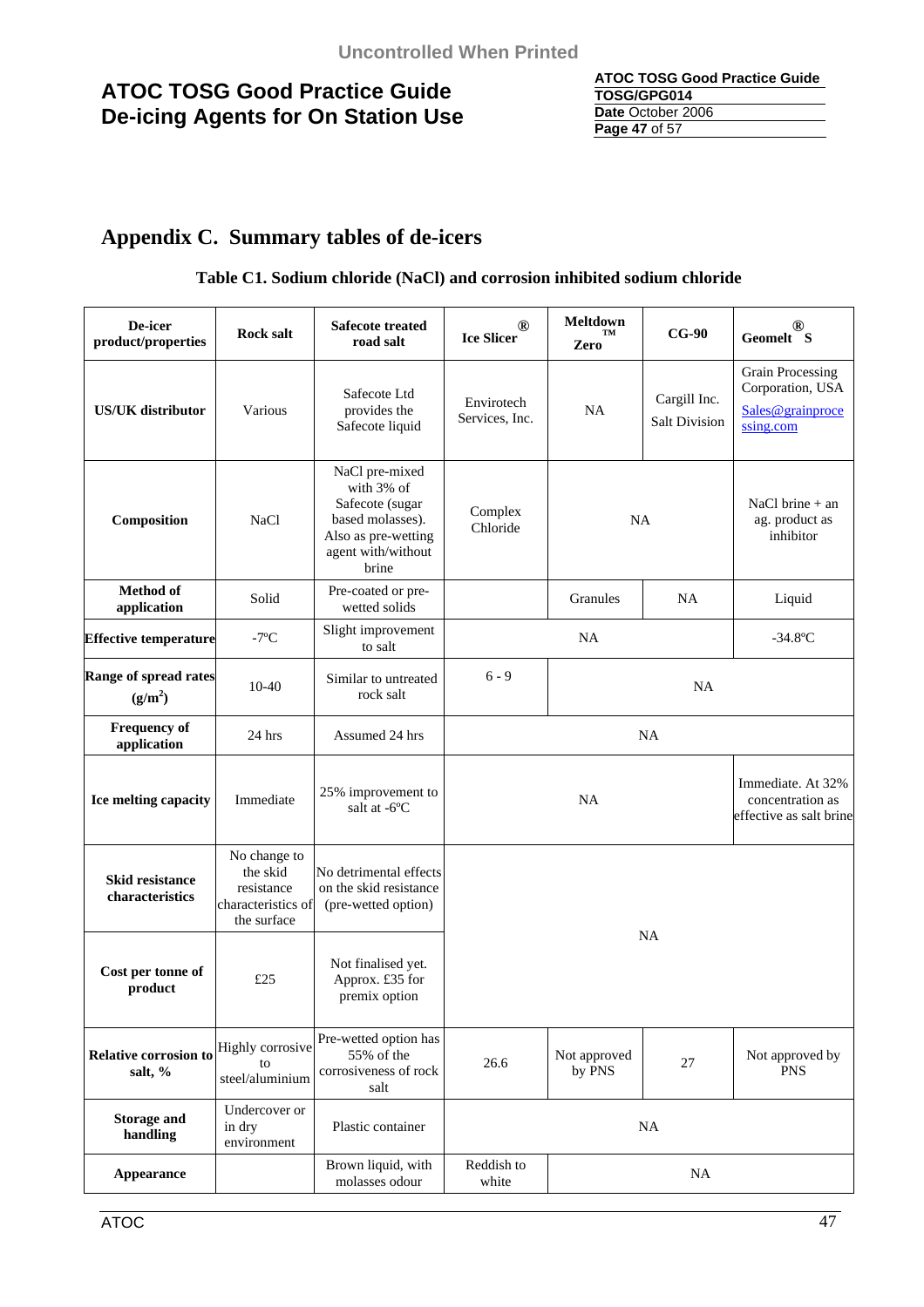## Appendix C. Summary tables of de-icers

**Table C1. Sodium chloride (NaCl) and corrosion inhibited sodium chloride**

| De-icer product/properties | Rock salt | Safecote treated road salt | Ice Slicer® | Meltdown Zero™ | CG-90 | Geomelt® S |
|---|---|---|---|---|---|---|
| **US/UK distributor** | Various | Safecote Ltd provides the Safecote liquid | Envirotech Services, Inc. | NA | Cargill Inc. Salt Division | Grain Processing Corporation, USA Sales@grainprocessing.com |
| **Composition** | NaCl | NaCl pre-mixed with 3% of Safecote (sugar based molasses). Also as pre-wetting agent with/without brine | Complex Chloride | NA | | NaCl brine + an ag. product as inhibitor |
| **Method of application** | Solid | Pre-coated or pre-wetted solids | | Granules | NA | Liquid |
| **Effective temperature** | -7ºC | Slight improvement to salt | NA | | | -34.8ºC |
| **Range of spread rates ($g/m^2$)** | 10-40 | Similar to untreated rock salt | 6 - 9 | NA | | |
| **Frequency of application** | 24 hrs | Assumed 24 hrs | NA | | | |
| **Ice melting capacity** | Immediate | 25% improvement to salt at -6ºC | NA | | | Immediate. At 32% concentration as effective as salt brine |
| **Skid resistance characteristics** | No change to the skid resistance characteristics of the surface | No detrimental effects on the skid resistance (pre-wetted option) | NA | | | |
| **Cost per tonne of product** | £25 | Not finalised yet. Approx. £35 for premix option | | | | |
| **Relative corrosion to salt, %** | Highly corrosive to steel/aluminium | Pre-wetted option has 55% of the corrosiveness of rock salt | 26.6 | Not approved by PNS | 27 | Not approved by PNS |
| **Storage and handling** | Undercover or in dry environment | Plastic container | NA | | | |
| **Appearance** | | Brown liquid, with molasses odour | Reddish to white | NA | | |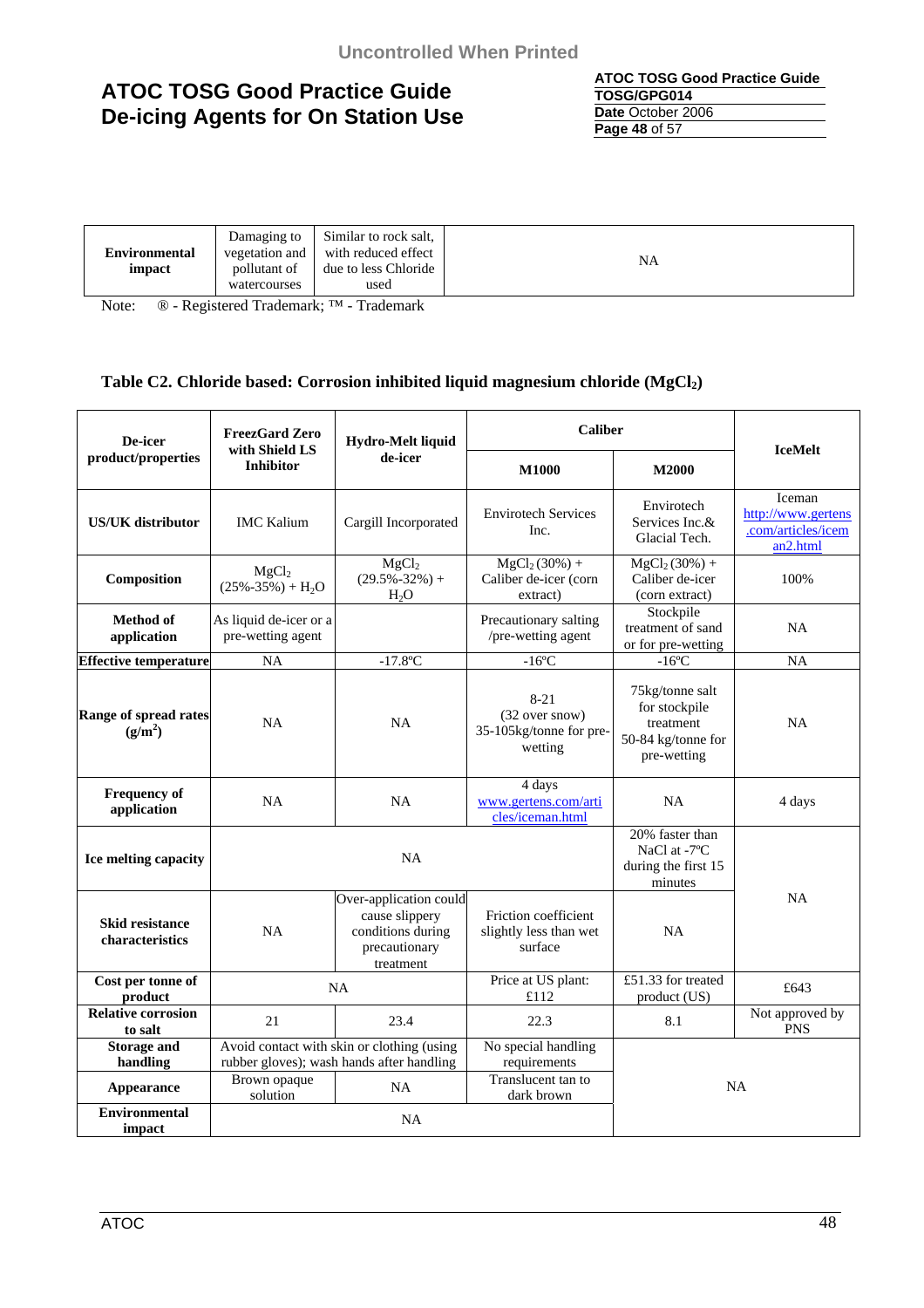| **Environmental impact** | Damaging to vegetation and pollutant of watercourses | Similar to rock salt, with reduced effect due to less Chloride used | NA |
|---|---|---|---|

Note: ® - Registered Trademark; ™ - Trademark

### Table C2. Chloride based: Corrosion inhibited liquid magnesium chloride ($MgCl_2$)

| **De-icer product/properties** | **FreezGard Zero with Shield LS Inhibitor** | **Hydro-Melt liquid de-icer** | **Caliber** | | **IceMelt** |
|---|---|---|---|---|---|
| | | | **M1000** | **M2000** | |
| **US/UK distributor** | IMC Kalium | Cargill Incorporated | Envirotech Services Inc. | Envirotech Services Inc.& Glacial Tech. | Iceman http://www.gertens.com/articles/iceman2.html |
| **Composition** | $MgCl_2$ (25%-35%) + $H_2O$ | $MgCl_2$ (29.5%-32%) + $H_2O$ | $MgCl_2$ (30%) + Caliber de-icer (corn extract) | $MgCl_2$ (30%) + Caliber de-icer (corn extract) | 100% |
| **Method of application** | As liquid de-icer or a pre-wetting agent | | Precautionary salting /pre-wetting agent | Stockpile treatment of sand or for pre-wetting | NA |
| **Effective temperature** | NA | -17.8ºC | -16ºC | -16ºC | NA |
| **Range of spread rates ($g/m^2$)** | NA | NA | 8-21 (32 over snow) 35-105kg/tonne for pre-wetting | 75kg/tonne salt for stockpile treatment 50-84 kg/tonne for pre-wetting | NA |
| **Frequency of application** | NA | NA | 4 days www.gertens.com/articles/iceman.html | NA | 4 days |
| **Ice melting capacity** | NA | | | 20% faster than NaCl at -7ºC during the first 15 minutes | NA |
| **Skid resistance characteristics** | NA | Over-application could cause slippery conditions during precautionary treatment | Friction coefficient slightly less than wet surface | NA | |
| **Cost per tonne of product** | NA | | Price at US plant: £112 | £51.33 for treated product (US) | £643 |
| **Relative corrosion to salt** | 21 | 23.4 | 22.3 | 8.1 | Not approved by PNS |
| **Storage and handling** | Avoid contact with skin or clothing (using rubber gloves); wash hands after handling | | No special handling requirements | NA | |
| **Appearance** | Brown opaque solution | NA | Translucent tan to dark brown | | |
| **Environmental impact** | NA | | | | |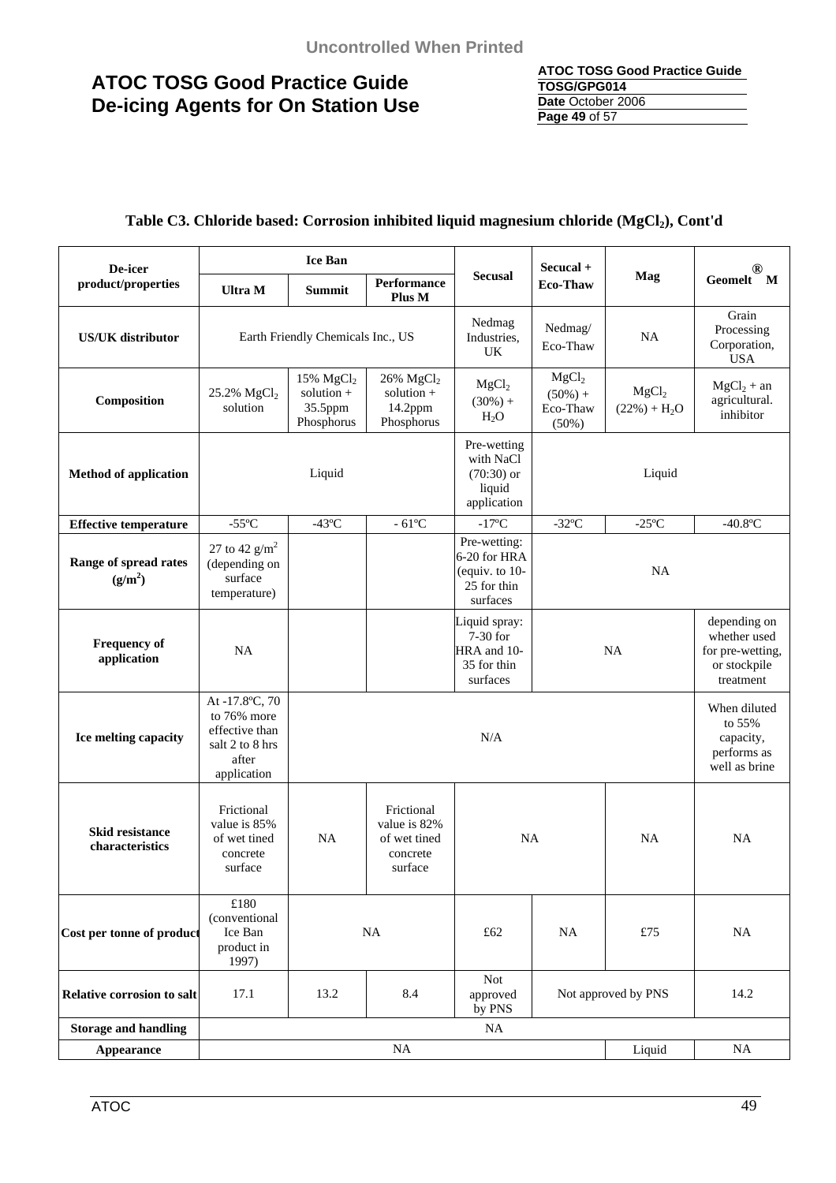**Table C3. Chloride based: Corrosion inhibited liquid magnesium chloride ($MgCl_2$), Cont'd**

| De-icer product/properties | Ice Ban | | | Secusal | Secucal + Eco-Thaw | Mag | Geomelt® M |
|---|---|---|---|---|---|---|---|
| | Ultra M | Summit | Performance Plus M | | | | |
| **US/UK distributor** | Earth Friendly Chemicals Inc., US | | | Nedmag Industries, UK | Nedmag/ Eco-Thaw | NA | Grain Processing Corporation, USA |
| **Composition** | 25.2% $MgCl_2$ solution | 15% $MgCl_2$ solution + 35.5ppm Phosphorus | 26% $MgCl_2$ solution + 14.2ppm Phosphorus | $MgCl_2$ (30%) + $H_2O$ | $MgCl_2$ (50%) + Eco-Thaw (50%) | $MgCl_2$ (22%) + $H_2O$ | $MgCl_2$ + an agricultural. inhibitor |
| **Method of application** | Liquid | | | Pre-wetting with NaCl (70:30) or liquid application | Liquid | | |
| **Effective temperature** | -55ºC | -43ºC | - 61ºC | -17ºC | -32ºC | -25ºC | -40.8ºC |
| **Range of spread rates ($g/m^2$)** | 27 to 42 $g/m^2$ (depending on surface temperature) | | | Pre-wetting: 6-20 for HRA (equiv. to 10-25 for thin surfaces | NA | | |
| **Frequency of application** | NA | | | Liquid spray: 7-30 for HRA and 10-35 for thin surfaces | NA | | depending on whether used for pre-wetting, or stockpile treatment |
| **Ice melting capacity** | At -17.8ºC, 70 to 76% more effective than salt 2 to 8 hrs after application | N/A | | | | | When diluted to 55% capacity, performs as well as brine |
| **Skid resistance characteristics** | Frictional value is 85% of wet tined concrete surface | NA | Frictional value is 82% of wet tined concrete surface | NA | | NA | NA |
| **Cost per tonne of product** | £180 (conventional Ice Ban product in 1997) | NA | | £62 | NA | £75 | NA |
| **Relative corrosion to salt** | 17.1 | 13.2 | 8.4 | Not approved by PNS | Not approved by PNS | | 14.2 |
| **Storage and handling** | NA | | | | | | |
| **Appearance** | NA | | | | | Liquid | NA |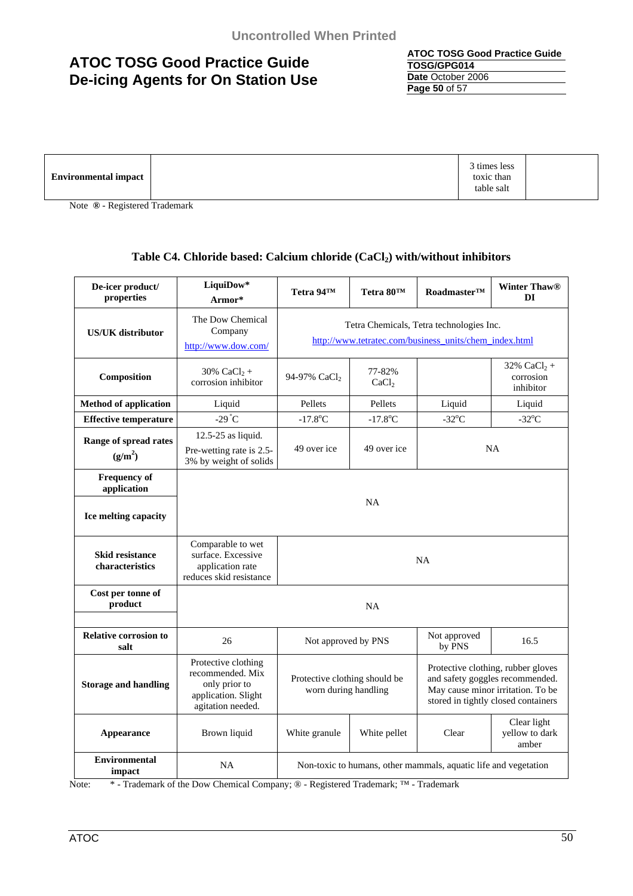| Environmental impact | | 3 times less toxic than table salt | |
|---|---|---|---|

Note ® - Registered Trademark

**Table C4. Chloride based: Calcium chloride ($CaCl_2$) with/without inhibitors**

| De-icer product/ properties | LiquiDow* Armor* | Tetra 94™ | Tetra 80™ | Roadmaster™ | Winter Thaw® DI |
|---|---|---|---|---|---|
| US/UK distributor | The Dow Chemical Company http://www.dow.com/ | Tetra Chemicals, Tetra technologies Inc. http://www.tetratec.com/business_units/chem_index.html | | | |
| Composition | 30% $CaCl_2$ + corrosion inhibitor | 94-97% $CaCl_2$ | 77-82% $CaCl_2$ | | 32% $CaCl_2$ + corrosion inhibitor |
| Method of application | Liquid | Pellets | Pellets | Liquid | Liquid |
| Effective temperature | -29 °C | -17.8°C | -17.8°C | -32°C | -32°C |
| Range of spread rates ($g/m^2$) | 12.5-25 as liquid. Pre-wetting rate is 2.5-3% by weight of solids | 49 over ice | 49 over ice | NA | |
| Frequency of application | NA | | | | |
| Ice melting capacity | | | | | |
| Skid resistance characteristics | Comparable to wet surface. Excessive application rate reduces skid resistance | NA | | | |
| Cost per tonne of product | NA | | | | |
| Relative corrosion to salt | 26 | Not approved by PNS | | Not approved by PNS | 16.5 |
| Storage and handling | Protective clothing recommended. Mix only prior to application. Slight agitation needed. | Protective clothing should be worn during handling | | Protective clothing, rubber gloves and safety goggles recommended. May cause minor irritation. To be stored in tightly closed containers | |
| Appearance | Brown liquid | White granule | White pellet | Clear | Clear light yellow to dark amber |
| Environmental impact | NA | Non-toxic to humans, other mammals, aquatic life and vegetation | | | |

Note: * - Trademark of the Dow Chemical Company; ® - Registered Trademark; ™ - Trademark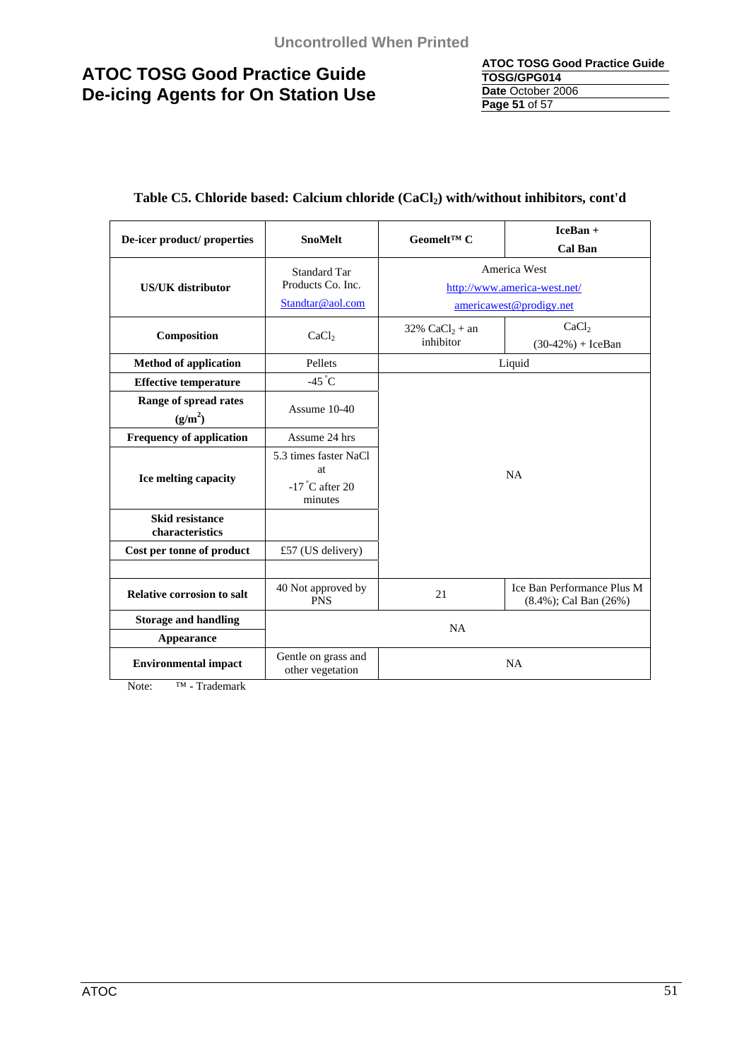### Table C5. Chloride based: Calcium chloride ($CaCl_2$) with/without inhibitors, cont'd

| De-icer product/ properties | SnoMelt | Geomelt™ C | IceBan + Cal Ban |
|---|---|---|---|
| US/UK distributor | Standard Tar Products Co. Inc. Standtar@aol.com | America West http://www.america-west.net/ americawest@prodigy.net | |
| Composition | $CaCl_2$ | 32% $CaCl_2$ + an inhibitor | $CaCl_2$ (30-42%) + IceBan |
| Method of application | Pellets | Liquid | |
| Effective temperature | -45 °C | NA | |
| Range of spread rates ($g/m^2$) | Assume 10-40 | | |
| Frequency of application | Assume 24 hrs | | |
| Ice melting capacity | 5.3 times faster NaCl at -17 °C after 20 minutes | | |
| Skid resistance characteristics | | | |
| Cost per tonne of product | £57 (US delivery) | | |
| | | | |
| Relative corrosion to salt | 40 Not approved by PNS | 21 | Ice Ban Performance Plus M (8.4%); Cal Ban (26%) |
| Storage and handling | NA | | |
| Appearance | | | |
| Environmental impact | Gentle on grass and other vegetation | NA | |

Note: ™ - Trademark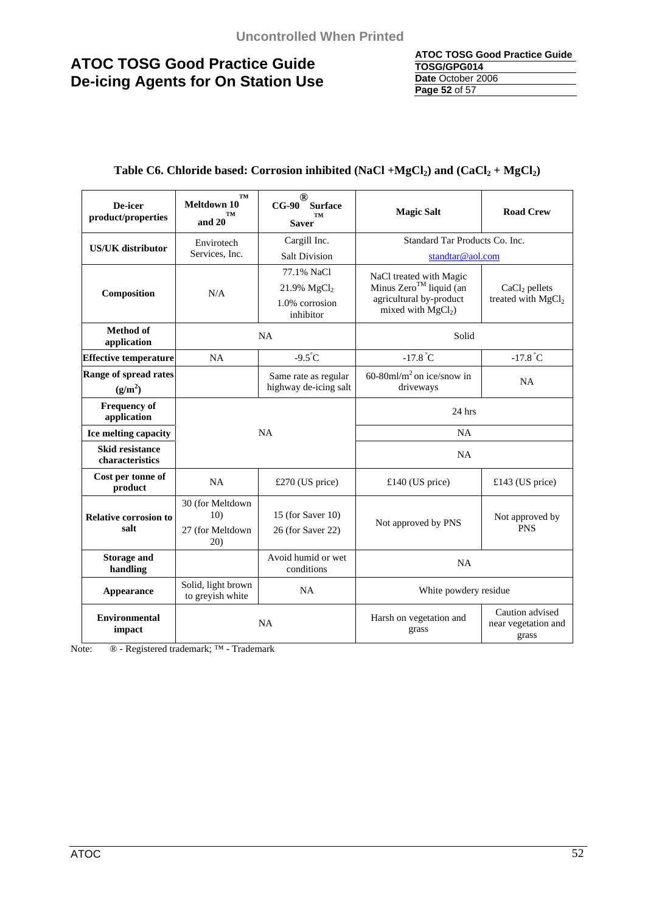### Table C6. Chloride based: Corrosion inhibited ($NaCl + MgCl_2$) and ($CaCl_2 + MgCl_2$)

| De-icer product/properties | Meltdown 10™ and 20™ | CG-90® Surface Saver™ | Magic Salt | Road Crew |
|---|---|---|---|---|
| **US/UK distributor** | Envirotech Services, Inc. | Cargill Inc. Salt Division | Standard Tar Products Co. Inc. standtar@aol.com | |
| **Composition** | N/A | 77.1% NaCl<br>21.9% $MgCl_2$<br>1.0% corrosion inhibitor | NaCl treated with Magic Minus Zero™ liquid (an agricultural by-product mixed with $MgCl_2$) | $CaCl_2$ pellets treated with $MgCl_2$ |
| **Method of application** | NA | | Solid | |
| **Effective temperature** | NA | -9.5°C | -17.8°C | -17.8°C |
| **Range of spread rates ($g/m^2$)** | | Same rate as regular highway de-icing salt | 60-80ml/$m^2$ on ice/snow in driveways | NA |
| **Frequency of application** | NA | | 24 hrs | |
| **Ice melting capacity** | | | NA | |
| **Skid resistance characteristics** | | | NA | |
| **Cost per tonne of product** | NA | £270 (US price) | £140 (US price) | £143 (US price) |
| **Relative corrosion to salt** | 30 (for Meltdown 10)<br>27 (for Meltdown 20) | 15 (for Saver 10)<br>26 (for Saver 22) | Not approved by PNS | Not approved by PNS |
| **Storage and handling** | | Avoid humid or wet conditions | NA | |
| **Appearance** | Solid, light brown to greyish white | NA | White powdery residue | |
| **Environmental impact** | NA | | Harsh on vegetation and grass | Caution advised near vegetation and grass |

Note: ® - Registered trademark; ™ - Trademark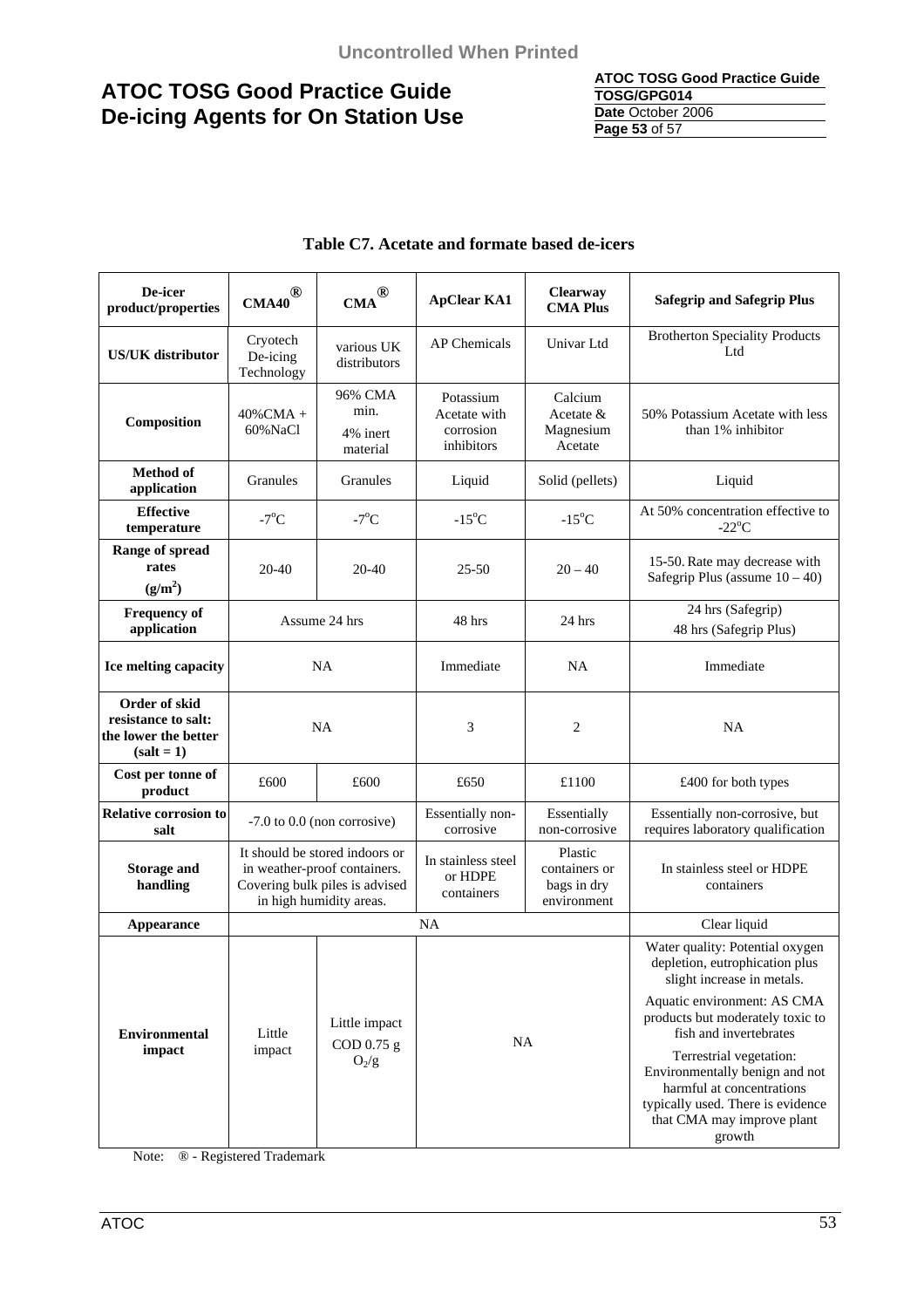**Table C7. Acetate and formate based de-icers**

| De-icer product/properties | CMA40® | CMA® | ApClear KA1 | Clearway CMA Plus | Safegrip and Safegrip Plus |
|---|---|---|---|---|---|
| **US/UK distributor** | Cryotech De-icing Technology | various UK distributors | AP Chemicals | Univar Ltd | Brotherton Speciality Products Ltd |
| **Composition** | 40%CMA + 60%NaCl | 96% CMA min. 4% inert material | Potassium Acetate with corrosion inhibitors | Calcium Acetate & Magnesium Acetate | 50% Potassium Acetate with less than 1% inhibitor |
| **Method of application** | Granules | Granules | Liquid | Solid (pellets) | Liquid |
| **Effective temperature** | -7°C | -7°C | -15°C | -15°C | At 50% concentration effective to -22°C |
| **Range of spread rates ($g/m^2$)** | 20-40 | 20-40 | 25-50 | 20 – 40 | 15-50. Rate may decrease with Safegrip Plus (assume 10 – 40) |
| **Frequency of application** | Assume 24 hrs | | 48 hrs | 24 hrs | 24 hrs (Safegrip) 48 hrs (Safegrip Plus) |
| **Ice melting capacity** | NA | | Immediate | NA | Immediate |
| **Order of skid resistance to salt: the lower the better (salt = 1)** | NA | | 3 | 2 | NA |
| **Cost per tonne of product** | £600 | £600 | £650 | £1100 | £400 for both types |
| **Relative corrosion to salt** | -7.0 to 0.0 (non corrosive) | | Essentially non-corrosive | Essentially non-corrosive | Essentially non-corrosive, but requires laboratory qualification |
| **Storage and handling** | It should be stored indoors or in weather-proof containers. Covering bulk piles is advised in high humidity areas. | | In stainless steel or HDPE containers | Plastic containers or bags in dry environment | In stainless steel or HDPE containers |
| **Appearance** | NA | | | | Clear liquid |
| **Environmental impact** | Little impact | Little impact COD 0.75 g $O_2$/g | NA | | Water quality: Potential oxygen depletion, eutrophication plus slight increase in metals. Aquatic environment: AS CMA products but moderately toxic to fish and invertebrates Terrestrial vegetation: Environmentally benign and not harmful at concentrations typically used. There is evidence that CMA may improve plant growth |

Note: ® - Registered Trademark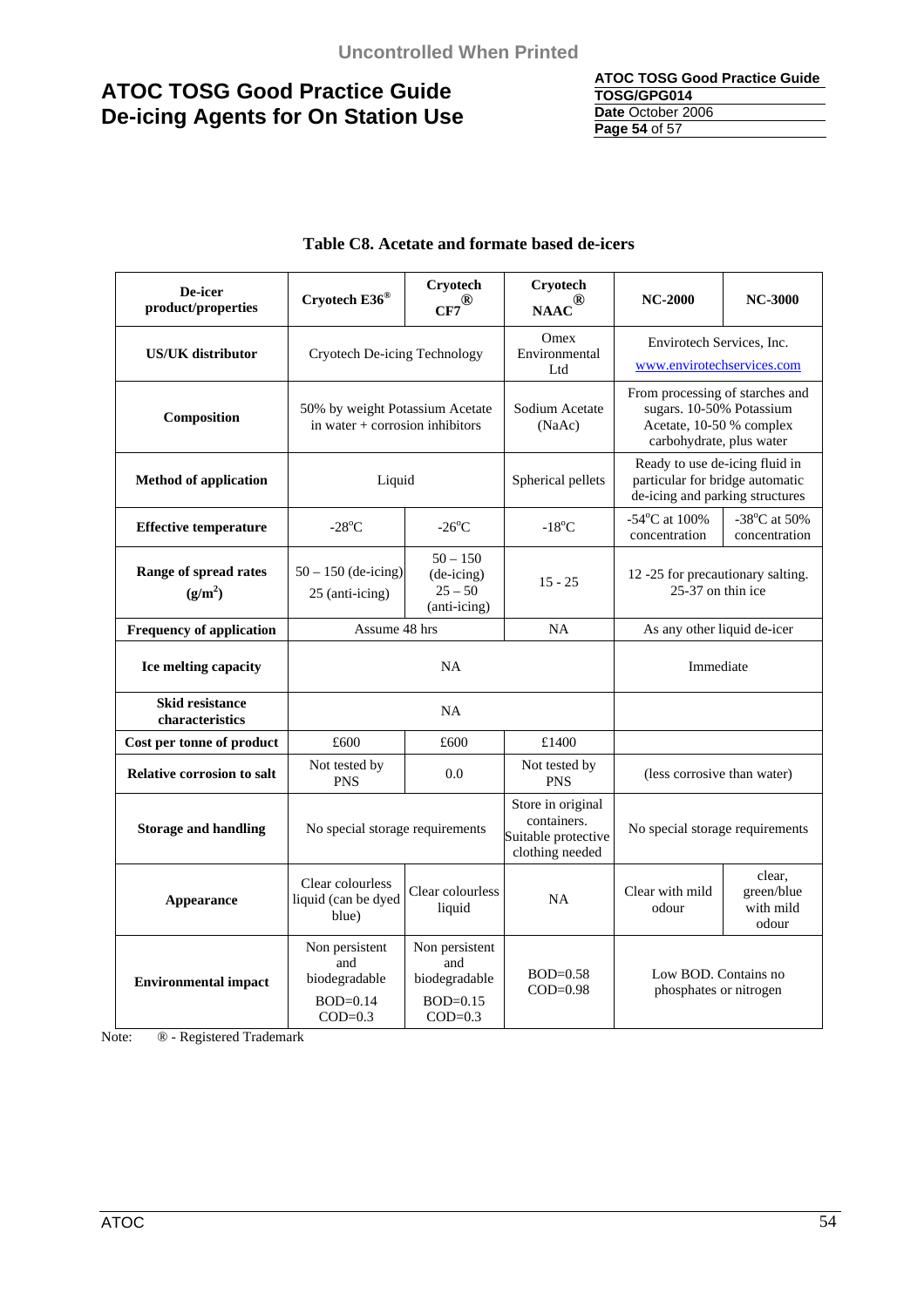**Table C8. Acetate and formate based de-icers**

| De-icer product/properties | Cryotech E36® | Cryotech CF7® | Cryotech NAAC® | NC-2000 | NC-3000 |
|---|---|---|---|---|---|
| **US/UK distributor** | Cryotech De-icing Technology | | Omex Environmental Ltd | Envirotech Services, Inc. www.envirotechservices.com | |
| **Composition** | 50% by weight Potassium Acetate in water + corrosion inhibitors | | Sodium Acetate (NaAc) | From processing of starches and sugars. 10-50% Potassium Acetate, 10-50 % complex carbohydrate, plus water | |
| **Method of application** | Liquid | | Spherical pellets | Ready to use de-icing fluid in particular for bridge automatic de-icing and parking structures | |
| **Effective temperature** | -28°C | -26°C | -18°C | -54°C at 100% concentration | -38°C at 50% concentration |
| **Range of spread rates ($g/m^2$)** | 50 – 150 (de-icing) 25 (anti-icing) | 50 – 150 (de-icing) 25 – 50 (anti-icing) | 15 - 25 | 12 -25 for precautionary salting. 25-37 on thin ice | |
| **Frequency of application** | Assume 48 hrs | | NA | As any other liquid de-icer | |
| **Ice melting capacity** | NA | | | Immediate | |
| **Skid resistance characteristics** | NA | | | | |
| **Cost per tonne of product** | £600 | £600 | £1400 | | |
| **Relative corrosion to salt** | Not tested by PNS | 0.0 | Not tested by PNS | (less corrosive than water) | |
| **Storage and handling** | No special storage requirements | | Store in original containers. Suitable protective clothing needed | No special storage requirements | |
| **Appearance** | Clear colourless liquid (can be dyed blue) | Clear colourless liquid | NA | Clear with mild odour | clear, green/blue with mild odour |
| **Environmental impact** | Non persistent and biodegradable BOD=0.14 COD=0.3 | Non persistent and biodegradable BOD=0.15 COD=0.3 | BOD=0.58 COD=0.98 | Low BOD. Contains no phosphates or nitrogen | |

Note: ® - Registered Trademark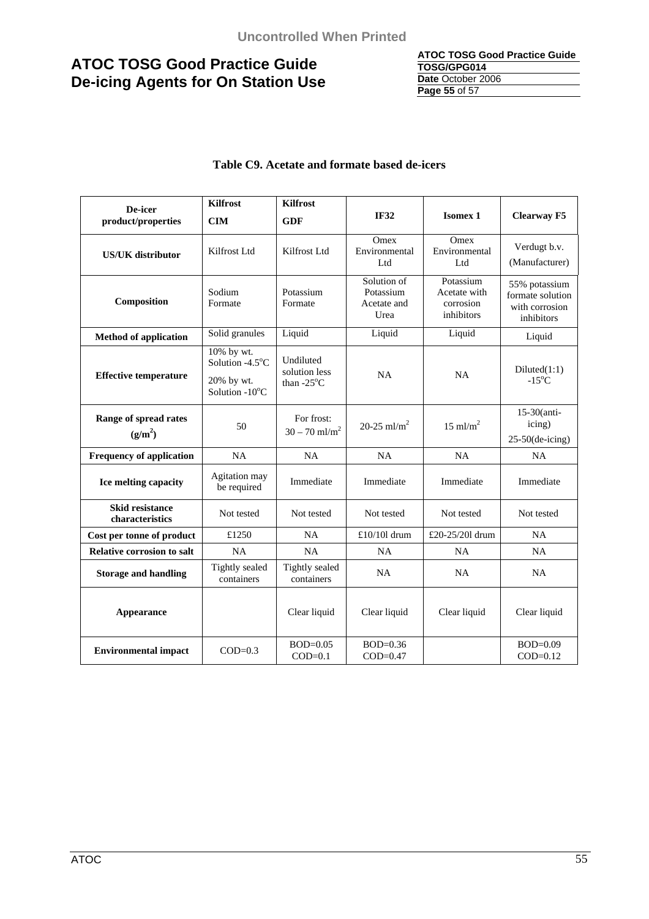**Table C9. Acetate and formate based de-icers**

| De-icer product/properties | Kilfrost CIM | Kilfrost GDF | IF32 | Isomex 1 | Clearway F5 |
|---|---|---|---|---|---|
| **US/UK distributor** | Kilfrost Ltd | Kilfrost Ltd | Omex Environmental Ltd | Omex Environmental Ltd | Verdugt b.v. (Manufacturer) |
| **Composition** | Sodium Formate | Potassium Formate | Solution of Potassium Acetate and Urea | Potassium Acetate with corrosion inhibitors | 55% potassium formate solution with corrosion inhibitors |
| **Method of application** | Solid granules | Liquid | Liquid | Liquid | Liquid |
| **Effective temperature** | 10% by wt. Solution -4.5°C<br>20% by wt. Solution -10°C | Undiluted solution less than -25°C | NA | NA | Diluted(1:1) -15°C |
| **Range of spread rates ($g/m^2$)** | 50 | For frost: 30 – 70 $ml/m^2$ | 20-25 $ml/m^2$ | 15 $ml/m^2$ | 15-30(anti-icing)<br>25-50(de-icing) |
| **Frequency of application** | NA | NA | NA | NA | NA |
| **Ice melting capacity** | Agitation may be required | Immediate | Immediate | Immediate | Immediate |
| **Skid resistance characteristics** | Not tested | Not tested | Not tested | Not tested | Not tested |
| **Cost per tonne of product** | £1250 | NA | £10/10l drum | £20-25/20l drum | NA |
| **Relative corrosion to salt** | NA | NA | NA | NA | NA |
| **Storage and handling** | Tightly sealed containers | Tightly sealed containers | NA | NA | NA |
| **Appearance** | | Clear liquid | Clear liquid | Clear liquid | Clear liquid |
| **Environmental impact** | COD=0.3 | BOD=0.05<br>COD=0.1 | BOD=0.36<br>COD=0.47 | | BOD=0.09<br>COD=0.12 |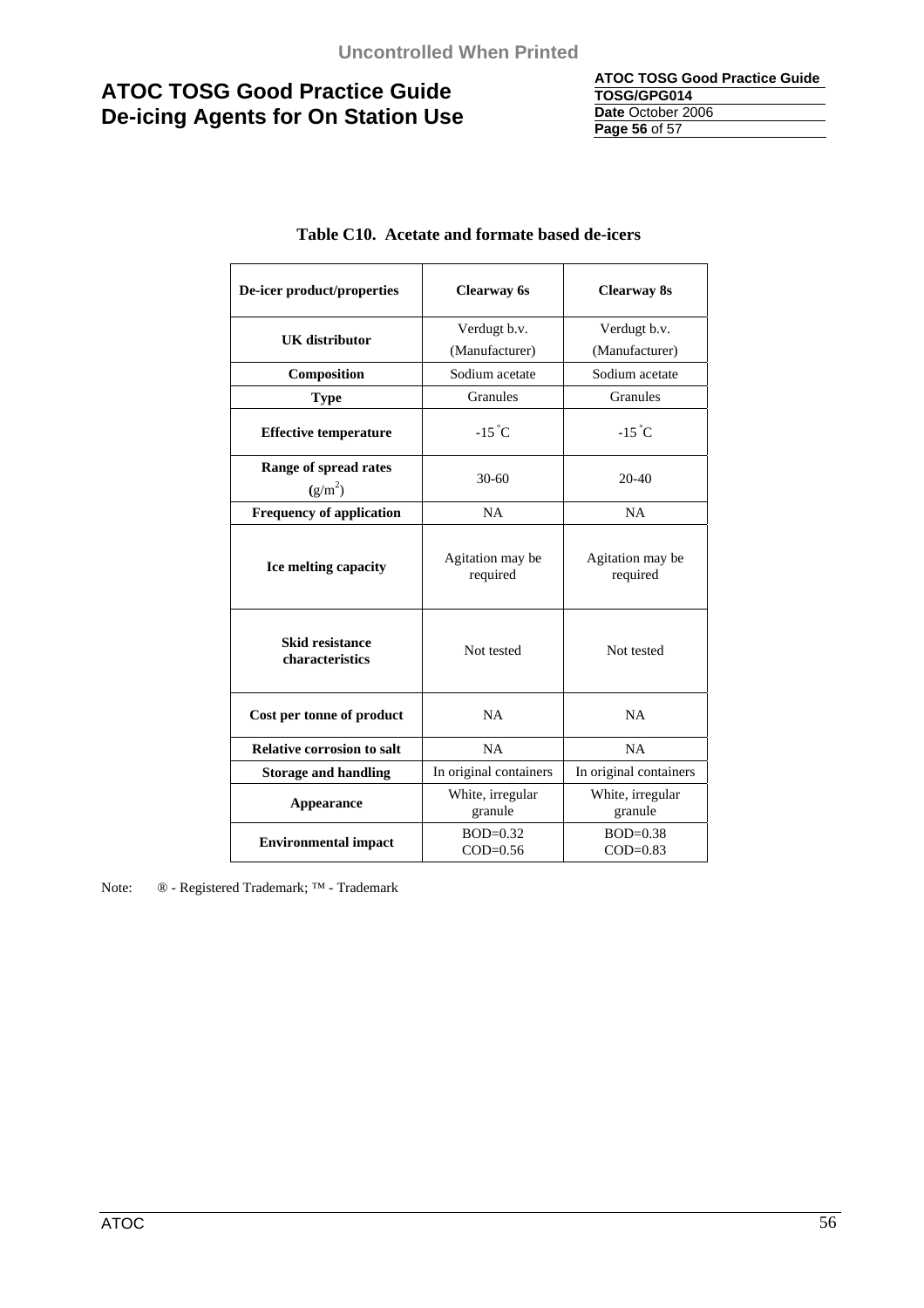**Table C10. Acetate and formate based de-icers**

| De-icer product/properties | Clearway 6s | Clearway 8s |
|---|---|---|
| **UK distributor** | Verdugt b.v. (Manufacturer) | Verdugt b.v. (Manufacturer) |
| **Composition** | Sodium acetate | Sodium acetate |
| **Type** | Granules | Granules |
| **Effective temperature** | -15 °C | -15 °C |
| **Range of spread rates** ($g/m^2$) | 30-60 | 20-40 |
| **Frequency of application** | NA | NA |
| **Ice melting capacity** | Agitation may be required | Agitation may be required |
| **Skid resistance characteristics** | Not tested | Not tested |
| **Cost per tonne of product** | NA | NA |
| **Relative corrosion to salt** | NA | NA |
| **Storage and handling** | In original containers | In original containers |
| **Appearance** | White, irregular granule | White, irregular granule |
| **Environmental impact** | BOD=0.32 COD=0.56 | BOD=0.38 COD=0.83 |

Note: ® - Registered Trademark; ™ - Trademark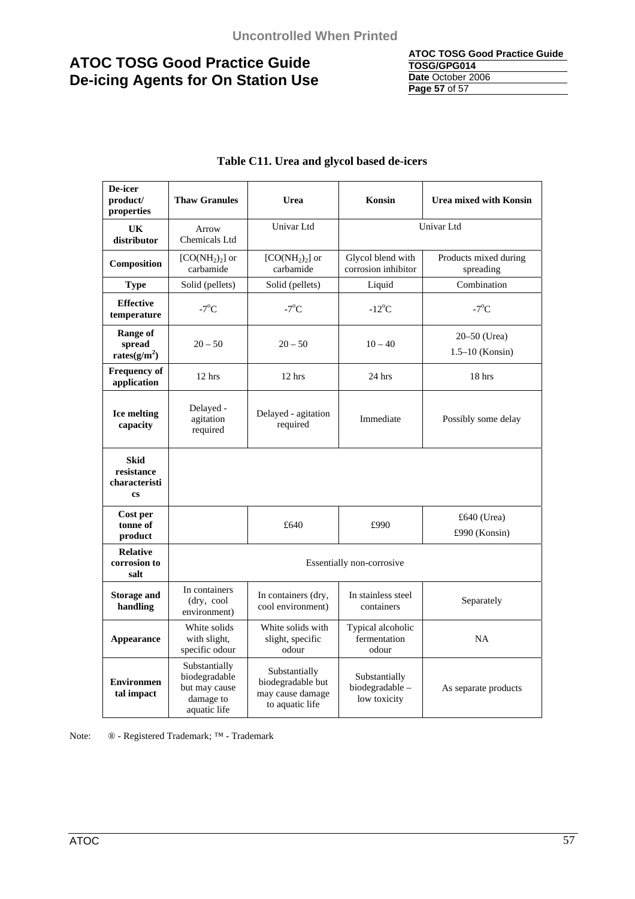### Table C11. Urea and glycol based de-icers

| De-icer product/ properties | Thaw Granules | Urea | Konsin | Urea mixed with Konsin |
|---|---|---|---|---|
| UK distributor | Arrow Chemicals Ltd | Univar Ltd | Univar Ltd | |
| Composition | $[CO(NH_2)_2]$ or carbamide | $[CO(NH_2)_2]$ or carbamide | Glycol blend with corrosion inhibitor | Products mixed during spreading |
| Type | Solid (pellets) | Solid (pellets) | Liquid | Combination |
| Effective temperature | $-7^oC$ | $-7^oC$ | $-12^oC$ | $-7^oC$ |
| Range of spread rates($g/m^2$) | 20 – 50 | 20 – 50 | 10 – 40 | 20–50 (Urea) 1.5–10 (Konsin) |
| Frequency of application | 12 hrs | 12 hrs | 24 hrs | 18 hrs |
| Ice melting capacity | Delayed - agitation required | Delayed - agitation required | Immediate | Possibly some delay |
| Skid resistance characteristics | | | | |
| Cost per tonne of product | | £640 | £990 | £640 (Urea) £990 (Konsin) |
| Relative corrosion to salt | Essentially non-corrosive | | | |
| Storage and handling | In containers (dry, cool environment) | In containers (dry, cool environment) | In stainless steel containers | Separately |
| Appearance | White solids with slight, specific odour | White solids with slight, specific odour | Typical alcoholic fermentation odour | NA |
| Environmental impact | Substantially biodegradable but may cause damage to aquatic life | Substantially biodegradable but may cause damage to aquatic life | Substantially biodegradable – low toxicity | As separate products |

Note: ® - Registered Trademark; ™ - Trademark